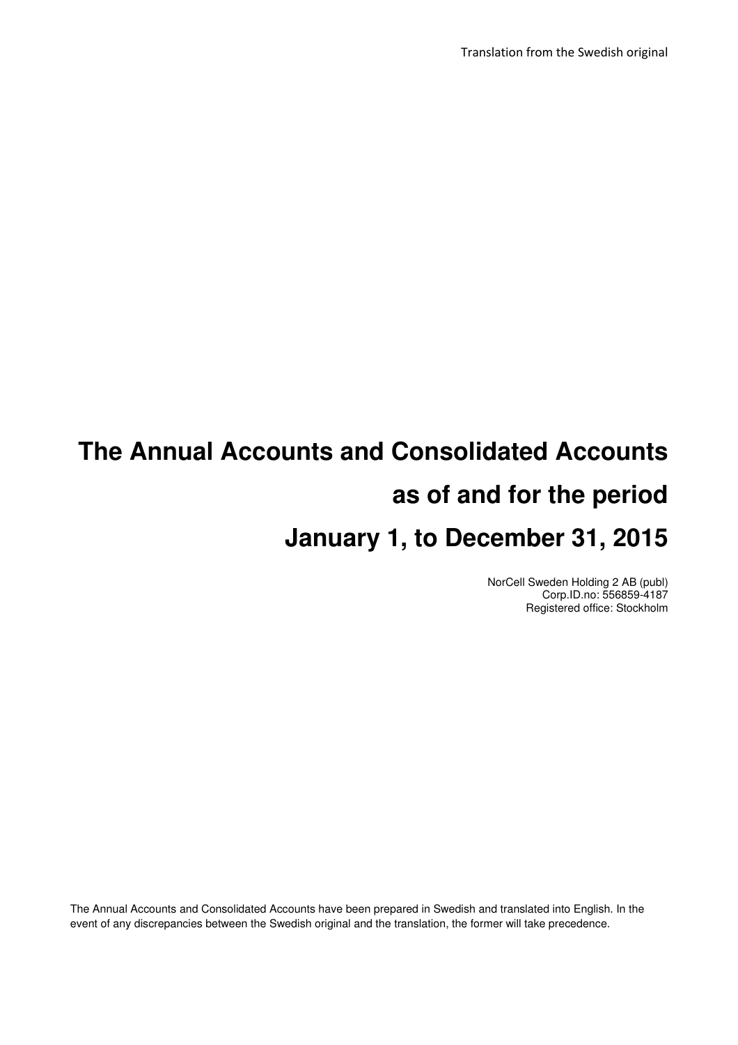Translation from the Swedish original

# The Annual Accounts and Consolidated Accounts as of and for the period January 1, to December 31, 2015

NorCell Sweden Holding 2 AB (publ)
Corp.ID.no: 556859-4187
Registered office: Stockholm

The Annual Accounts and Consolidated Accounts have been prepared in Swedish and translated into English. In the event of any discrepancies between the Swedish original and the translation, the former will take precedence.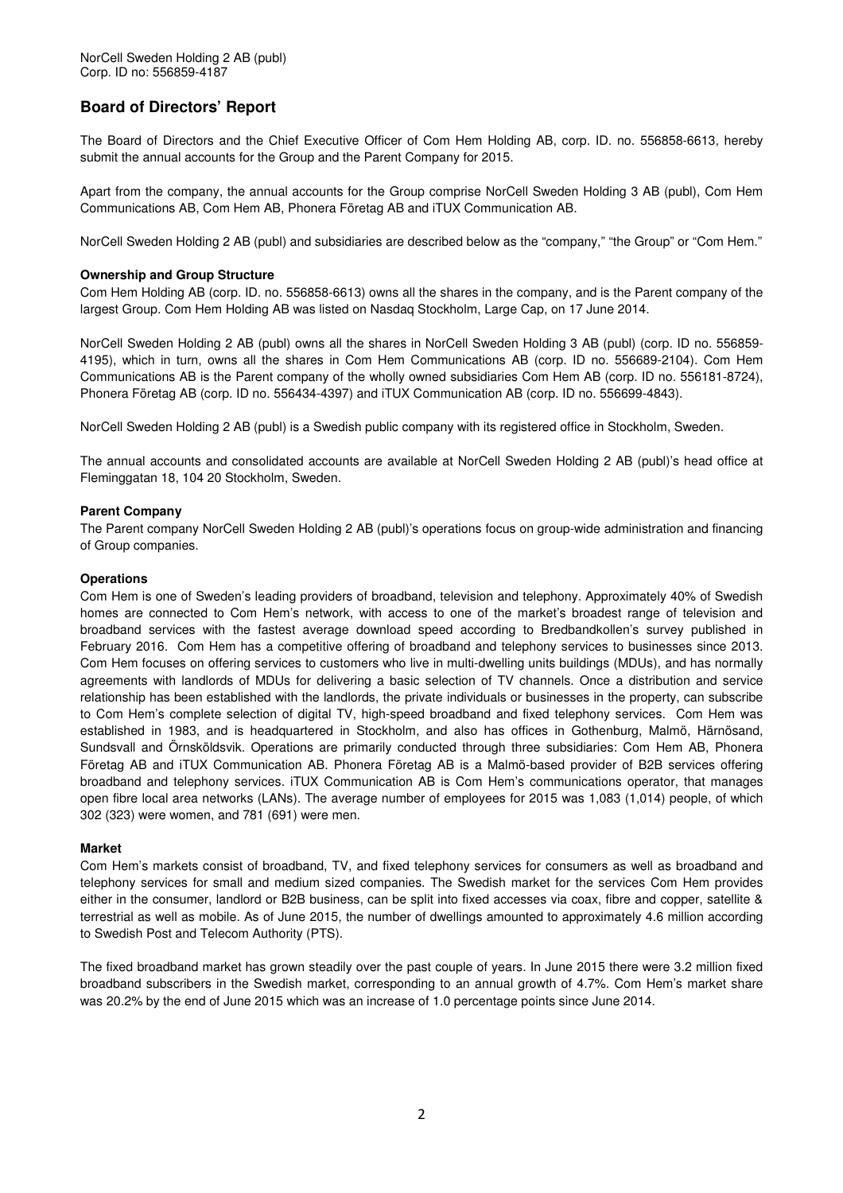NorCell Sweden Holding 2 AB (publ)
Corp. ID no: 556859-4187

# Board of Directors' Report

The Board of Directors and the Chief Executive Officer of Com Hem Holding AB, corp. ID. no. 556858-6613, hereby submit the annual accounts for the Group and the Parent Company for 2015.

Apart from the company, the annual accounts for the Group comprise NorCell Sweden Holding 3 AB (publ), Com Hem Communications AB, Com Hem AB, Phonera Företag AB and iTUX Communication AB.

NorCell Sweden Holding 2 AB (publ) and subsidiaries are described below as the "company," "the Group" or "Com Hem."

**Ownership and Group Structure**

Com Hem Holding AB (corp. ID. no. 556858-6613) owns all the shares in the company, and is the Parent company of the largest Group. Com Hem Holding AB was listed on Nasdaq Stockholm, Large Cap, on 17 June 2014.

NorCell Sweden Holding 2 AB (publ) owns all the shares in NorCell Sweden Holding 3 AB (publ) (corp. ID no. 556859-4195), which in turn, owns all the shares in Com Hem Communications AB (corp. ID no. 556689-2104). Com Hem Communications AB is the Parent company of the wholly owned subsidiaries Com Hem AB (corp. ID no. 556181-8724), Phonera Företag AB (corp. ID no. 556434-4397) and iTUX Communication AB (corp. ID no. 556699-4843).

NorCell Sweden Holding 2 AB (publ) is a Swedish public company with its registered office in Stockholm, Sweden.

The annual accounts and consolidated accounts are available at NorCell Sweden Holding 2 AB (publ)'s head office at Fleminggatan 18, 104 20 Stockholm, Sweden.

**Parent Company**

The Parent company NorCell Sweden Holding 2 AB (publ)'s operations focus on group-wide administration and financing of Group companies.

**Operations**

Com Hem is one of Sweden's leading providers of broadband, television and telephony. Approximately 40% of Swedish homes are connected to Com Hem's network, with access to one of the market's broadest range of television and broadband services with the fastest average download speed according to Bredbandkollen's survey published in February 2016. Com Hem has a competitive offering of broadband and telephony services to businesses since 2013. Com Hem focuses on offering services to customers who live in multi-dwelling units buildings (MDUs), and has normally agreements with landlords of MDUs for delivering a basic selection of TV channels. Once a distribution and service relationship has been established with the landlords, the private individuals or businesses in the property, can subscribe to Com Hem's complete selection of digital TV, high-speed broadband and fixed telephony services. Com Hem was established in 1983, and is headquartered in Stockholm, and also has offices in Gothenburg, Malmö, Härnösand, Sundsvall and Örnsköldsvik. Operations are primarily conducted through three subsidiaries: Com Hem AB, Phonera Företag AB and iTUX Communication AB. Phonera Företag AB is a Malmö-based provider of B2B services offering broadband and telephony services. iTUX Communication AB is Com Hem's communications operator, that manages open fibre local area networks (LANs). The average number of employees for 2015 was 1,083 (1,014) people, of which 302 (323) were women, and 781 (691) were men.

**Market**

Com Hem's markets consist of broadband, TV, and fixed telephony services for consumers as well as broadband and telephony services for small and medium sized companies. The Swedish market for the services Com Hem provides either in the consumer, landlord or B2B business, can be split into fixed accesses via coax, fibre and copper, satellite & terrestrial as well as mobile. As of June 2015, the number of dwellings amounted to approximately 4.6 million according to Swedish Post and Telecom Authority (PTS).

The fixed broadband market has grown steadily over the past couple of years. In June 2015 there were 3.2 million fixed broadband subscribers in the Swedish market, corresponding to an annual growth of 4.7%. Com Hem's market share was 20.2% by the end of June 2015 which was an increase of 1.0 percentage points since June 2014.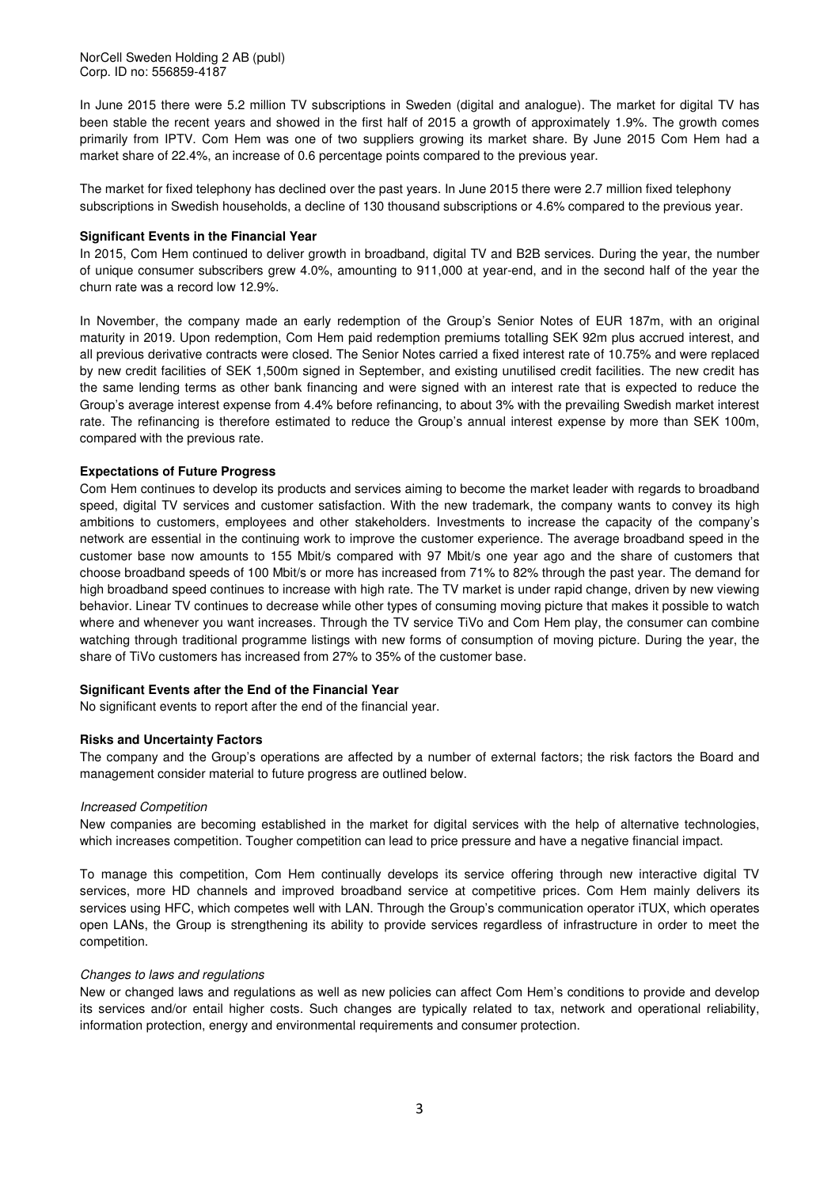In June 2015 there were 5.2 million TV subscriptions in Sweden (digital and analogue). The market for digital TV has been stable the recent years and showed in the first half of 2015 a growth of approximately 1.9%. The growth comes primarily from IPTV. Com Hem was one of two suppliers growing its market share. By June 2015 Com Hem had a market share of 22.4%, an increase of 0.6 percentage points compared to the previous year.

The market for fixed telephony has declined over the past years. In June 2015 there were 2.7 million fixed telephony subscriptions in Swedish households, a decline of 130 thousand subscriptions or 4.6% compared to the previous year.

**Significant Events in the Financial Year**

In 2015, Com Hem continued to deliver growth in broadband, digital TV and B2B services. During the year, the number of unique consumer subscribers grew 4.0%, amounting to 911,000 at year-end, and in the second half of the year the churn rate was a record low 12.9%.

In November, the company made an early redemption of the Group's Senior Notes of EUR 187m, with an original maturity in 2019. Upon redemption, Com Hem paid redemption premiums totalling SEK 92m plus accrued interest, and all previous derivative contracts were closed. The Senior Notes carried a fixed interest rate of 10.75% and were replaced by new credit facilities of SEK 1,500m signed in September, and existing unutilised credit facilities. The new credit has the same lending terms as other bank financing and were signed with an interest rate that is expected to reduce the Group's average interest expense from 4.4% before refinancing, to about 3% with the prevailing Swedish market interest rate. The refinancing is therefore estimated to reduce the Group's annual interest expense by more than SEK 100m, compared with the previous rate.

**Expectations of Future Progress**

Com Hem continues to develop its products and services aiming to become the market leader with regards to broadband speed, digital TV services and customer satisfaction. With the new trademark, the company wants to convey its high ambitions to customers, employees and other stakeholders. Investments to increase the capacity of the company's network are essential in the continuing work to improve the customer experience. The average broadband speed in the customer base now amounts to 155 Mbit/s compared with 97 Mbit/s one year ago and the share of customers that choose broadband speeds of 100 Mbit/s or more has increased from 71% to 82% through the past year. The demand for high broadband speed continues to increase with high rate. The TV market is under rapid change, driven by new viewing behavior. Linear TV continues to decrease while other types of consuming moving picture that makes it possible to watch where and whenever you want increases. Through the TV service TiVo and Com Hem play, the consumer can combine watching through traditional programme listings with new forms of consumption of moving picture. During the year, the share of TiVo customers has increased from 27% to 35% of the customer base.

**Significant Events after the End of the Financial Year**

No significant events to report after the end of the financial year.

**Risks and Uncertainty Factors**

The company and the Group's operations are affected by a number of external factors; the risk factors the Board and management consider material to future progress are outlined below.

*Increased Competition*

New companies are becoming established in the market for digital services with the help of alternative technologies, which increases competition. Tougher competition can lead to price pressure and have a negative financial impact.

To manage this competition, Com Hem continually develops its service offering through new interactive digital TV services, more HD channels and improved broadband service at competitive prices. Com Hem mainly delivers its services using HFC, which competes well with LAN. Through the Group's communication operator iTUX, which operates open LANs, the Group is strengthening its ability to provide services regardless of infrastructure in order to meet the competition.

*Changes to laws and regulations*

New or changed laws and regulations as well as new policies can affect Com Hem's conditions to provide and develop its services and/or entail higher costs. Such changes are typically related to tax, network and operational reliability, information protection, energy and environmental requirements and consumer protection.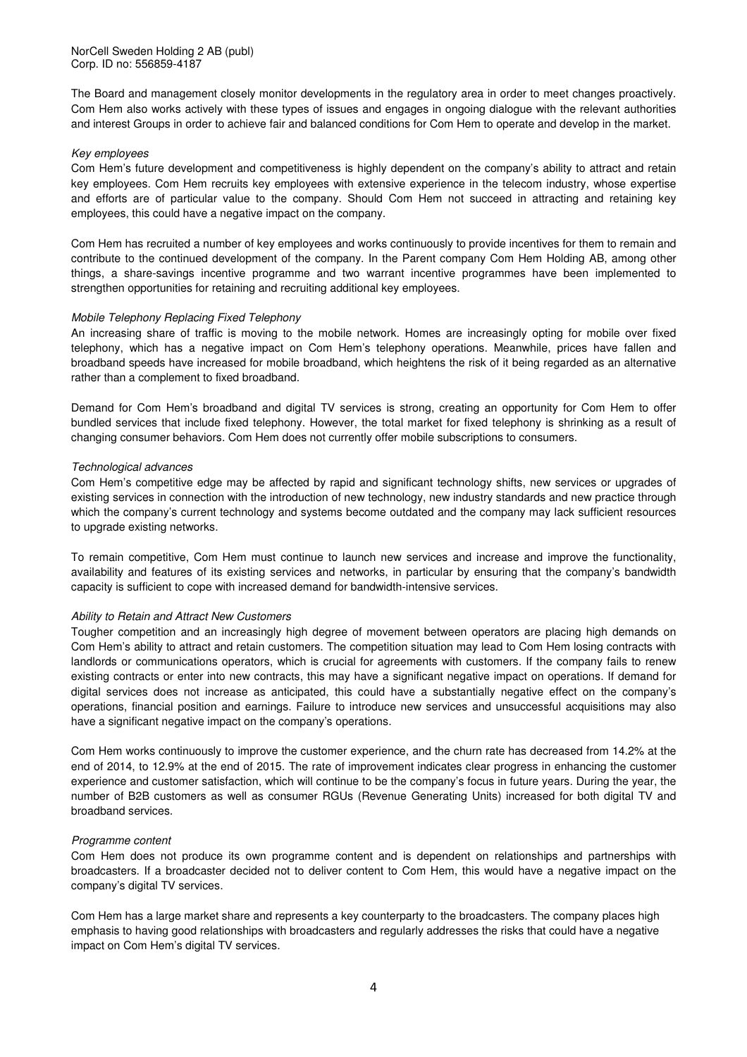The Board and management closely monitor developments in the regulatory area in order to meet changes proactively. Com Hem also works actively with these types of issues and engages in ongoing dialogue with the relevant authorities and interest Groups in order to achieve fair and balanced conditions for Com Hem to operate and develop in the market.

*Key employees*

Com Hem's future development and competitiveness is highly dependent on the company's ability to attract and retain key employees. Com Hem recruits key employees with extensive experience in the telecom industry, whose expertise and efforts are of particular value to the company. Should Com Hem not succeed in attracting and retaining key employees, this could have a negative impact on the company.

Com Hem has recruited a number of key employees and works continuously to provide incentives for them to remain and contribute to the continued development of the company. In the Parent company Com Hem Holding AB, among other things, a share-savings incentive programme and two warrant incentive programmes have been implemented to strengthen opportunities for retaining and recruiting additional key employees.

*Mobile Telephony Replacing Fixed Telephony*

An increasing share of traffic is moving to the mobile network. Homes are increasingly opting for mobile over fixed telephony, which has a negative impact on Com Hem's telephony operations. Meanwhile, prices have fallen and broadband speeds have increased for mobile broadband, which heightens the risk of it being regarded as an alternative rather than a complement to fixed broadband.

Demand for Com Hem's broadband and digital TV services is strong, creating an opportunity for Com Hem to offer bundled services that include fixed telephony. However, the total market for fixed telephony is shrinking as a result of changing consumer behaviors. Com Hem does not currently offer mobile subscriptions to consumers.

*Technological advances*

Com Hem's competitive edge may be affected by rapid and significant technology shifts, new services or upgrades of existing services in connection with the introduction of new technology, new industry standards and new practice through which the company's current technology and systems become outdated and the company may lack sufficient resources to upgrade existing networks.

To remain competitive, Com Hem must continue to launch new services and increase and improve the functionality, availability and features of its existing services and networks, in particular by ensuring that the company's bandwidth capacity is sufficient to cope with increased demand for bandwidth-intensive services.

*Ability to Retain and Attract New Customers*

Tougher competition and an increasingly high degree of movement between operators are placing high demands on Com Hem's ability to attract and retain customers. The competition situation may lead to Com Hem losing contracts with landlords or communications operators, which is crucial for agreements with customers. If the company fails to renew existing contracts or enter into new contracts, this may have a significant negative impact on operations. If demand for digital services does not increase as anticipated, this could have a substantially negative effect on the company's operations, financial position and earnings. Failure to introduce new services and unsuccessful acquisitions may also have a significant negative impact on the company's operations.

Com Hem works continuously to improve the customer experience, and the churn rate has decreased from 14.2% at the end of 2014, to 12.9% at the end of 2015. The rate of improvement indicates clear progress in enhancing the customer experience and customer satisfaction, which will continue to be the company's focus in future years. During the year, the number of B2B customers as well as consumer RGUs (Revenue Generating Units) increased for both digital TV and broadband services.

*Programme content*

Com Hem does not produce its own programme content and is dependent on relationships and partnerships with broadcasters. If a broadcaster decided not to deliver content to Com Hem, this would have a negative impact on the company's digital TV services.

Com Hem has a large market share and represents a key counterparty to the broadcasters. The company places high emphasis to having good relationships with broadcasters and regularly addresses the risks that could have a negative impact on Com Hem's digital TV services.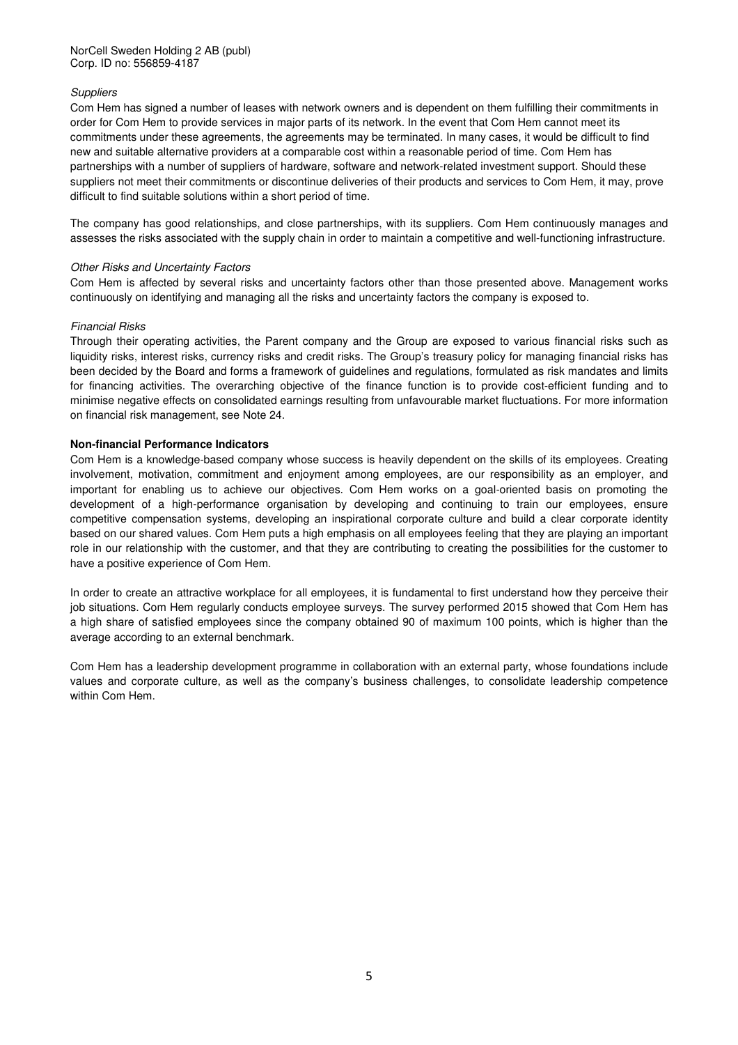*Suppliers*

Com Hem has signed a number of leases with network owners and is dependent on them fulfilling their commitments in order for Com Hem to provide services in major parts of its network. In the event that Com Hem cannot meet its commitments under these agreements, the agreements may be terminated. In many cases, it would be difficult to find new and suitable alternative providers at a comparable cost within a reasonable period of time. Com Hem has partnerships with a number of suppliers of hardware, software and network-related investment support. Should these suppliers not meet their commitments or discontinue deliveries of their products and services to Com Hem, it may, prove difficult to find suitable solutions within a short period of time.

The company has good relationships, and close partnerships, with its suppliers. Com Hem continuously manages and assesses the risks associated with the supply chain in order to maintain a competitive and well-functioning infrastructure.

*Other Risks and Uncertainty Factors*

Com Hem is affected by several risks and uncertainty factors other than those presented above. Management works continuously on identifying and managing all the risks and uncertainty factors the company is exposed to.

*Financial Risks*

Through their operating activities, the Parent company and the Group are exposed to various financial risks such as liquidity risks, interest risks, currency risks and credit risks. The Group's treasury policy for managing financial risks has been decided by the Board and forms a framework of guidelines and regulations, formulated as risk mandates and limits for financing activities. The overarching objective of the finance function is to provide cost-efficient funding and to minimise negative effects on consolidated earnings resulting from unfavourable market fluctuations. For more information on financial risk management, see Note 24.

**Non-financial Performance Indicators**

Com Hem is a knowledge-based company whose success is heavily dependent on the skills of its employees. Creating involvement, motivation, commitment and enjoyment among employees, are our responsibility as an employer, and important for enabling us to achieve our objectives. Com Hem works on a goal-oriented basis on promoting the development of a high-performance organisation by developing and continuing to train our employees, ensure competitive compensation systems, developing an inspirational corporate culture and build a clear corporate identity based on our shared values. Com Hem puts a high emphasis on all employees feeling that they are playing an important role in our relationship with the customer, and that they are contributing to creating the possibilities for the customer to have a positive experience of Com Hem.

In order to create an attractive workplace for all employees, it is fundamental to first understand how they perceive their job situations. Com Hem regularly conducts employee surveys. The survey performed 2015 showed that Com Hem has a high share of satisfied employees since the company obtained 90 of maximum 100 points, which is higher than the average according to an external benchmark.

Com Hem has a leadership development programme in collaboration with an external party, whose foundations include values and corporate culture, as well as the company's business challenges, to consolidate leadership competence within Com Hem.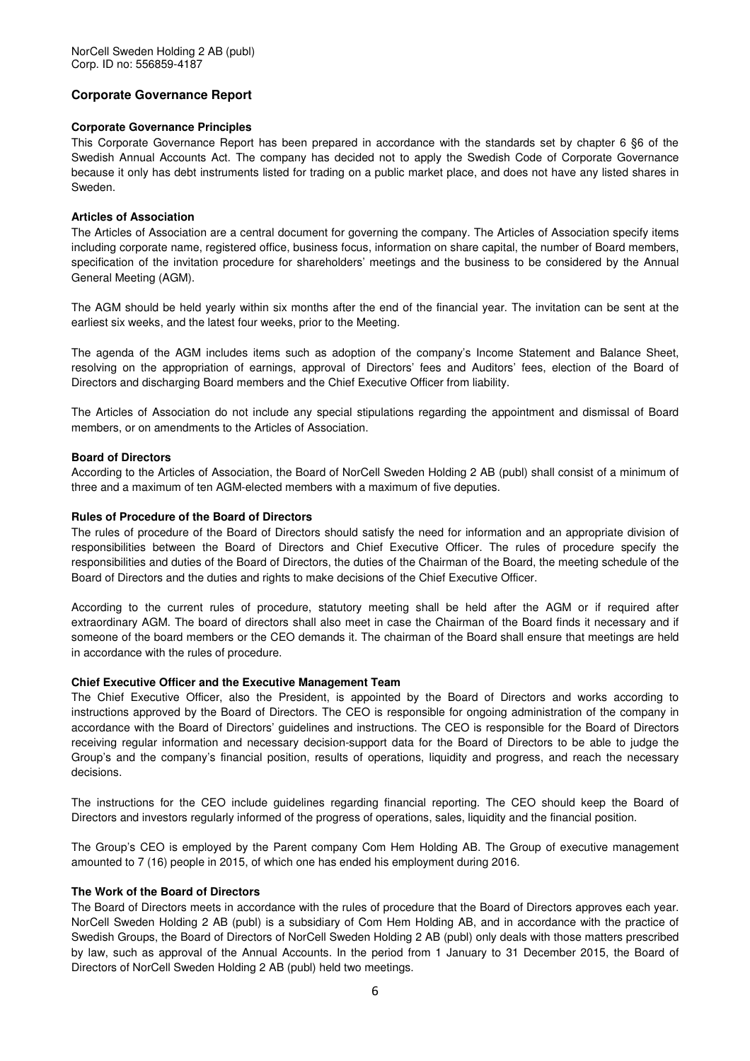NorCell Sweden Holding 2 AB (publ)
Corp. ID no: 556859-4187

## Corporate Governance Report

### Corporate Governance Principles

This Corporate Governance Report has been prepared in accordance with the standards set by chapter 6 §6 of the Swedish Annual Accounts Act. The company has decided not to apply the Swedish Code of Corporate Governance because it only has debt instruments listed for trading on a public market place, and does not have any listed shares in Sweden.

### Articles of Association

The Articles of Association are a central document for governing the company. The Articles of Association specify items including corporate name, registered office, business focus, information on share capital, the number of Board members, specification of the invitation procedure for shareholders' meetings and the business to be considered by the Annual General Meeting (AGM).

The AGM should be held yearly within six months after the end of the financial year. The invitation can be sent at the earliest six weeks, and the latest four weeks, prior to the Meeting.

The agenda of the AGM includes items such as adoption of the company's Income Statement and Balance Sheet, resolving on the appropriation of earnings, approval of Directors' fees and Auditors' fees, election of the Board of Directors and discharging Board members and the Chief Executive Officer from liability.

The Articles of Association do not include any special stipulations regarding the appointment and dismissal of Board members, or on amendments to the Articles of Association.

### Board of Directors

According to the Articles of Association, the Board of NorCell Sweden Holding 2 AB (publ) shall consist of a minimum of three and a maximum of ten AGM-elected members with a maximum of five deputies.

### Rules of Procedure of the Board of Directors

The rules of procedure of the Board of Directors should satisfy the need for information and an appropriate division of responsibilities between the Board of Directors and Chief Executive Officer. The rules of procedure specify the responsibilities and duties of the Board of Directors, the duties of the Chairman of the Board, the meeting schedule of the Board of Directors and the duties and rights to make decisions of the Chief Executive Officer.

According to the current rules of procedure, statutory meeting shall be held after the AGM or if required after extraordinary AGM. The board of directors shall also meet in case the Chairman of the Board finds it necessary and if someone of the board members or the CEO demands it. The chairman of the Board shall ensure that meetings are held in accordance with the rules of procedure.

### Chief Executive Officer and the Executive Management Team

The Chief Executive Officer, also the President, is appointed by the Board of Directors and works according to instructions approved by the Board of Directors. The CEO is responsible for ongoing administration of the company in accordance with the Board of Directors' guidelines and instructions. The CEO is responsible for the Board of Directors receiving regular information and necessary decision-support data for the Board of Directors to be able to judge the Group's and the company's financial position, results of operations, liquidity and progress, and reach the necessary decisions.

The instructions for the CEO include guidelines regarding financial reporting. The CEO should keep the Board of Directors and investors regularly informed of the progress of operations, sales, liquidity and the financial position.

The Group's CEO is employed by the Parent company Com Hem Holding AB. The Group of executive management amounted to 7 (16) people in 2015, of which one has ended his employment during 2016.

### The Work of the Board of Directors

The Board of Directors meets in accordance with the rules of procedure that the Board of Directors approves each year. NorCell Sweden Holding 2 AB (publ) is a subsidiary of Com Hem Holding AB, and in accordance with the practice of Swedish Groups, the Board of Directors of NorCell Sweden Holding 2 AB (publ) only deals with those matters prescribed by law, such as approval of the Annual Accounts. In the period from 1 January to 31 December 2015, the Board of Directors of NorCell Sweden Holding 2 AB (publ) held two meetings.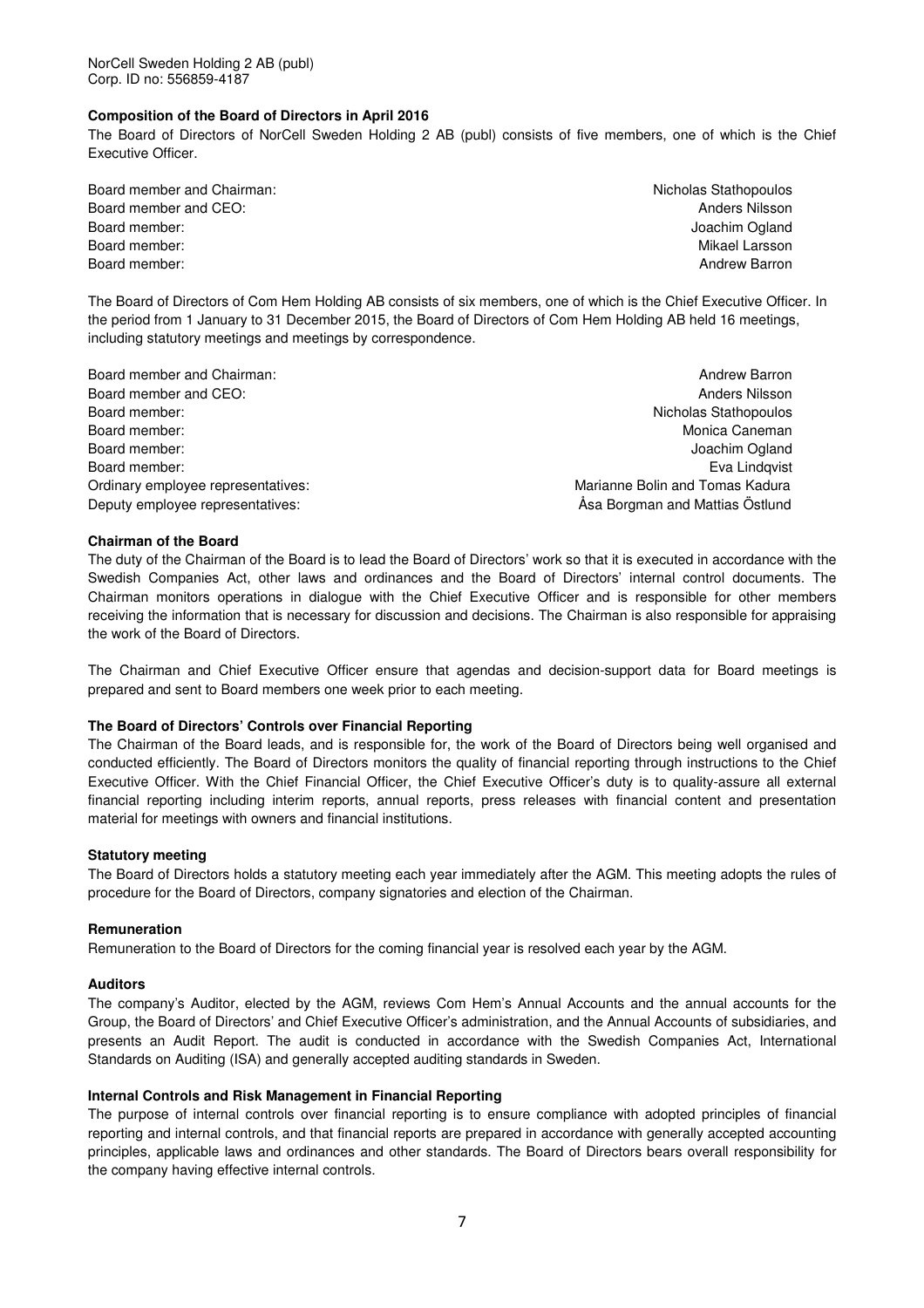NorCell Sweden Holding 2 AB (publ)
Corp. ID no: 556859-4187

**Composition of the Board of Directors in April 2016**

The Board of Directors of NorCell Sweden Holding 2 AB (publ) consists of five members, one of which is the Chief Executive Officer.

| | |
|---|---|
| Board member and Chairman: | Nicholas Stathopoulos |
| Board member and CEO: | Anders Nilsson |
| Board member: | Joachim Ogland |
| Board member: | Mikael Larsson |
| Board member: | Andrew Barron |

The Board of Directors of Com Hem Holding AB consists of six members, one of which is the Chief Executive Officer. In the period from 1 January to 31 December 2015, the Board of Directors of Com Hem Holding AB held 16 meetings, including statutory meetings and meetings by correspondence.

| | |
|---|---|
| Board member and Chairman: | Andrew Barron |
| Board member and CEO: | Anders Nilsson |
| Board member: | Nicholas Stathopoulos |
| Board member: | Monica Caneman |
| Board member: | Joachim Ogland |
| Board member: | Eva Lindqvist |
| Ordinary employee representatives: | Marianne Bolin and Tomas Kadura |
| Deputy employee representatives: | Åsa Borgman and Mattias Östlund |

**Chairman of the Board**

The duty of the Chairman of the Board is to lead the Board of Directors' work so that it is executed in accordance with the Swedish Companies Act, other laws and ordinances and the Board of Directors' internal control documents. The Chairman monitors operations in dialogue with the Chief Executive Officer and is responsible for other members receiving the information that is necessary for discussion and decisions. The Chairman is also responsible for appraising the work of the Board of Directors.

The Chairman and Chief Executive Officer ensure that agendas and decision-support data for Board meetings is prepared and sent to Board members one week prior to each meeting.

**The Board of Directors' Controls over Financial Reporting**

The Chairman of the Board leads, and is responsible for, the work of the Board of Directors being well organised and conducted efficiently. The Board of Directors monitors the quality of financial reporting through instructions to the Chief Executive Officer. With the Chief Financial Officer, the Chief Executive Officer's duty is to quality-assure all external financial reporting including interim reports, annual reports, press releases with financial content and presentation material for meetings with owners and financial institutions.

**Statutory meeting**

The Board of Directors holds a statutory meeting each year immediately after the AGM. This meeting adopts the rules of procedure for the Board of Directors, company signatories and election of the Chairman.

**Remuneration**

Remuneration to the Board of Directors for the coming financial year is resolved each year by the AGM.

**Auditors**

The company's Auditor, elected by the AGM, reviews Com Hem's Annual Accounts and the annual accounts for the Group, the Board of Directors' and Chief Executive Officer's administration, and the Annual Accounts of subsidiaries, and presents an Audit Report. The audit is conducted in accordance with the Swedish Companies Act, International Standards on Auditing (ISA) and generally accepted auditing standards in Sweden.

**Internal Controls and Risk Management in Financial Reporting**

The purpose of internal controls over financial reporting is to ensure compliance with adopted principles of financial reporting and internal controls, and that financial reports are prepared in accordance with generally accepted accounting principles, applicable laws and ordinances and other standards. The Board of Directors bears overall responsibility for the company having effective internal controls.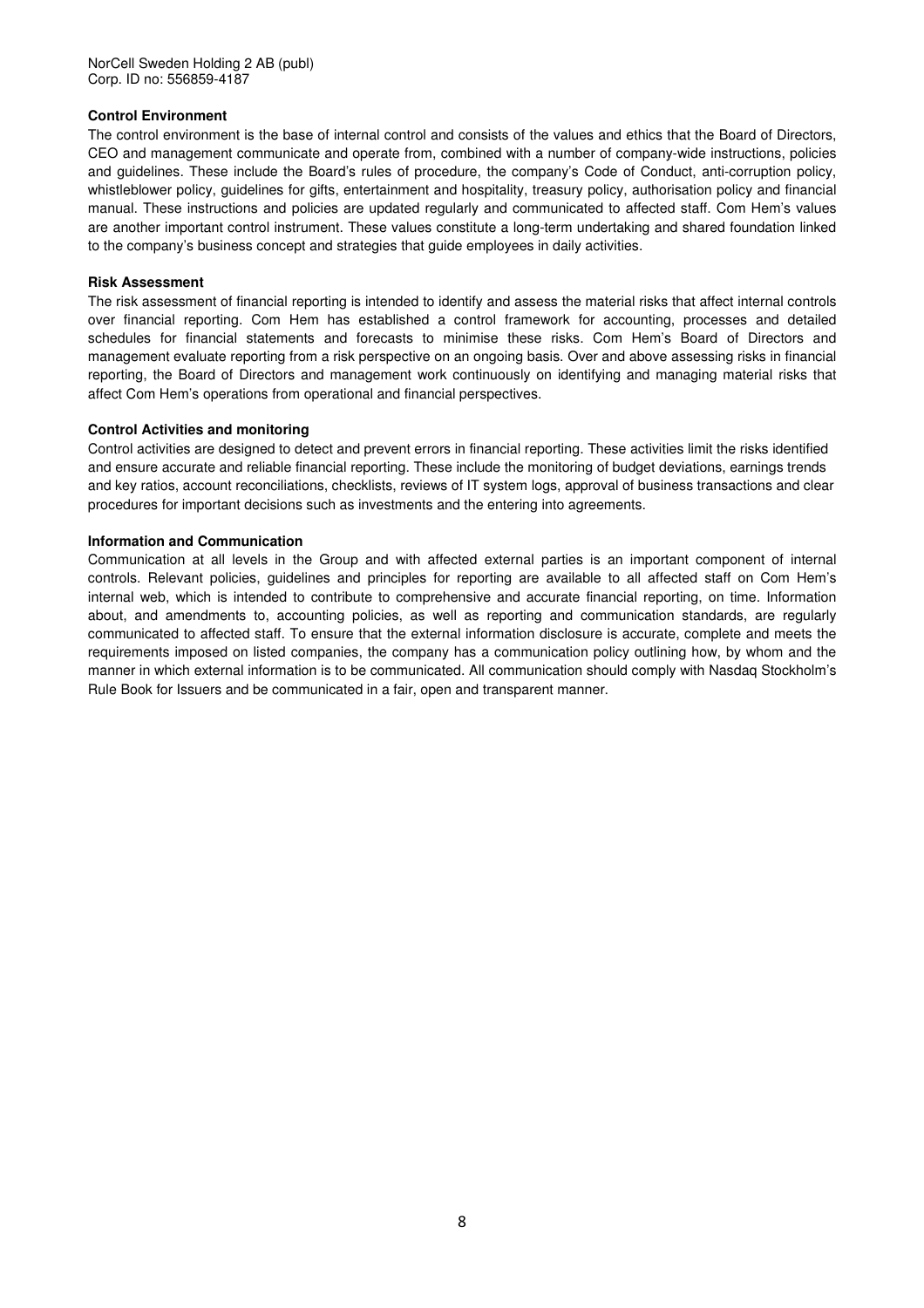### Control Environment

The control environment is the base of internal control and consists of the values and ethics that the Board of Directors, CEO and management communicate and operate from, combined with a number of company-wide instructions, policies and guidelines. These include the Board's rules of procedure, the company's Code of Conduct, anti-corruption policy, whistleblower policy, guidelines for gifts, entertainment and hospitality, treasury policy, authorisation policy and financial manual. These instructions and policies are updated regularly and communicated to affected staff. Com Hem's values are another important control instrument. These values constitute a long-term undertaking and shared foundation linked to the company's business concept and strategies that guide employees in daily activities.

### Risk Assessment

The risk assessment of financial reporting is intended to identify and assess the material risks that affect internal controls over financial reporting. Com Hem has established a control framework for accounting, processes and detailed schedules for financial statements and forecasts to minimise these risks. Com Hem's Board of Directors and management evaluate reporting from a risk perspective on an ongoing basis. Over and above assessing risks in financial reporting, the Board of Directors and management work continuously on identifying and managing material risks that affect Com Hem's operations from operational and financial perspectives.

### Control Activities and monitoring

Control activities are designed to detect and prevent errors in financial reporting. These activities limit the risks identified and ensure accurate and reliable financial reporting. These include the monitoring of budget deviations, earnings trends and key ratios, account reconciliations, checklists, reviews of IT system logs, approval of business transactions and clear procedures for important decisions such as investments and the entering into agreements.

### Information and Communication

Communication at all levels in the Group and with affected external parties is an important component of internal controls. Relevant policies, guidelines and principles for reporting are available to all affected staff on Com Hem's internal web, which is intended to contribute to comprehensive and accurate financial reporting, on time. Information about, and amendments to, accounting policies, as well as reporting and communication standards, are regularly communicated to affected staff. To ensure that the external information disclosure is accurate, complete and meets the requirements imposed on listed companies, the company has a communication policy outlining how, by whom and the manner in which external information is to be communicated. All communication should comply with Nasdaq Stockholm's Rule Book for Issuers and be communicated in a fair, open and transparent manner.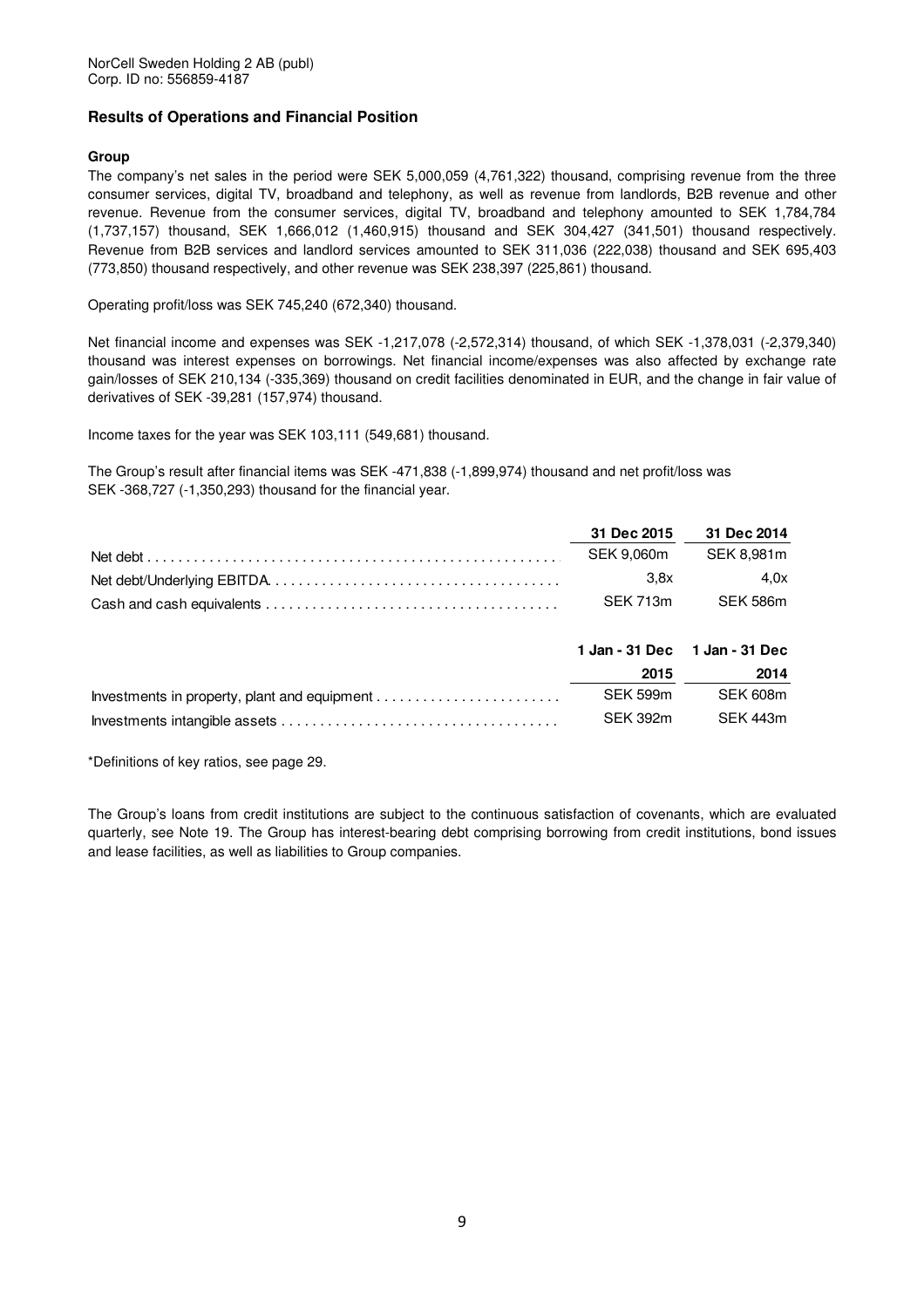NorCell Sweden Holding 2 AB (publ)
Corp. ID no: 556859-4187

## Results of Operations and Financial Position

### Group

The company's net sales in the period were SEK 5,000,059 (4,761,322) thousand, comprising revenue from the three consumer services, digital TV, broadband and telephony, as well as revenue from landlords, B2B revenue and other revenue. Revenue from the consumer services, digital TV, broadband and telephony amounted to SEK 1,784,784 (1,737,157) thousand, SEK 1,666,012 (1,460,915) thousand and SEK 304,427 (341,501) thousand respectively. Revenue from B2B services and landlord services amounted to SEK 311,036 (222,038) thousand and SEK 695,403 (773,850) thousand respectively, and other revenue was SEK 238,397 (225,861) thousand.

Operating profit/loss was SEK 745,240 (672,340) thousand.

Net financial income and expenses was SEK -1,217,078 (-2,572,314) thousand, of which SEK -1,378,031 (-2,379,340) thousand was interest expenses on borrowings. Net financial income/expenses was also affected by exchange rate gain/losses of SEK 210,134 (-335,369) thousand on credit facilities denominated in EUR, and the change in fair value of derivatives of SEK -39,281 (157,974) thousand.

Income taxes for the year was SEK 103,111 (549,681) thousand.

The Group's result after financial items was SEK -471,838 (-1,899,974) thousand and net profit/loss was SEK -368,727 (-1,350,293) thousand for the financial year.

| | 31 Dec 2015 | 31 Dec 2014 |
|---|---|---|
| Net debt | SEK 9,060m | SEK 8,981m |
| Net debt/Underlying EBITDA | 3,8x | 4,0x |
| Cash and cash equivalents | SEK 713m | SEK 586m |

| | 1 Jan - 31 Dec 2015 | 1 Jan - 31 Dec 2014 |
|---|---|---|
| Investments in property, plant and equipment | SEK 599m | SEK 608m |
| Investments intangible assets | SEK 392m | SEK 443m |

*Definitions of key ratios, see page 29.

The Group's loans from credit institutions are subject to the continuous satisfaction of covenants, which are evaluated quarterly, see Note 19. The Group has interest-bearing debt comprising borrowing from credit institutions, bond issues and lease facilities, as well as liabilities to Group companies.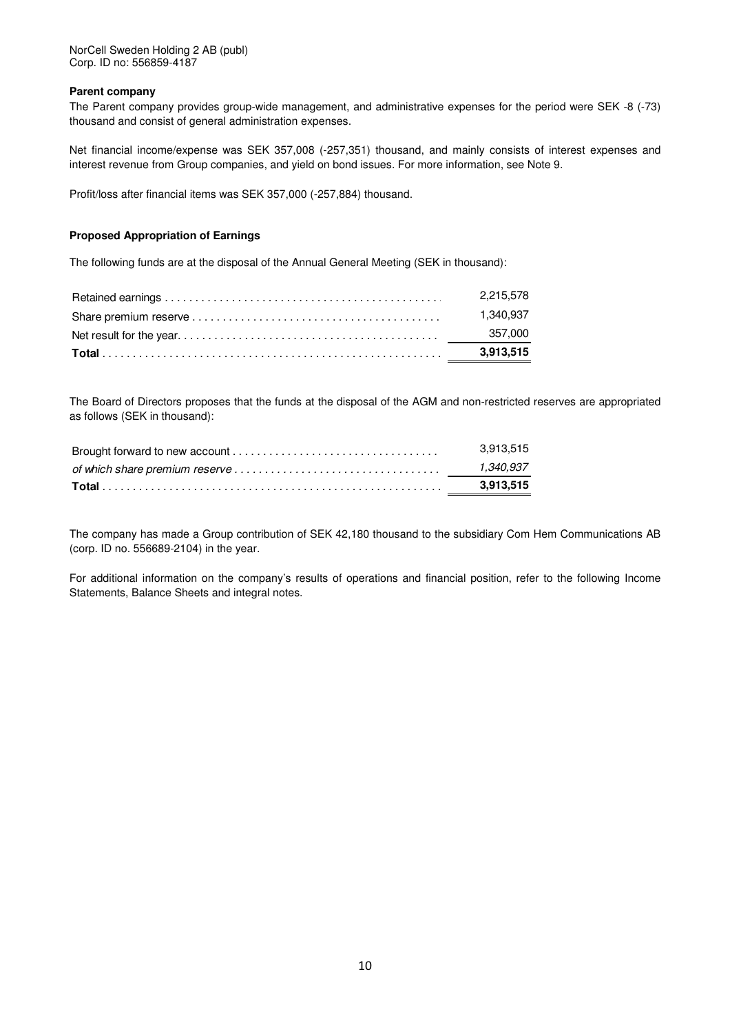NorCell Sweden Holding 2 AB (publ)
Corp. ID no: 556859-4187

**Parent company**

The Parent company provides group-wide management, and administrative expenses for the period were SEK -8 (-73) thousand and consist of general administration expenses.

Net financial income/expense was SEK 357,008 (-257,351) thousand, and mainly consists of interest expenses and interest revenue from Group companies, and yield on bond issues. For more information, see Note 9.

Profit/loss after financial items was SEK 357,000 (-257,884) thousand.

**Proposed Appropriation of Earnings**

The following funds are at the disposal of the Annual General Meeting (SEK in thousand):

| | |
|---|---|
| Retained earnings | 2,215,578 |
| Share premium reserve | 1,340,937 |
| Net result for the year | 357,000 |
| **Total** | **3,913,515** |

The Board of Directors proposes that the funds at the disposal of the AGM and non-restricted reserves are appropriated as follows (SEK in thousand):

| | |
|---|---|
| Brought forward to new account | 3,913,515 |
| *of which share premium reserve* | *1,340,937* |
| **Total** | **3,913,515** |

The company has made a Group contribution of SEK 42,180 thousand to the subsidiary Com Hem Communications AB (corp. ID no. 556689-2104) in the year.

For additional information on the company's results of operations and financial position, refer to the following Income Statements, Balance Sheets and integral notes.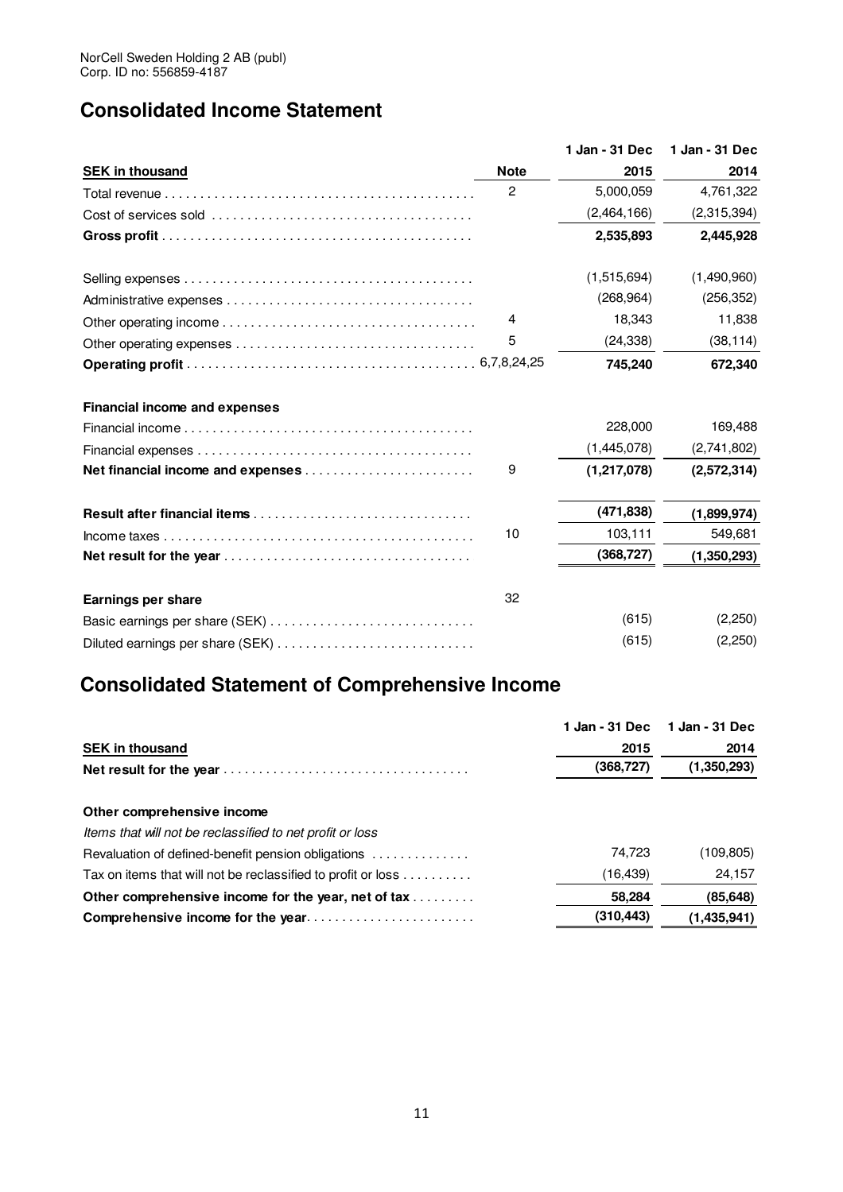NorCell Sweden Holding 2 AB (publ)
Corp. ID no: 556859-4187

## Consolidated Income Statement

| SEK in thousand | Note | 1 Jan - 31 Dec 2015 | 1 Jan - 31 Dec 2014 |
|---|---|---|---|
| Total revenue | 2 | 5,000,059 | 4,761,322 |
| Cost of services sold | | (2,464,166) | (2,315,394) |
| **Gross profit** | | **2,535,893** | **2,445,928** |
| | | | |
| Selling expenses | | (1,515,694) | (1,490,960) |
| Administrative expenses | | (268,964) | (256,352) |
| Other operating income | 4 | 18,343 | 11,838 |
| Other operating expenses | 5 | (24,338) | (38,114) |
| **Operating profit** | 6,7,8,24,25 | **745,240** | **672,340** |
| | | | |
| **Financial income and expenses** | | | |
| Financial income | | 228,000 | 169,488 |
| Financial expenses | | (1,445,078) | (2,741,802) |
| **Net financial income and expenses** | 9 | **(1,217,078)** | **(2,572,314)** |
| | | | |
| **Result after financial items** | | **(471,838)** | **(1,899,974)** |
| Income taxes | 10 | 103,111 | 549,681 |
| **Net result for the year** | | **(368,727)** | **(1,350,293)** |
| | | | |
| **Earnings per share** | 32 | | |
| Basic earnings per share (SEK) | | (615) | (2,250) |
| Diluted earnings per share (SEK) | | (615) | (2,250) |

## Consolidated Statement of Comprehensive Income

| SEK in thousand | 1 Jan - 31 Dec 2015 | 1 Jan - 31 Dec 2014 |
|---|---|---|
| **Net result for the year** | **(368,727)** | **(1,350,293)** |
| | | |
| **Other comprehensive income** | | |
| *Items that will not be reclassified to net profit or loss* | | |
| Revaluation of defined-benefit pension obligations | 74,723 | (109,805) |
| Tax on items that will not be reclassified to profit or loss | (16,439) | 24,157 |
| **Other comprehensive income for the year, net of tax** | **58,284** | **(85,648)** |
| **Comprehensive income for the year** | **(310,443)** | **(1,435,941)** |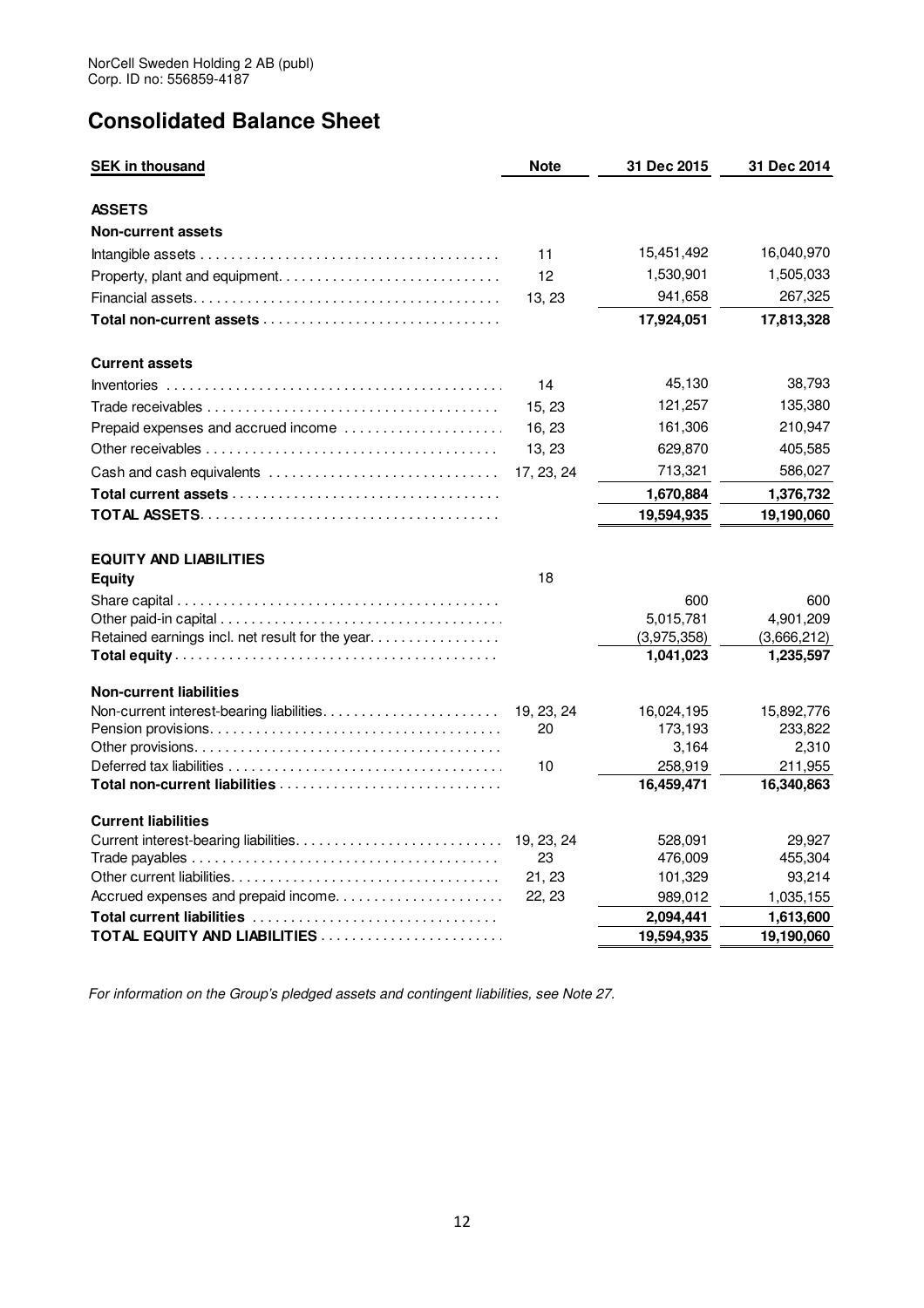NorCell Sweden Holding 2 AB (publ)
Corp. ID no: 556859-4187

# Consolidated Balance Sheet

| SEK in thousand | Note | 31 Dec 2015 | 31 Dec 2014 |
|---|---|---|---|
| **ASSETS** | | | |
| **Non-current assets** | | | |
| Intangible assets | 11 | 15,451,492 | 16,040,970 |
| Property, plant and equipment | 12 | 1,530,901 | 1,505,033 |
| Financial assets | 13, 23 | 941,658 | 267,325 |
| **Total non-current assets** | | **17,924,051** | **17,813,328** |
| **Current assets** | | | |
| Inventories | 14 | 45,130 | 38,793 |
| Trade receivables | 15, 23 | 121,257 | 135,380 |
| Prepaid expenses and accrued income | 16, 23 | 161,306 | 210,947 |
| Other receivables | 13, 23 | 629,870 | 405,585 |
| Cash and cash equivalents | 17, 23, 24 | 713,321 | 586,027 |
| **Total current assets** | | **1,670,884** | **1,376,732** |
| **TOTAL ASSETS** | | **19,594,935** | **19,190,060** |
| **EQUITY AND LIABILITIES** | | | |
| **Equity** | 18 | | |
| Share capital | | 600 | 600 |
| Other paid-in capital | | 5,015,781 | 4,901,209 |
| Retained earnings incl. net result for the year | | (3,975,358) | (3,666,212) |
| **Total equity** | | **1,041,023** | **1,235,597** |
| **Non-current liabilities** | | | |
| Non-current interest-bearing liabilities | 19, 23, 24 | 16,024,195 | 15,892,776 |
| Pension provisions | 20 | 173,193 | 233,822 |
| Other provisions | | 3,164 | 2,310 |
| Deferred tax liabilities | 10 | 258,919 | 211,955 |
| **Total non-current liabilities** | | **16,459,471** | **16,340,863** |
| **Current liabilities** | | | |
| Current interest-bearing liabilities | 19, 23, 24 | 528,091 | 29,927 |
| Trade payables | 23 | 476,009 | 455,304 |
| Other current liabilities | 21, 23 | 101,329 | 93,214 |
| Accrued expenses and prepaid income | 22, 23 | 989,012 | 1,035,155 |
| **Total current liabilities** | | **2,094,441** | **1,613,600** |
| **TOTAL EQUITY AND LIABILITIES** | | **19,594,935** | **19,190,060** |

*For information on the Group's pledged assets and contingent liabilities, see Note 27.*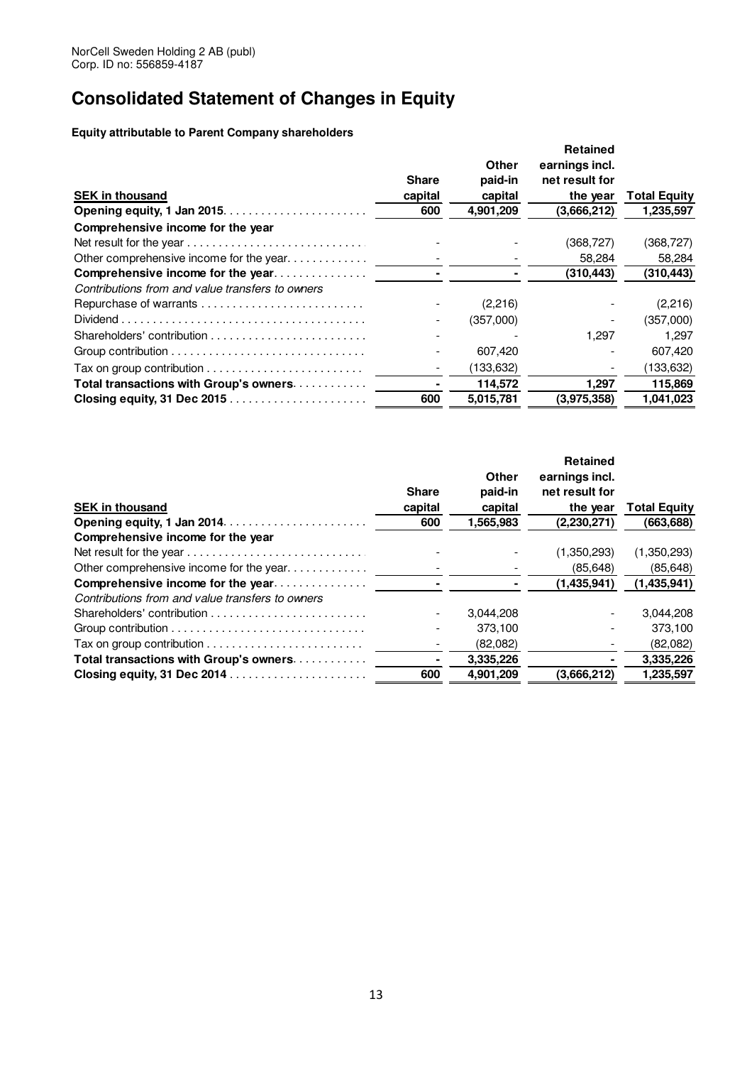NorCell Sweden Holding 2 AB (publ)
Corp. ID no: 556859-4187

# Consolidated Statement of Changes in Equity

**Equity attributable to Parent Company shareholders**

| SEK in thousand | Share capital | Other paid-in capital | Retained earnings incl. net result for the year | Total Equity |
|---|---|---|---|---|
| **Opening equity, 1 Jan 2015** | **600** | **4,901,209** | **(3,666,212)** | **1,235,597** |
| **Comprehensive income for the year** | | | | |
| Net result for the year | - | - | (368,727) | (368,727) |
| Other comprehensive income for the year | - | - | 58,284 | 58,284 |
| **Comprehensive income for the year** | **-** | **-** | **(310,443)** | **(310,443)** |
| *Contributions from and value transfers to owners* | | | | |
| Repurchase of warrants | - | (2,216) | - | (2,216) |
| Dividend | - | (357,000) | - | (357,000) |
| Shareholders' contribution | - | - | 1,297 | 1,297 |
| Group contribution | - | 607,420 | - | 607,420 |
| Tax on group contribution | - | (133,632) | - | (133,632) |
| **Total transactions with Group's owners** | **-** | **114,572** | **1,297** | **115,869** |
| **Closing equity, 31 Dec 2015** | **600** | **5,015,781** | **(3,975,358)** | **1,041,023** |

| SEK in thousand | Share capital | Other paid-in capital | Retained earnings incl. net result for the year | Total Equity |
|---|---|---|---|---|
| **Opening equity, 1 Jan 2014** | **600** | **1,565,983** | **(2,230,271)** | **(663,688)** |
| **Comprehensive income for the year** | | | | |
| Net result for the year | - | - | (1,350,293) | (1,350,293) |
| Other comprehensive income for the year | - | - | (85,648) | (85,648) |
| **Comprehensive income for the year** | **-** | **-** | **(1,435,941)** | **(1,435,941)** |
| *Contributions from and value transfers to owners* | | | | |
| Shareholders' contribution | - | 3,044,208 | - | 3,044,208 |
| Group contribution | - | 373,100 | - | 373,100 |
| Tax on group contribution | - | (82,082) | - | (82,082) |
| **Total transactions with Group's owners** | **-** | **3,335,226** | **-** | **3,335,226** |
| **Closing equity, 31 Dec 2014** | **600** | **4,901,209** | **(3,666,212)** | **1,235,597** |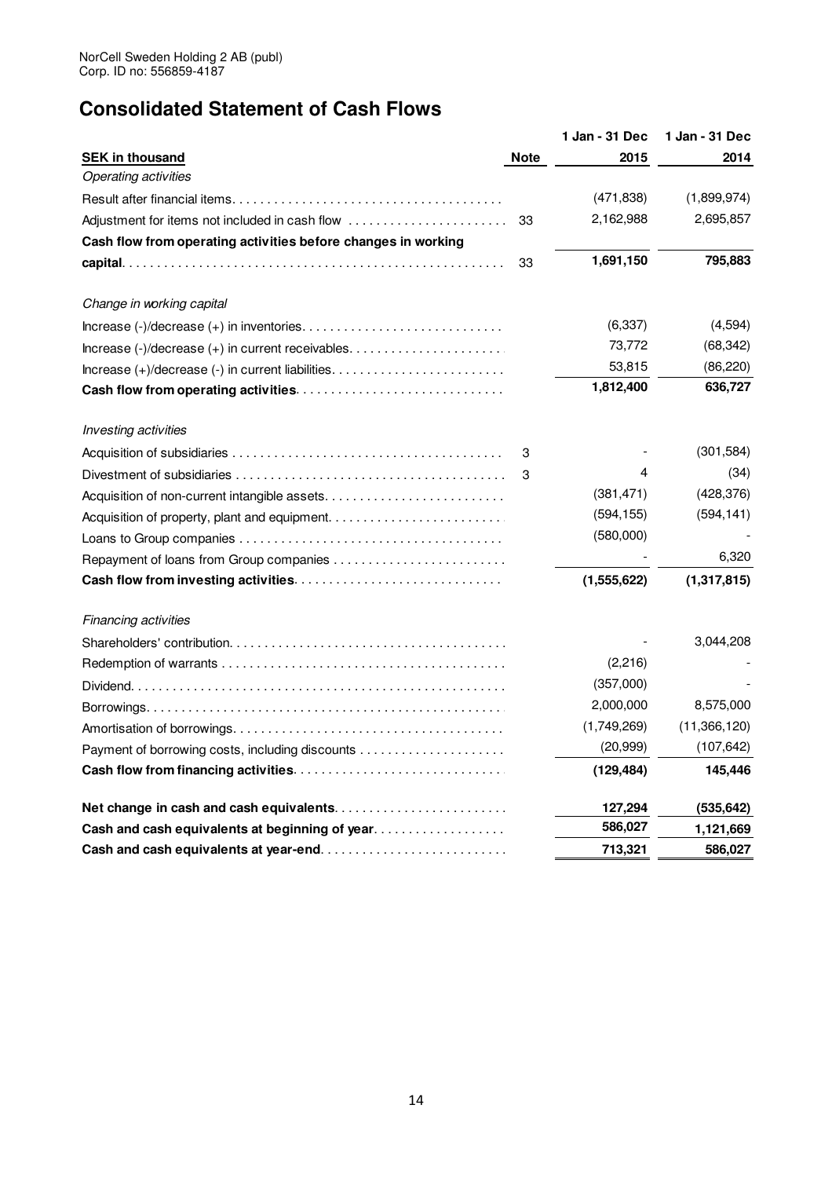NorCell Sweden Holding 2 AB (publ)
Corp. ID no: 556859-4187

# Consolidated Statement of Cash Flows

| SEK in thousand | Note | 1 Jan - 31 Dec 2015 | 1 Jan - 31 Dec 2014 |
|---|---|---|---|
| *Operating activities* | | | |
| Result after financial items | | (471,838) | (1,899,974) |
| Adjustment for items not included in cash flow | 33 | 2,162,988 | 2,695,857 |
| **Cash flow from operating activities before changes in working capital** | 33 | **1,691,150** | **795,883** |
| *Change in working capital* | | | |
| Increase (-)/decrease (+) in inventories | | (6,337) | (4,594) |
| Increase (-)/decrease (+) in current receivables | | 73,772 | (68,342) |
| Increase (+)/decrease (-) in current liabilities | | 53,815 | (86,220) |
| **Cash flow from operating activities** | | **1,812,400** | **636,727** |
| *Investing activities* | | | |
| Acquisition of subsidiaries | 3 | - | (301,584) |
| Divestment of subsidiaries | 3 | 4 | (34) |
| Acquisition of non-current intangible assets | | (381,471) | (428,376) |
| Acquisition of property, plant and equipment | | (594,155) | (594,141) |
| Loans to Group companies | | (580,000) | - |
| Repayment of loans from Group companies | | - | 6,320 |
| **Cash flow from investing activities** | | **(1,555,622)** | **(1,317,815)** |
| *Financing activities* | | | |
| Shareholders' contribution | | - | 3,044,208 |
| Redemption of warrants | | (2,216) | - |
| Dividend | | (357,000) | - |
| Borrowings | | 2,000,000 | 8,575,000 |
| Amortisation of borrowings | | (1,749,269) | (11,366,120) |
| Payment of borrowing costs, including discounts | | (20,999) | (107,642) |
| **Cash flow from financing activities** | | **(129,484)** | **145,446** |
| **Net change in cash and cash equivalents** | | **127,294** | **(535,642)** |
| **Cash and cash equivalents at beginning of year** | | **586,027** | **1,121,669** |
| **Cash and cash equivalents at year-end** | | **713,321** | **586,027** |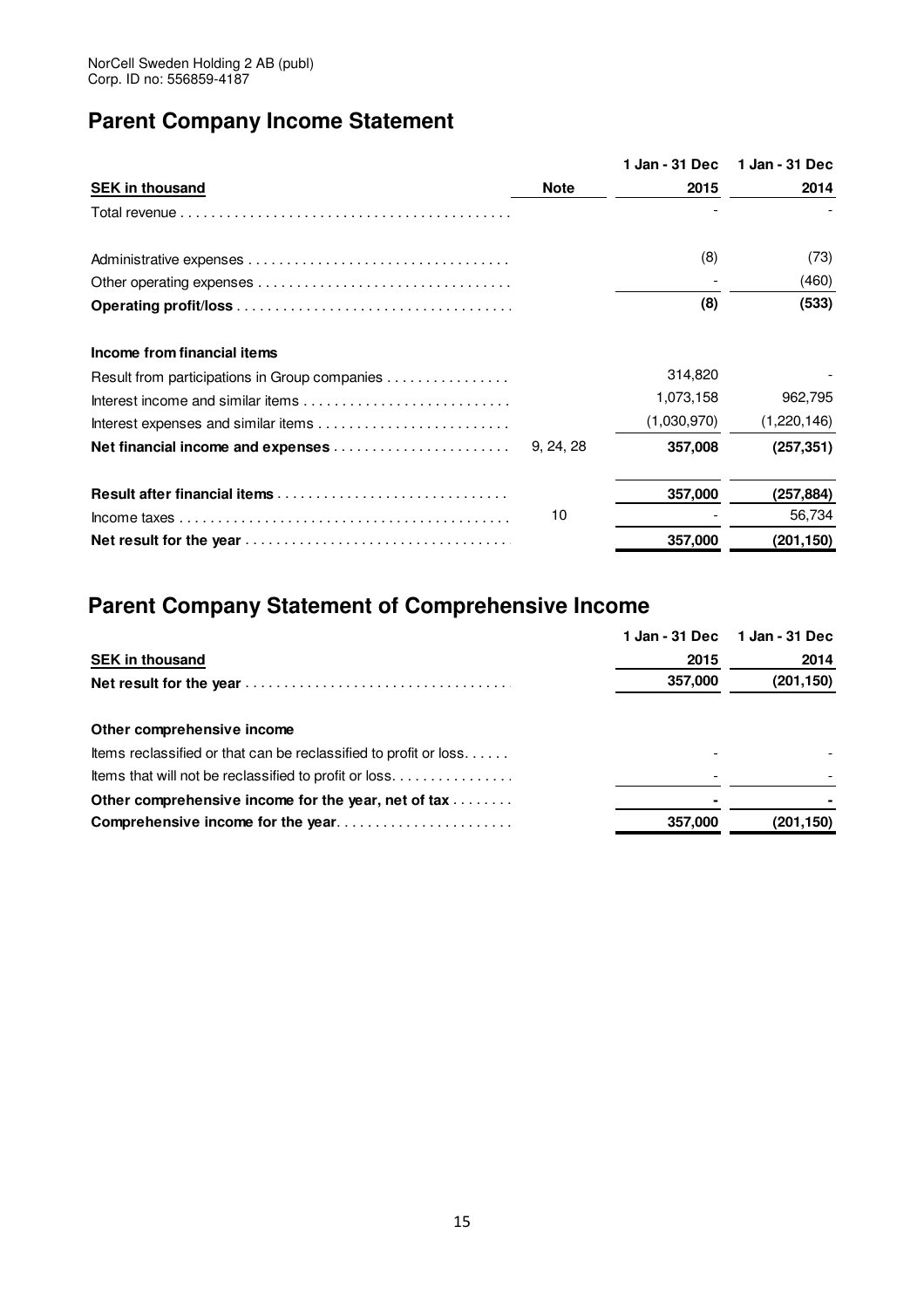NorCell Sweden Holding 2 AB (publ)
Corp. ID no: 556859-4187

## Parent Company Income Statement

| SEK in thousand | Note | 1 Jan - 31 Dec 2015 | 1 Jan - 31 Dec 2014 |
|---|---|---|---|
| Total revenue | | - | - |
| | | | |
| Administrative expenses | | (8) | (73) |
| Other operating expenses | | - | (460) |
| **Operating profit/loss** | | **(8)** | **(533)** |
| | | | |
| **Income from financial items** | | | |
| Result from participations in Group companies | | 314,820 | - |
| Interest income and similar items | | 1,073,158 | 962,795 |
| Interest expenses and similar items | | (1,030,970) | (1,220,146) |
| **Net financial income and expenses** | 9, 24, 28 | **357,008** | **(257,351)** |
| | | | |
| **Result after financial items** | | **357,000** | **(257,884)** |
| Income taxes | 10 | - | 56,734 |
| **Net result for the year** | | **357,000** | **(201,150)** |

## Parent Company Statement of Comprehensive Income

| SEK in thousand | 1 Jan - 31 Dec 2015 | 1 Jan - 31 Dec 2014 |
|---|---|---|
| **Net result for the year** | **357,000** | **(201,150)** |
| | | |
| **Other comprehensive income** | | |
| Items reclassified or that can be reclassified to profit or loss. | - | - |
| Items that will not be reclassified to profit or loss. | - | - |
| **Other comprehensive income for the year, net of tax** | **-** | **-** |
| **Comprehensive income for the year** | **357,000** | **(201,150)** |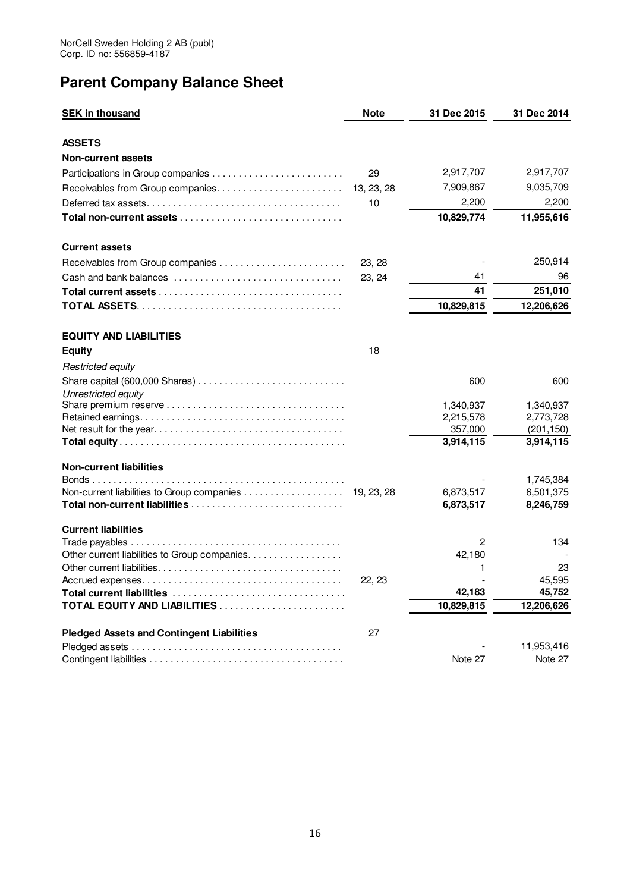NorCell Sweden Holding 2 AB (publ)
Corp. ID no: 556859-4187

# Parent Company Balance Sheet

| SEK in thousand | Note | 31 Dec 2015 | 31 Dec 2014 |
|---|---|---|---|
| **ASSETS** | | | |
| **Non-current assets** | | | |
| Participations in Group companies | 29 | 2,917,707 | 2,917,707 |
| Receivables from Group companies | 13, 23, 28 | 7,909,867 | 9,035,709 |
| Deferred tax assets | 10 | 2,200 | 2,200 |
| **Total non-current assets** | | **10,829,774** | **11,955,616** |
| **Current assets** | | | |
| Receivables from Group companies | 23, 28 | - | 250,914 |
| Cash and bank balances | 23, 24 | 41 | 96 |
| **Total current assets** | | **41** | **251,010** |
| **TOTAL ASSETS** | | **10,829,815** | **12,206,626** |
| **EQUITY AND LIABILITIES** | | | |
| **Equity** | 18 | | |
| *Restricted equity* | | | |
| Share capital (600,000 Shares) | | 600 | 600 |
| *Unrestricted equity* | | | |
| Share premium reserve | | 1,340,937 | 1,340,937 |
| Retained earnings | | 2,215,578 | 2,773,728 |
| Net result for the year | | 357,000 | (201,150) |
| **Total equity** | | **3,914,115** | **3,914,115** |
| **Non-current liabilities** | | | |
| Bonds | | - | 1,745,384 |
| Non-current liabilities to Group companies | 19, 23, 28 | 6,873,517 | 6,501,375 |
| **Total non-current liabilities** | | **6,873,517** | **8,246,759** |
| **Current liabilities** | | | |
| Trade payables | | 2 | 134 |
| Other current liabilities to Group companies | | 42,180 | - |
| Other current liabilities | | 1 | 23 |
| Accrued expenses | 22, 23 | - | 45,595 |
| **Total current liabilities** | | **42,183** | **45,752** |
| **TOTAL EQUITY AND LIABILITIES** | | **10,829,815** | **12,206,626** |
| **Pledged Assets and Contingent Liabilities** | 27 | | |
| Pledged assets | | - | 11,953,416 |
| Contingent liabilities | | Note 27 | Note 27 |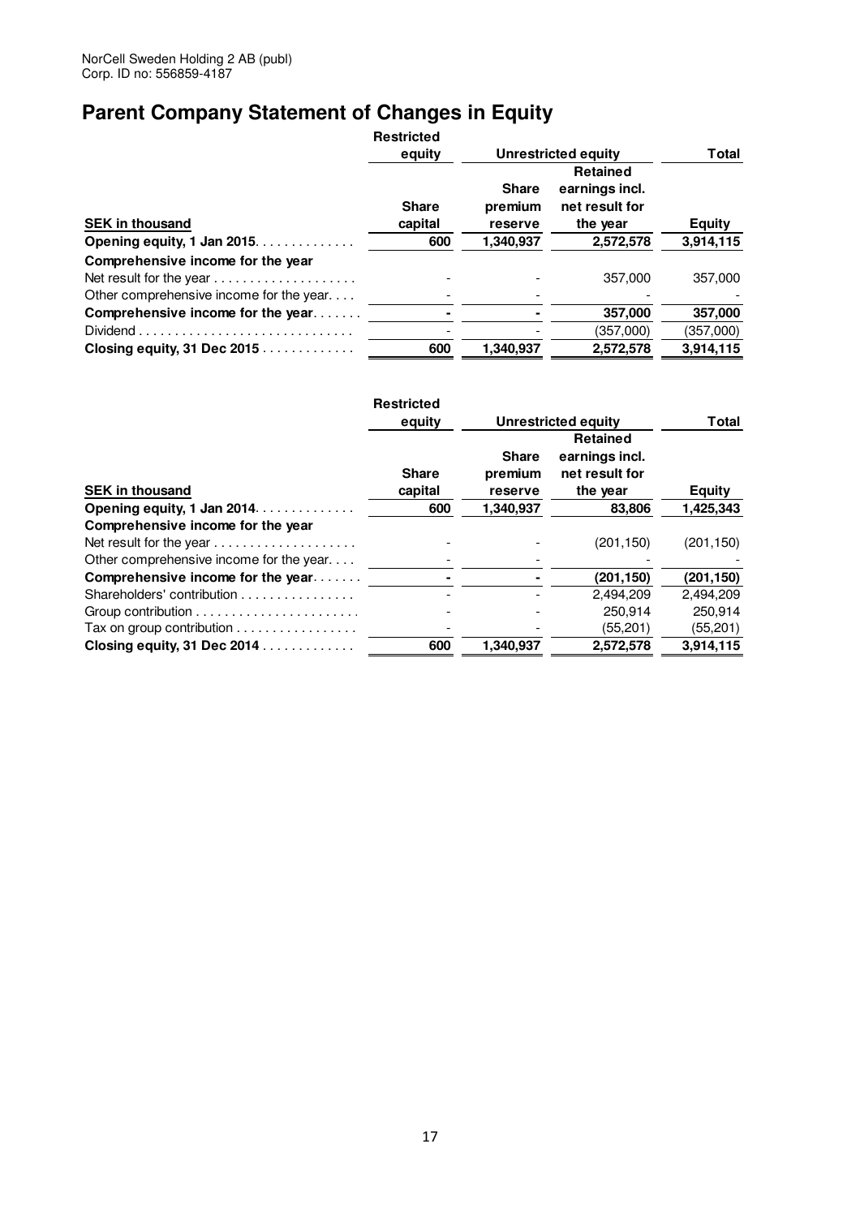NorCell Sweden Holding 2 AB (publ)
Corp. ID no: 556859-4187

# Parent Company Statement of Changes in Equity

| | Restricted equity | Unrestricted equity | | Total |
|---|---|---|---|---|
| **SEK in thousand** | **Share capital** | **Share premium reserve** | **Retained earnings incl. net result for the year** | **Equity** |
| **Opening equity, 1 Jan 2015** | **600** | **1,340,937** | **2,572,578** | **3,914,115** |
| **Comprehensive income for the year** | | | | |
| Net result for the year | - | - | 357,000 | 357,000 |
| Other comprehensive income for the year | - | - | - | - |
| **Comprehensive income for the year** | **-** | **-** | **357,000** | **357,000** |
| Dividend | - | - | (357,000) | (357,000) |
| **Closing equity, 31 Dec 2015** | **600** | **1,340,937** | **2,572,578** | **3,914,115** |

| | Restricted equity | Unrestricted equity | | Total |
|---|---|---|---|---|
| **SEK in thousand** | **Share capital** | **Share premium reserve** | **Retained earnings incl. net result for the year** | **Equity** |
| **Opening equity, 1 Jan 2014** | **600** | **1,340,937** | **83,806** | **1,425,343** |
| **Comprehensive income for the year** | | | | |
| Net result for the year | - | - | (201,150) | (201,150) |
| Other comprehensive income for the year | - | - | - | - |
| **Comprehensive income for the year** | **-** | **-** | **(201,150)** | **(201,150)** |
| Shareholders' contribution | - | - | 2,494,209 | 2,494,209 |
| Group contribution | - | - | 250,914 | 250,914 |
| Tax on group contribution | - | - | (55,201) | (55,201) |
| **Closing equity, 31 Dec 2014** | **600** | **1,340,937** | **2,572,578** | **3,914,115** |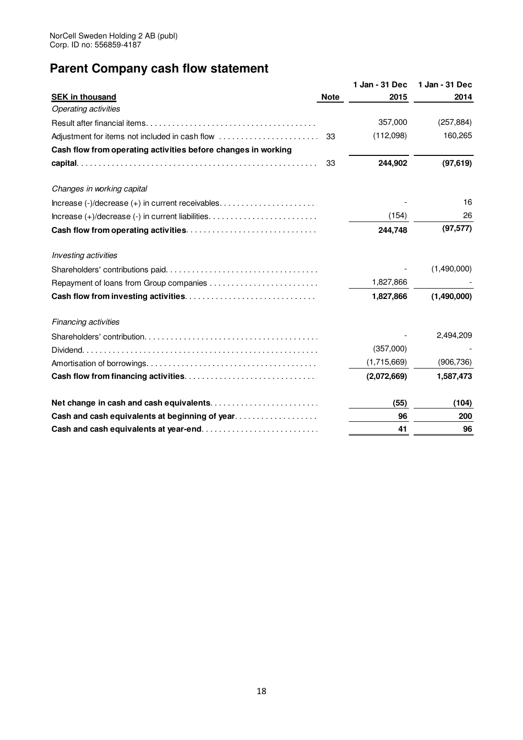NorCell Sweden Holding 2 AB (publ)
Corp. ID no: 556859-4187

# Parent Company cash flow statement

| SEK in thousand | Note | 1 Jan - 31 Dec 2015 | 1 Jan - 31 Dec 2014 |
|---|---|---|---|
| *Operating activities* | | | |
| Result after financial items | | 357,000 | (257,884) |
| Adjustment for items not included in cash flow | 33 | (112,098) | 160,265 |
| **Cash flow from operating activities before changes in working capital** | 33 | **244,902** | **(97,619)** |
| *Changes in working capital* | | | |
| Increase (-)/decrease (+) in current receivables | | - | 16 |
| Increase (+)/decrease (-) in current liabilities | | (154) | 26 |
| **Cash flow from operating activities** | | **244,748** | **(97,577)** |
| *Investing activities* | | | |
| Shareholders' contributions paid | | - | (1,490,000) |
| Repayment of loans from Group companies | | 1,827,866 | - |
| **Cash flow from investing activities** | | **1,827,866** | **(1,490,000)** |
| *Financing activities* | | | |
| Shareholders' contribution | | - | 2,494,209 |
| Dividend | | (357,000) | - |
| Amortisation of borrowings | | (1,715,669) | (906,736) |
| **Cash flow from financing activities** | | **(2,072,669)** | **1,587,473** |
| **Net change in cash and cash equivalents** | | **(55)** | **(104)** |
| **Cash and cash equivalents at beginning of year** | | **96** | **200** |
| **Cash and cash equivalents at year-end** | | **41** | **96** |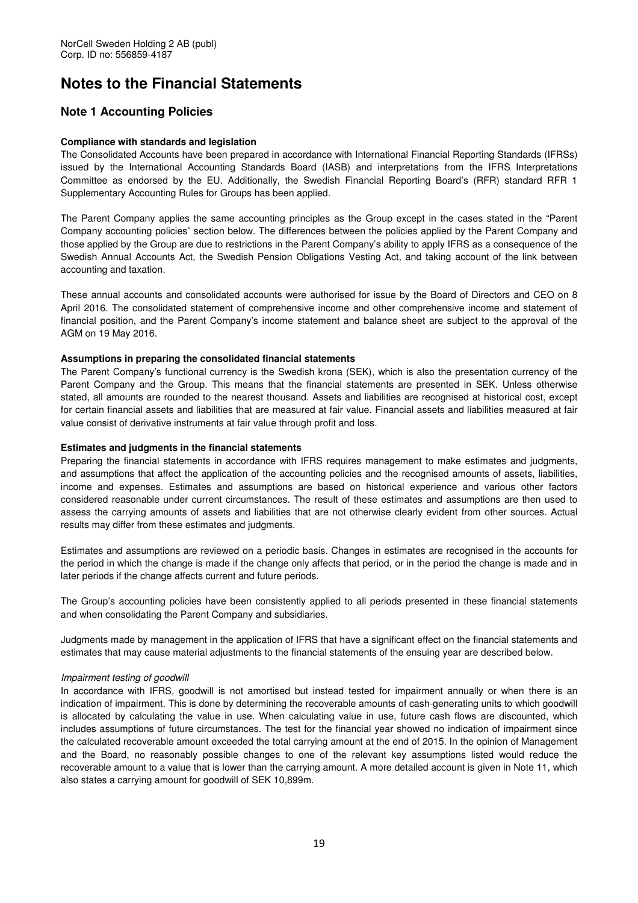NorCell Sweden Holding 2 AB (publ)
Corp. ID no: 556859-4187

# Notes to the Financial Statements

## Note 1 Accounting Policies

**Compliance with standards and legislation**

The Consolidated Accounts have been prepared in accordance with International Financial Reporting Standards (IFRSs) issued by the International Accounting Standards Board (IASB) and interpretations from the IFRS Interpretations Committee as endorsed by the EU. Additionally, the Swedish Financial Reporting Board's (RFR) standard RFR 1 Supplementary Accounting Rules for Groups has been applied.

The Parent Company applies the same accounting principles as the Group except in the cases stated in the "Parent Company accounting policies" section below. The differences between the policies applied by the Parent Company and those applied by the Group are due to restrictions in the Parent Company's ability to apply IFRS as a consequence of the Swedish Annual Accounts Act, the Swedish Pension Obligations Vesting Act, and taking account of the link between accounting and taxation.

These annual accounts and consolidated accounts were authorised for issue by the Board of Directors and CEO on 8 April 2016. The consolidated statement of comprehensive income and other comprehensive income and statement of financial position, and the Parent Company's income statement and balance sheet are subject to the approval of the AGM on 19 May 2016.

**Assumptions in preparing the consolidated financial statements**

The Parent Company's functional currency is the Swedish krona (SEK), which is also the presentation currency of the Parent Company and the Group. This means that the financial statements are presented in SEK. Unless otherwise stated, all amounts are rounded to the nearest thousand. Assets and liabilities are recognised at historical cost, except for certain financial assets and liabilities that are measured at fair value. Financial assets and liabilities measured at fair value consist of derivative instruments at fair value through profit and loss.

**Estimates and judgments in the financial statements**

Preparing the financial statements in accordance with IFRS requires management to make estimates and judgments, and assumptions that affect the application of the accounting policies and the recognised amounts of assets, liabilities, income and expenses. Estimates and assumptions are based on historical experience and various other factors considered reasonable under current circumstances. The result of these estimates and assumptions are then used to assess the carrying amounts of assets and liabilities that are not otherwise clearly evident from other sources. Actual results may differ from these estimates and judgments.

Estimates and assumptions are reviewed on a periodic basis. Changes in estimates are recognised in the accounts for the period in which the change is made if the change only affects that period, or in the period the change is made and in later periods if the change affects current and future periods.

The Group's accounting policies have been consistently applied to all periods presented in these financial statements and when consolidating the Parent Company and subsidiaries.

Judgments made by management in the application of IFRS that have a significant effect on the financial statements and estimates that may cause material adjustments to the financial statements of the ensuing year are described below.

*Impairment testing of goodwill*

In accordance with IFRS, goodwill is not amortised but instead tested for impairment annually or when there is an indication of impairment. This is done by determining the recoverable amounts of cash-generating units to which goodwill is allocated by calculating the value in use. When calculating value in use, future cash flows are discounted, which includes assumptions of future circumstances. The test for the financial year showed no indication of impairment since the calculated recoverable amount exceeded the total carrying amount at the end of 2015. In the opinion of Management and the Board, no reasonably possible changes to one of the relevant key assumptions listed would reduce the recoverable amount to a value that is lower than the carrying amount. A more detailed account is given in Note 11, which also states a carrying amount for goodwill of SEK 10,899m.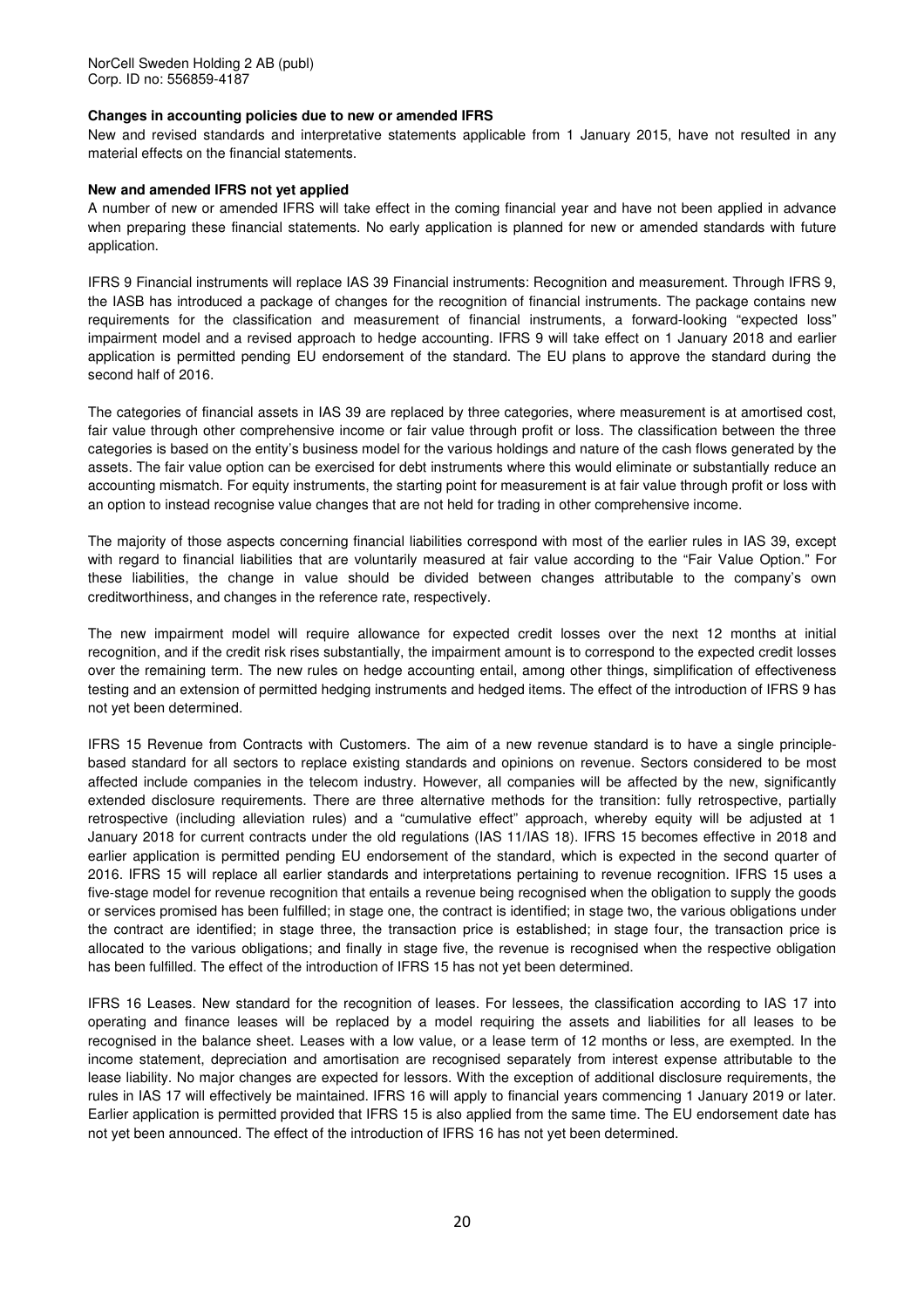**Changes in accounting policies due to new or amended IFRS**

New and revised standards and interpretative statements applicable from 1 January 2015, have not resulted in any material effects on the financial statements.

**New and amended IFRS not yet applied**

A number of new or amended IFRS will take effect in the coming financial year and have not been applied in advance when preparing these financial statements. No early application is planned for new or amended standards with future application.

IFRS 9 Financial instruments will replace IAS 39 Financial instruments: Recognition and measurement. Through IFRS 9, the IASB has introduced a package of changes for the recognition of financial instruments. The package contains new requirements for the classification and measurement of financial instruments, a forward-looking "expected loss" impairment model and a revised approach to hedge accounting. IFRS 9 will take effect on 1 January 2018 and earlier application is permitted pending EU endorsement of the standard. The EU plans to approve the standard during the second half of 2016.

The categories of financial assets in IAS 39 are replaced by three categories, where measurement is at amortised cost, fair value through other comprehensive income or fair value through profit or loss. The classification between the three categories is based on the entity's business model for the various holdings and nature of the cash flows generated by the assets. The fair value option can be exercised for debt instruments where this would eliminate or substantially reduce an accounting mismatch. For equity instruments, the starting point for measurement is at fair value through profit or loss with an option to instead recognise value changes that are not held for trading in other comprehensive income.

The majority of those aspects concerning financial liabilities correspond with most of the earlier rules in IAS 39, except with regard to financial liabilities that are voluntarily measured at fair value according to the "Fair Value Option." For these liabilities, the change in value should be divided between changes attributable to the company's own creditworthiness, and changes in the reference rate, respectively.

The new impairment model will require allowance for expected credit losses over the next 12 months at initial recognition, and if the credit risk rises substantially, the impairment amount is to correspond to the expected credit losses over the remaining term. The new rules on hedge accounting entail, among other things, simplification of effectiveness testing and an extension of permitted hedging instruments and hedged items. The effect of the introduction of IFRS 9 has not yet been determined.

IFRS 15 Revenue from Contracts with Customers. The aim of a new revenue standard is to have a single principle-based standard for all sectors to replace existing standards and opinions on revenue. Sectors considered to be most affected include companies in the telecom industry. However, all companies will be affected by the new, significantly extended disclosure requirements. There are three alternative methods for the transition: fully retrospective, partially retrospective (including alleviation rules) and a "cumulative effect" approach, whereby equity will be adjusted at 1 January 2018 for current contracts under the old regulations (IAS 11/IAS 18). IFRS 15 becomes effective in 2018 and earlier application is permitted pending EU endorsement of the standard, which is expected in the second quarter of 2016. IFRS 15 will replace all earlier standards and interpretations pertaining to revenue recognition. IFRS 15 uses a five-stage model for revenue recognition that entails a revenue being recognised when the obligation to supply the goods or services promised has been fulfilled; in stage one, the contract is identified; in stage two, the various obligations under the contract are identified; in stage three, the transaction price is established; in stage four, the transaction price is allocated to the various obligations; and finally in stage five, the revenue is recognised when the respective obligation has been fulfilled. The effect of the introduction of IFRS 15 has not yet been determined.

IFRS 16 Leases. New standard for the recognition of leases. For lessees, the classification according to IAS 17 into operating and finance leases will be replaced by a model requiring the assets and liabilities for all leases to be recognised in the balance sheet. Leases with a low value, or a lease term of 12 months or less, are exempted. In the income statement, depreciation and amortisation are recognised separately from interest expense attributable to the lease liability. No major changes are expected for lessors. With the exception of additional disclosure requirements, the rules in IAS 17 will effectively be maintained. IFRS 16 will apply to financial years commencing 1 January 2019 or later. Earlier application is permitted provided that IFRS 15 is also applied from the same time. The EU endorsement date has not yet been announced. The effect of the introduction of IFRS 16 has not yet been determined.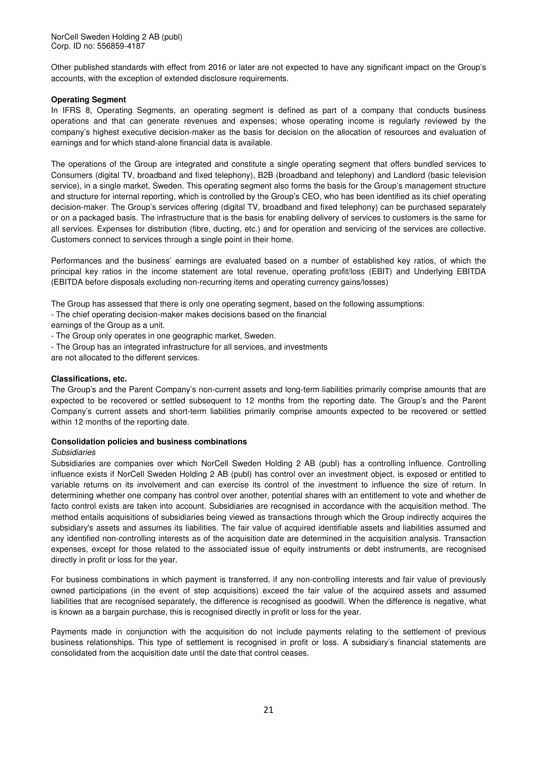Other published standards with effect from 2016 or later are not expected to have any significant impact on the Group's accounts, with the exception of extended disclosure requirements.

**Operating Segment**

In IFRS 8, Operating Segments, an operating segment is defined as part of a company that conducts business operations and that can generate revenues and expenses; whose operating income is regularly reviewed by the company's highest executive decision-maker as the basis for decision on the allocation of resources and evaluation of earnings and for which stand-alone financial data is available.

The operations of the Group are integrated and constitute a single operating segment that offers bundled services to Consumers (digital TV, broadband and fixed telephony), B2B (broadband and telephony) and Landlord (basic television service), in a single market, Sweden. This operating segment also forms the basis for the Group's management structure and structure for internal reporting, which is controlled by the Group's CEO, who has been identified as its chief operating decision-maker. The Group's services offering (digital TV, broadband and fixed telephony) can be purchased separately or on a packaged basis. The infrastructure that is the basis for enabling delivery of services to customers is the same for all services. Expenses for distribution (fibre, ducting, etc.) and for operation and servicing of the services are collective. Customers connect to services through a single point in their home.

Performances and the business' earnings are evaluated based on a number of established key ratios, of which the principal key ratios in the income statement are total revenue, operating profit/loss (EBIT) and Underlying EBITDA (EBITDA before disposals excluding non-recurring items and operating currency gains/losses)

The Group has assessed that there is only one operating segment, based on the following assumptions:

- The chief operating decision-maker makes decisions based on the financial earnings of the Group as a unit.
- The Group only operates in one geographic market, Sweden.
- The Group has an integrated infrastructure for all services, and investments are not allocated to the different services.

**Classifications, etc.**

The Group's and the Parent Company's non-current assets and long-term liabilities primarily comprise amounts that are expected to be recovered or settled subsequent to 12 months from the reporting date. The Group's and the Parent Company's current assets and short-term liabilities primarily comprise amounts expected to be recovered or settled within 12 months of the reporting date.

**Consolidation policies and business combinations**

*Subsidiaries*

Subsidiaries are companies over which NorCell Sweden Holding 2 AB (publ) has a controlling influence. Controlling influence exists if NorCell Sweden Holding 2 AB (publ) has control over an investment object, is exposed or entitled to variable returns on its involvement and can exercise its control of the investment to influence the size of return. In determining whether one company has control over another, potential shares with an entitlement to vote and whether de facto control exists are taken into account. Subsidiaries are recognised in accordance with the acquisition method. The method entails acquisitions of subsidiaries being viewed as transactions through which the Group indirectly acquires the subsidiary's assets and assumes its liabilities. The fair value of acquired identifiable assets and liabilities assumed and any identified non-controlling interests as of the acquisition date are determined in the acquisition analysis. Transaction expenses, except for those related to the associated issue of equity instruments or debt instruments, are recognised directly in profit or loss for the year.

For business combinations in which payment is transferred, if any non-controlling interests and fair value of previously owned participations (in the event of step acquisitions) exceed the fair value of the acquired assets and assumed liabilities that are recognised separately, the difference is recognised as goodwill. When the difference is negative, what is known as a bargain purchase, this is recognised directly in profit or loss for the year.

Payments made in conjunction with the acquisition do not include payments relating to the settlement of previous business relationships. This type of settlement is recognised in profit or loss. A subsidiary's financial statements are consolidated from the acquisition date until the date that control ceases.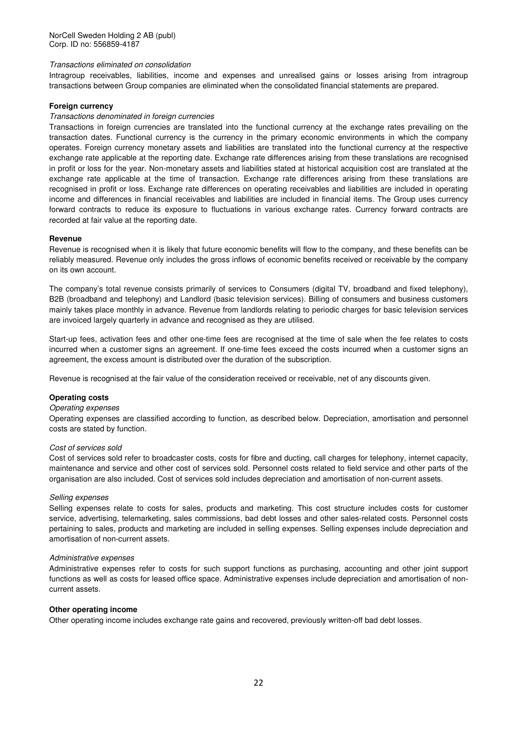*Transactions eliminated on consolidation*

Intragroup receivables, liabilities, income and expenses and unrealised gains or losses arising from intragroup transactions between Group companies are eliminated when the consolidated financial statements are prepared.

**Foreign currency**

*Transactions denominated in foreign currencies*

Transactions in foreign currencies are translated into the functional currency at the exchange rates prevailing on the transaction dates. Functional currency is the currency in the primary economic environments in which the company operates. Foreign currency monetary assets and liabilities are translated into the functional currency at the respective exchange rate applicable at the reporting date. Exchange rate differences arising from these translations are recognised in profit or loss for the year. Non-monetary assets and liabilities stated at historical acquisition cost are translated at the exchange rate applicable at the time of transaction. Exchange rate differences arising from these translations are recognised in profit or loss. Exchange rate differences on operating receivables and liabilities are included in operating income and differences in financial receivables and liabilities are included in financial items. The Group uses currency forward contracts to reduce its exposure to fluctuations in various exchange rates. Currency forward contracts are recorded at fair value at the reporting date.

**Revenue**

Revenue is recognised when it is likely that future economic benefits will flow to the company, and these benefits can be reliably measured. Revenue only includes the gross inflows of economic benefits received or receivable by the company on its own account.

The company's total revenue consists primarily of services to Consumers (digital TV, broadband and fixed telephony), B2B (broadband and telephony) and Landlord (basic television services). Billing of consumers and business customers mainly takes place monthly in advance. Revenue from landlords relating to periodic charges for basic television services are invoiced largely quarterly in advance and recognised as they are utilised.

Start-up fees, activation fees and other one-time fees are recognised at the time of sale when the fee relates to costs incurred when a customer signs an agreement. If one-time fees exceed the costs incurred when a customer signs an agreement, the excess amount is distributed over the duration of the subscription.

Revenue is recognised at the fair value of the consideration received or receivable, net of any discounts given.

**Operating costs**

*Operating expenses*

Operating expenses are classified according to function, as described below. Depreciation, amortisation and personnel costs are stated by function.

*Cost of services sold*

Cost of services sold refer to broadcaster costs, costs for fibre and ducting, call charges for telephony, internet capacity, maintenance and service and other cost of services sold. Personnel costs related to field service and other parts of the organisation are also included. Cost of services sold includes depreciation and amortisation of non-current assets.

*Selling expenses*

Selling expenses relate to costs for sales, products and marketing. This cost structure includes costs for customer service, advertising, telemarketing, sales commissions, bad debt losses and other sales-related costs. Personnel costs pertaining to sales, products and marketing are included in selling expenses. Selling expenses include depreciation and amortisation of non-current assets.

*Administrative expenses*

Administrative expenses refer to costs for such support functions as purchasing, accounting and other joint support functions as well as costs for leased office space. Administrative expenses include depreciation and amortisation of non-current assets.

**Other operating income**

Other operating income includes exchange rate gains and recovered, previously written-off bad debt losses.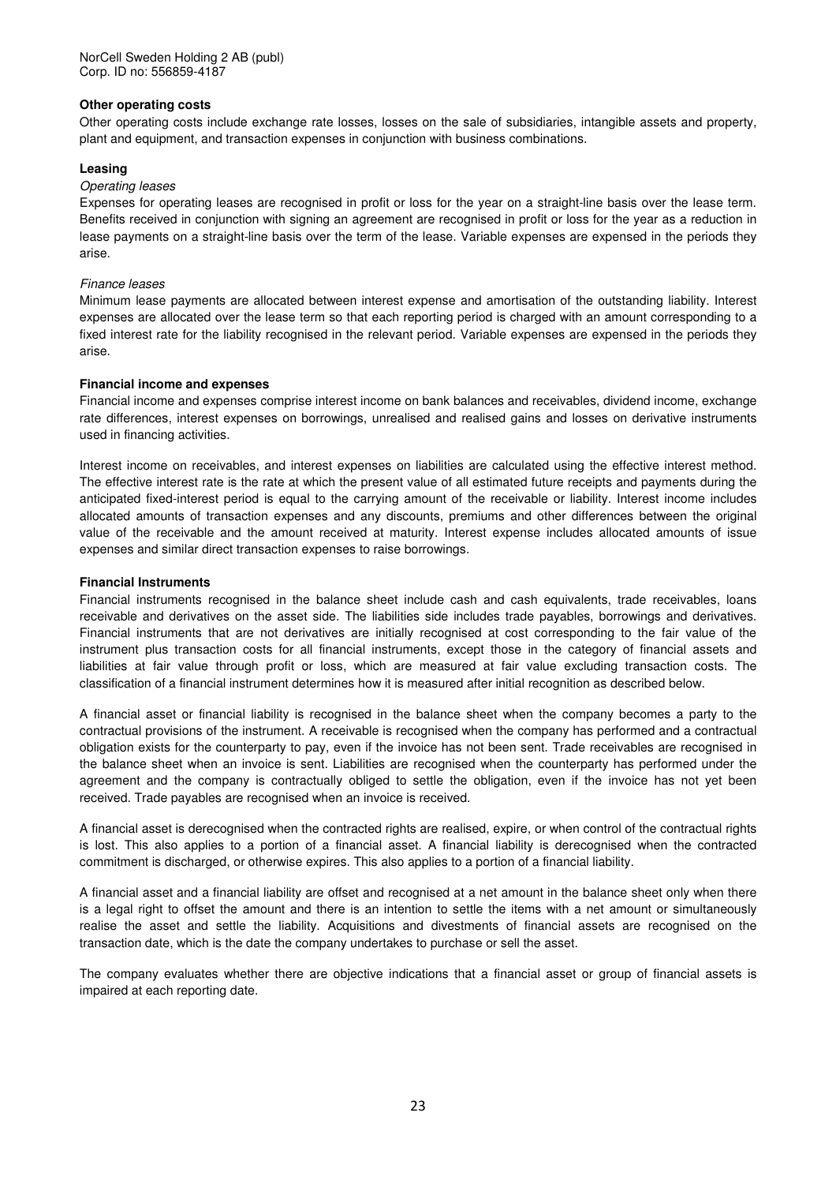**Other operating costs**

Other operating costs include exchange rate losses, losses on the sale of subsidiaries, intangible assets and property, plant and equipment, and transaction expenses in conjunction with business combinations.

**Leasing**

*Operating leases*

Expenses for operating leases are recognised in profit or loss for the year on a straight-line basis over the lease term. Benefits received in conjunction with signing an agreement are recognised in profit or loss for the year as a reduction in lease payments on a straight-line basis over the term of the lease. Variable expenses are expensed in the periods they arise.

*Finance leases*

Minimum lease payments are allocated between interest expense and amortisation of the outstanding liability. Interest expenses are allocated over the lease term so that each reporting period is charged with an amount corresponding to a fixed interest rate for the liability recognised in the relevant period. Variable expenses are expensed in the periods they arise.

**Financial income and expenses**

Financial income and expenses comprise interest income on bank balances and receivables, dividend income, exchange rate differences, interest expenses on borrowings, unrealised and realised gains and losses on derivative instruments used in financing activities.

Interest income on receivables, and interest expenses on liabilities are calculated using the effective interest method. The effective interest rate is the rate at which the present value of all estimated future receipts and payments during the anticipated fixed-interest period is equal to the carrying amount of the receivable or liability. Interest income includes allocated amounts of transaction expenses and any discounts, premiums and other differences between the original value of the receivable and the amount received at maturity. Interest expense includes allocated amounts of issue expenses and similar direct transaction expenses to raise borrowings.

**Financial Instruments**

Financial instruments recognised in the balance sheet include cash and cash equivalents, trade receivables, loans receivable and derivatives on the asset side. The liabilities side includes trade payables, borrowings and derivatives. Financial instruments that are not derivatives are initially recognised at cost corresponding to the fair value of the instrument plus transaction costs for all financial instruments, except those in the category of financial assets and liabilities at fair value through profit or loss, which are measured at fair value excluding transaction costs. The classification of a financial instrument determines how it is measured after initial recognition as described below.

A financial asset or financial liability is recognised in the balance sheet when the company becomes a party to the contractual provisions of the instrument. A receivable is recognised when the company has performed and a contractual obligation exists for the counterparty to pay, even if the invoice has not been sent. Trade receivables are recognised in the balance sheet when an invoice is sent. Liabilities are recognised when the counterparty has performed under the agreement and the company is contractually obliged to settle the obligation, even if the invoice has not yet been received. Trade payables are recognised when an invoice is received.

A financial asset is derecognised when the contracted rights are realised, expire, or when control of the contractual rights is lost. This also applies to a portion of a financial asset. A financial liability is derecognised when the contracted commitment is discharged, or otherwise expires. This also applies to a portion of a financial liability.

A financial asset and a financial liability are offset and recognised at a net amount in the balance sheet only when there is a legal right to offset the amount and there is an intention to settle the items with a net amount or simultaneously realise the asset and settle the liability. Acquisitions and divestments of financial assets are recognised on the transaction date, which is the date the company undertakes to purchase or sell the asset.

The company evaluates whether there are objective indications that a financial asset or group of financial assets is impaired at each reporting date.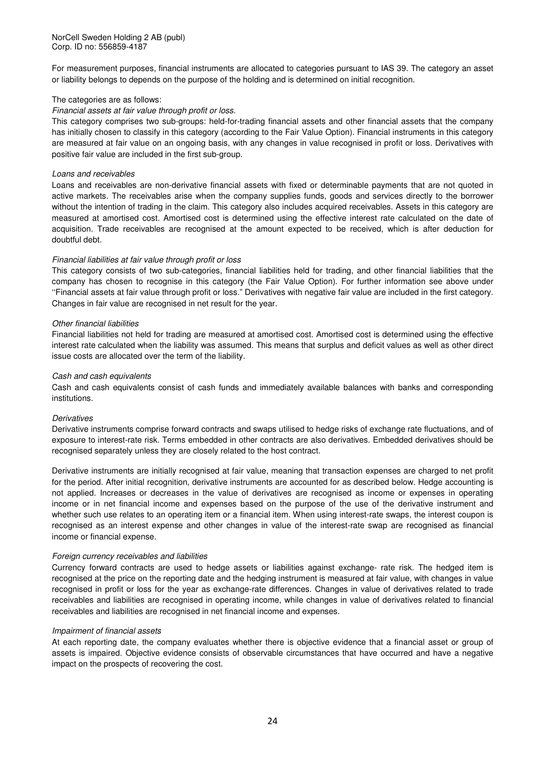For measurement purposes, financial instruments are allocated to categories pursuant to IAS 39. The category an asset or liability belongs to depends on the purpose of the holding and is determined on initial recognition.

The categories are as follows:

*Financial assets at fair value through profit or loss.*

This category comprises two sub-groups: held-for-trading financial assets and other financial assets that the company has initially chosen to classify in this category (according to the Fair Value Option). Financial instruments in this category are measured at fair value on an ongoing basis, with any changes in value recognised in profit or loss. Derivatives with positive fair value are included in the first sub-group.

*Loans and receivables*

Loans and receivables are non-derivative financial assets with fixed or determinable payments that are not quoted in active markets. The receivables arise when the company supplies funds, goods and services directly to the borrower without the intention of trading in the claim. This category also includes acquired receivables. Assets in this category are measured at amortised cost. Amortised cost is determined using the effective interest rate calculated on the date of acquisition. Trade receivables are recognised at the amount expected to be received, which is after deduction for doubtful debt.

*Financial liabilities at fair value through profit or loss*

This category consists of two sub-categories, financial liabilities held for trading, and other financial liabilities that the company has chosen to recognise in this category (the Fair Value Option). For further information see above under ''Financial assets at fair value through profit or loss." Derivatives with negative fair value are included in the first category. Changes in fair value are recognised in net result for the year.

*Other financial liabilities*

Financial liabilities not held for trading are measured at amortised cost. Amortised cost is determined using the effective interest rate calculated when the liability was assumed. This means that surplus and deficit values as well as other direct issue costs are allocated over the term of the liability.

*Cash and cash equivalents*

Cash and cash equivalents consist of cash funds and immediately available balances with banks and corresponding institutions.

*Derivatives*

Derivative instruments comprise forward contracts and swaps utilised to hedge risks of exchange rate fluctuations, and of exposure to interest-rate risk. Terms embedded in other contracts are also derivatives. Embedded derivatives should be recognised separately unless they are closely related to the host contract.

Derivative instruments are initially recognised at fair value, meaning that transaction expenses are charged to net profit for the period. After initial recognition, derivative instruments are accounted for as described below. Hedge accounting is not applied. Increases or decreases in the value of derivatives are recognised as income or expenses in operating income or in net financial income and expenses based on the purpose of the use of the derivative instrument and whether such use relates to an operating item or a financial item. When using interest-rate swaps, the interest coupon is recognised as an interest expense and other changes in value of the interest-rate swap are recognised as financial income or financial expense.

*Foreign currency receivables and liabilities*

Currency forward contracts are used to hedge assets or liabilities against exchange- rate risk. The hedged item is recognised at the price on the reporting date and the hedging instrument is measured at fair value, with changes in value recognised in profit or loss for the year as exchange-rate differences. Changes in value of derivatives related to trade receivables and liabilities are recognised in operating income, while changes in value of derivatives related to financial receivables and liabilities are recognised in net financial income and expenses.

*Impairment of financial assets*

At each reporting date, the company evaluates whether there is objective evidence that a financial asset or group of assets is impaired. Objective evidence consists of observable circumstances that have occurred and have a negative impact on the prospects of recovering the cost.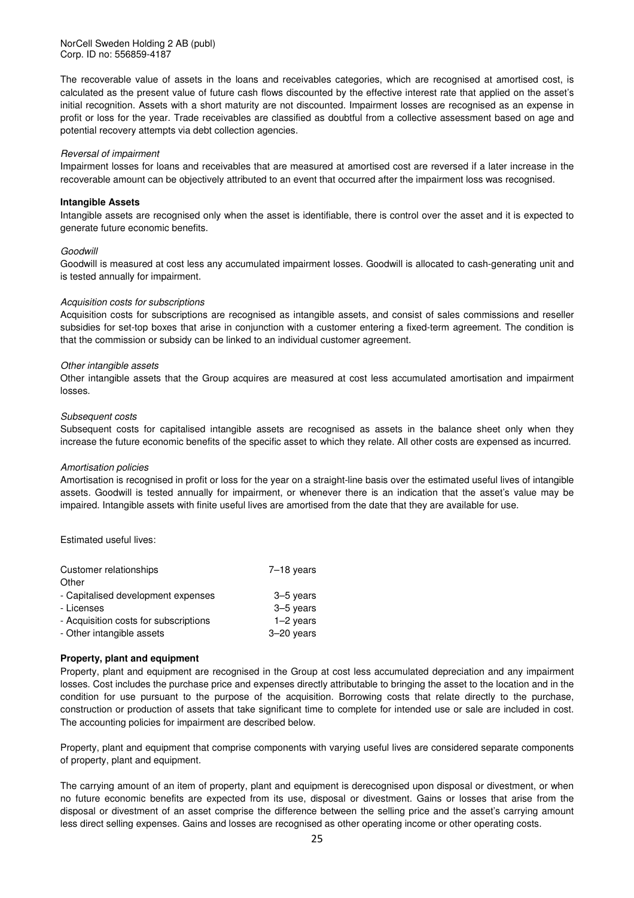The recoverable value of assets in the loans and receivables categories, which are recognised at amortised cost, is calculated as the present value of future cash flows discounted by the effective interest rate that applied on the asset's initial recognition. Assets with a short maturity are not discounted. Impairment losses are recognised as an expense in profit or loss for the year. Trade receivables are classified as doubtful from a collective assessment based on age and potential recovery attempts via debt collection agencies.

*Reversal of impairment*

Impairment losses for loans and receivables that are measured at amortised cost are reversed if a later increase in the recoverable amount can be objectively attributed to an event that occurred after the impairment loss was recognised.

**Intangible Assets**

Intangible assets are recognised only when the asset is identifiable, there is control over the asset and it is expected to generate future economic benefits.

*Goodwill*

Goodwill is measured at cost less any accumulated impairment losses. Goodwill is allocated to cash-generating unit and is tested annually for impairment.

*Acquisition costs for subscriptions*

Acquisition costs for subscriptions are recognised as intangible assets, and consist of sales commissions and reseller subsidies for set-top boxes that arise in conjunction with a customer entering a fixed-term agreement. The condition is that the commission or subsidy can be linked to an individual customer agreement.

*Other intangible assets*

Other intangible assets that the Group acquires are measured at cost less accumulated amortisation and impairment losses.

*Subsequent costs*

Subsequent costs for capitalised intangible assets are recognised as assets in the balance sheet only when they increase the future economic benefits of the specific asset to which they relate. All other costs are expensed as incurred.

*Amortisation policies*

Amortisation is recognised in profit or loss for the year on a straight-line basis over the estimated useful lives of intangible assets. Goodwill is tested annually for impairment, or whenever there is an indication that the asset's value may be impaired. Intangible assets with finite useful lives are amortised from the date that they are available for use.

Estimated useful lives:

| | |
|---|---|
| Customer relationships | 7–18 years |
| Other | |
| - Capitalised development expenses | 3–5 years |
| - Licenses | 3–5 years |
| - Acquisition costs for subscriptions | 1–2 years |
| - Other intangible assets | 3–20 years |

**Property, plant and equipment**

Property, plant and equipment are recognised in the Group at cost less accumulated depreciation and any impairment losses. Cost includes the purchase price and expenses directly attributable to bringing the asset to the location and in the condition for use pursuant to the purpose of the acquisition. Borrowing costs that relate directly to the purchase, construction or production of assets that take significant time to complete for intended use or sale are included in cost. The accounting policies for impairment are described below.

Property, plant and equipment that comprise components with varying useful lives are considered separate components of property, plant and equipment.

The carrying amount of an item of property, plant and equipment is derecognised upon disposal or divestment, or when no future economic benefits are expected from its use, disposal or divestment. Gains or losses that arise from the disposal or divestment of an asset comprise the difference between the selling price and the asset's carrying amount less direct selling expenses. Gains and losses are recognised as other operating income or other operating costs.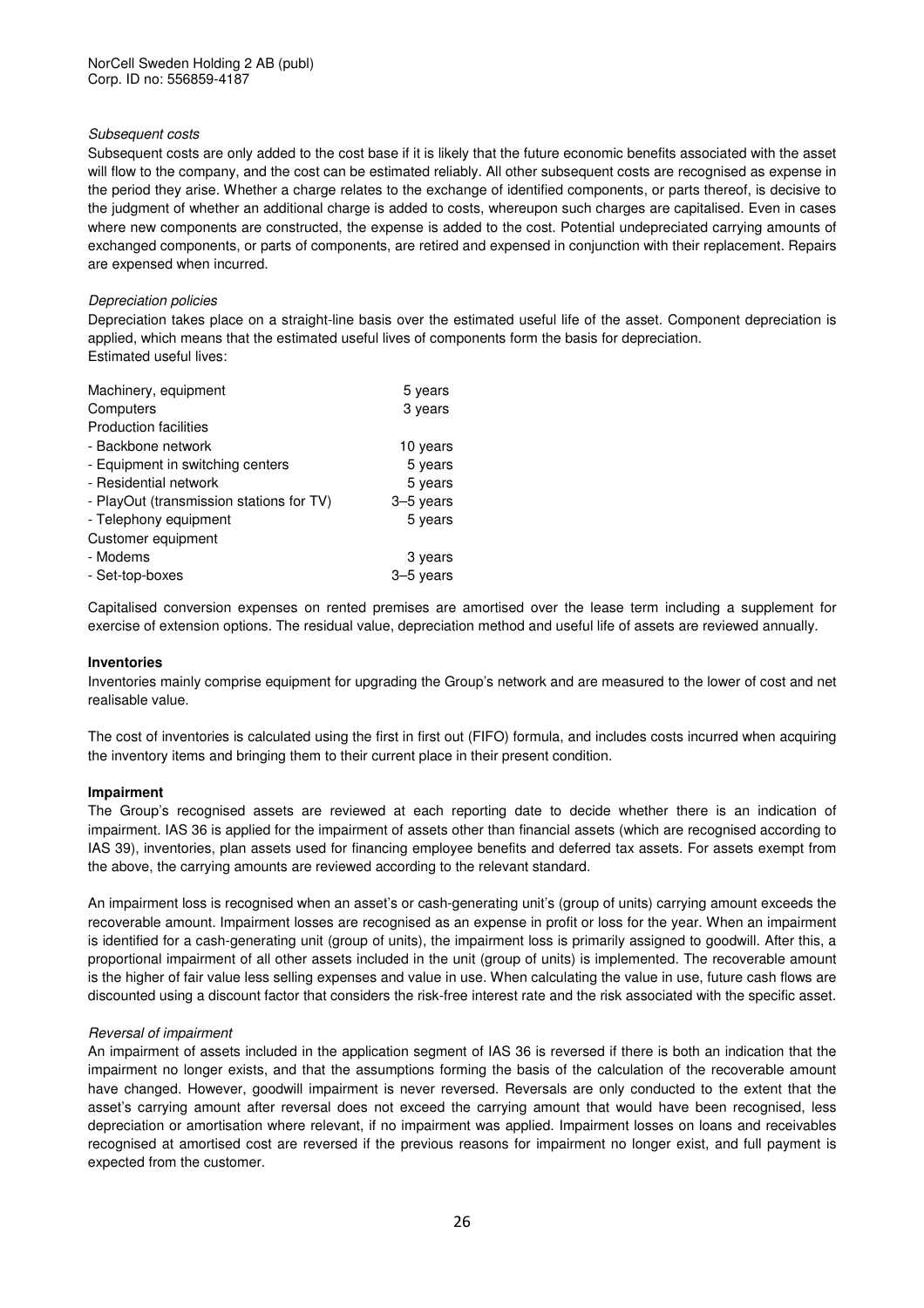*Subsequent costs*

Subsequent costs are only added to the cost base if it is likely that the future economic benefits associated with the asset will flow to the company, and the cost can be estimated reliably. All other subsequent costs are recognised as expense in the period they arise. Whether a charge relates to the exchange of identified components, or parts thereof, is decisive to the judgment of whether an additional charge is added to costs, whereupon such charges are capitalised. Even in cases where new components are constructed, the expense is added to the cost. Potential undepreciated carrying amounts of exchanged components, or parts of components, are retired and expensed in conjunction with their replacement. Repairs are expensed when incurred.

*Depreciation policies*

Depreciation takes place on a straight-line basis over the estimated useful life of the asset. Component depreciation is applied, which means that the estimated useful lives of components form the basis for depreciation.
Estimated useful lives:

| | |
|---|---|
| Machinery, equipment | 5 years |
| Computers | 3 years |
| Production facilities | |
| - Backbone network | 10 years |
| - Equipment in switching centers | 5 years |
| - Residential network | 5 years |
| - PlayOut (transmission stations for TV) | 3–5 years |
| - Telephony equipment | 5 years |
| Customer equipment | |
| - Modems | 3 years |
| - Set-top-boxes | 3–5 years |

Capitalised conversion expenses on rented premises are amortised over the lease term including a supplement for exercise of extension options. The residual value, depreciation method and useful life of assets are reviewed annually.

**Inventories**

Inventories mainly comprise equipment for upgrading the Group's network and are measured to the lower of cost and net realisable value.

The cost of inventories is calculated using the first in first out (FIFO) formula, and includes costs incurred when acquiring the inventory items and bringing them to their current place in their present condition.

**Impairment**

The Group's recognised assets are reviewed at each reporting date to decide whether there is an indication of impairment. IAS 36 is applied for the impairment of assets other than financial assets (which are recognised according to IAS 39), inventories, plan assets used for financing employee benefits and deferred tax assets. For assets exempt from the above, the carrying amounts are reviewed according to the relevant standard.

An impairment loss is recognised when an asset's or cash-generating unit's (group of units) carrying amount exceeds the recoverable amount. Impairment losses are recognised as an expense in profit or loss for the year. When an impairment is identified for a cash-generating unit (group of units), the impairment loss is primarily assigned to goodwill. After this, a proportional impairment of all other assets included in the unit (group of units) is implemented. The recoverable amount is the higher of fair value less selling expenses and value in use. When calculating the value in use, future cash flows are discounted using a discount factor that considers the risk-free interest rate and the risk associated with the specific asset.

*Reversal of impairment*

An impairment of assets included in the application segment of IAS 36 is reversed if there is both an indication that the impairment no longer exists, and that the assumptions forming the basis of the calculation of the recoverable amount have changed. However, goodwill impairment is never reversed. Reversals are only conducted to the extent that the asset's carrying amount after reversal does not exceed the carrying amount that would have been recognised, less depreciation or amortisation where relevant, if no impairment was applied. Impairment losses on loans and receivables recognised at amortised cost are reversed if the previous reasons for impairment no longer exist, and full payment is expected from the customer.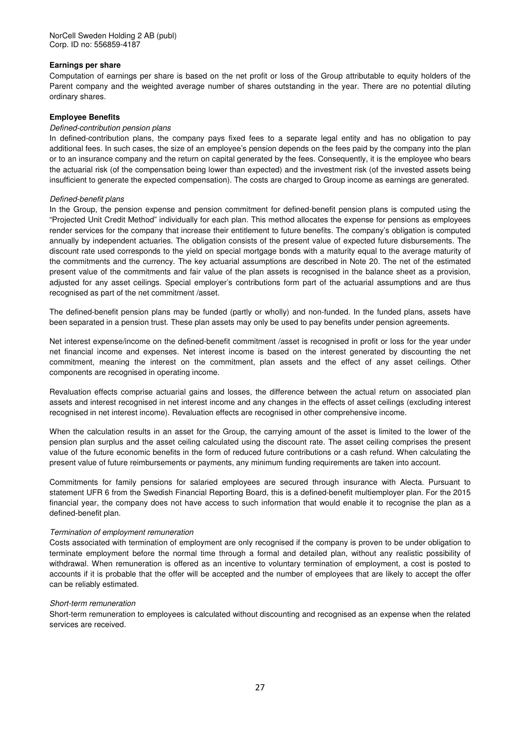**Earnings per share**

Computation of earnings per share is based on the net profit or loss of the Group attributable to equity holders of the Parent company and the weighted average number of shares outstanding in the year. There are no potential diluting ordinary shares.

**Employee Benefits**

*Defined-contribution pension plans*

In defined-contribution plans, the company pays fixed fees to a separate legal entity and has no obligation to pay additional fees. In such cases, the size of an employee's pension depends on the fees paid by the company into the plan or to an insurance company and the return on capital generated by the fees. Consequently, it is the employee who bears the actuarial risk (of the compensation being lower than expected) and the investment risk (of the invested assets being insufficient to generate the expected compensation). The costs are charged to Group income as earnings are generated.

*Defined-benefit plans*

In the Group, the pension expense and pension commitment for defined-benefit pension plans is computed using the "Projected Unit Credit Method" individually for each plan. This method allocates the expense for pensions as employees render services for the company that increase their entitlement to future benefits. The company's obligation is computed annually by independent actuaries. The obligation consists of the present value of expected future disbursements. The discount rate used corresponds to the yield on special mortgage bonds with a maturity equal to the average maturity of the commitments and the currency. The key actuarial assumptions are described in Note 20. The net of the estimated present value of the commitments and fair value of the plan assets is recognised in the balance sheet as a provision, adjusted for any asset ceilings. Special employer's contributions form part of the actuarial assumptions and are thus recognised as part of the net commitment /asset.

The defined-benefit pension plans may be funded (partly or wholly) and non-funded. In the funded plans, assets have been separated in a pension trust. These plan assets may only be used to pay benefits under pension agreements.

Net interest expense/income on the defined-benefit commitment /asset is recognised in profit or loss for the year under net financial income and expenses. Net interest income is based on the interest generated by discounting the net commitment, meaning the interest on the commitment, plan assets and the effect of any asset ceilings. Other components are recognised in operating income.

Revaluation effects comprise actuarial gains and losses, the difference between the actual return on associated plan assets and interest recognised in net interest income and any changes in the effects of asset ceilings (excluding interest recognised in net interest income). Revaluation effects are recognised in other comprehensive income.

When the calculation results in an asset for the Group, the carrying amount of the asset is limited to the lower of the pension plan surplus and the asset ceiling calculated using the discount rate. The asset ceiling comprises the present value of the future economic benefits in the form of reduced future contributions or a cash refund. When calculating the present value of future reimbursements or payments, any minimum funding requirements are taken into account.

Commitments for family pensions for salaried employees are secured through insurance with Alecta. Pursuant to statement UFR 6 from the Swedish Financial Reporting Board, this is a defined-benefit multiemployer plan. For the 2015 financial year, the company does not have access to such information that would enable it to recognise the plan as a defined-benefit plan.

*Termination of employment remuneration*

Costs associated with termination of employment are only recognised if the company is proven to be under obligation to terminate employment before the normal time through a formal and detailed plan, without any realistic possibility of withdrawal. When remuneration is offered as an incentive to voluntary termination of employment, a cost is posted to accounts if it is probable that the offer will be accepted and the number of employees that are likely to accept the offer can be reliably estimated.

*Short-term remuneration*

Short-term remuneration to employees is calculated without discounting and recognised as an expense when the related services are received.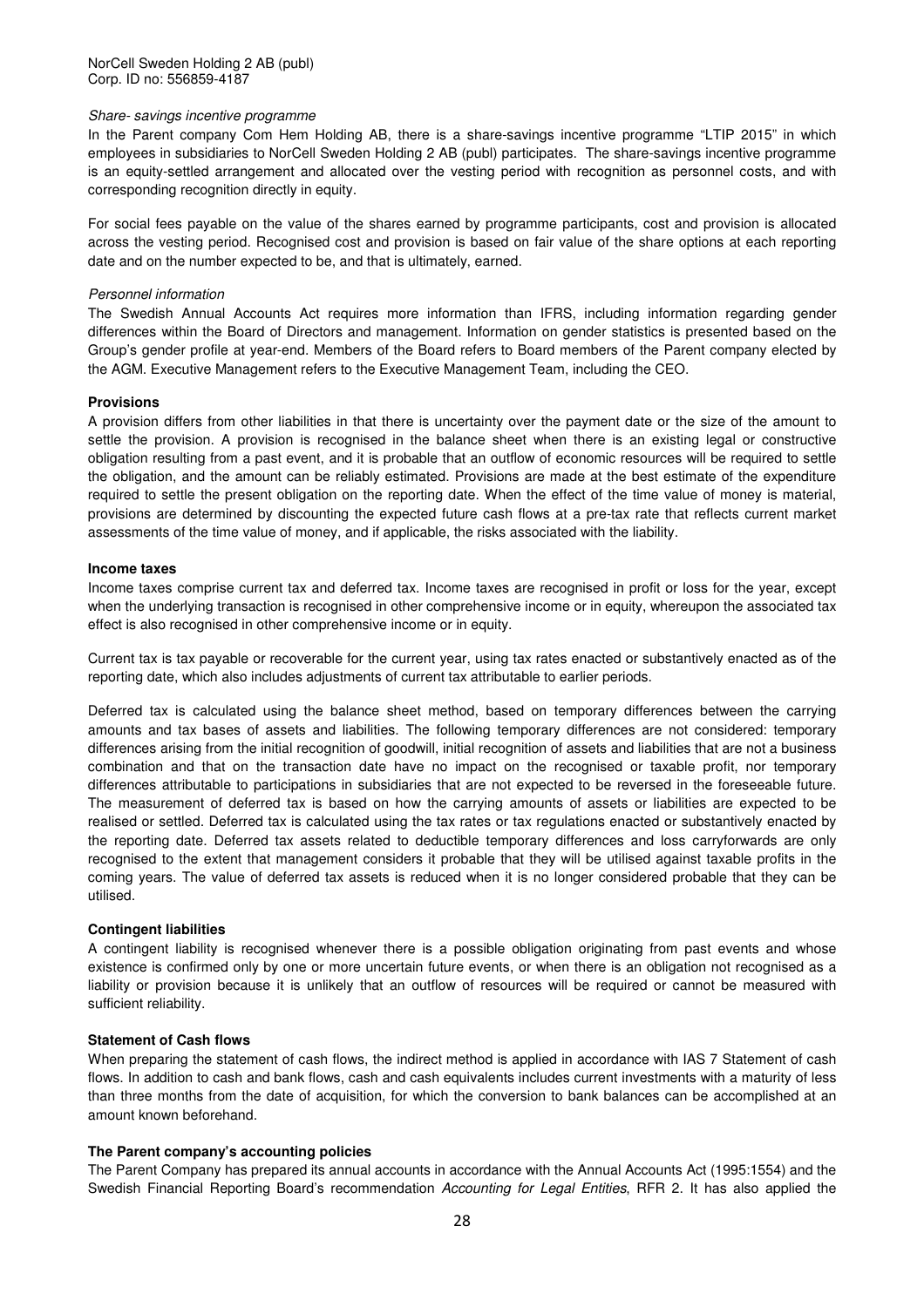*Share- savings incentive programme*

In the Parent company Com Hem Holding AB, there is a share-savings incentive programme "LTIP 2015" in which employees in subsidiaries to NorCell Sweden Holding 2 AB (publ) participates. The share-savings incentive programme is an equity-settled arrangement and allocated over the vesting period with recognition as personnel costs, and with corresponding recognition directly in equity.

For social fees payable on the value of the shares earned by programme participants, cost and provision is allocated across the vesting period. Recognised cost and provision is based on fair value of the share options at each reporting date and on the number expected to be, and that is ultimately, earned.

*Personnel information*

The Swedish Annual Accounts Act requires more information than IFRS, including information regarding gender differences within the Board of Directors and management. Information on gender statistics is presented based on the Group's gender profile at year-end. Members of the Board refers to Board members of the Parent company elected by the AGM. Executive Management refers to the Executive Management Team, including the CEO.

**Provisions**

A provision differs from other liabilities in that there is uncertainty over the payment date or the size of the amount to settle the provision. A provision is recognised in the balance sheet when there is an existing legal or constructive obligation resulting from a past event, and it is probable that an outflow of economic resources will be required to settle the obligation, and the amount can be reliably estimated. Provisions are made at the best estimate of the expenditure required to settle the present obligation on the reporting date. When the effect of the time value of money is material, provisions are determined by discounting the expected future cash flows at a pre-tax rate that reflects current market assessments of the time value of money, and if applicable, the risks associated with the liability.

**Income taxes**

Income taxes comprise current tax and deferred tax. Income taxes are recognised in profit or loss for the year, except when the underlying transaction is recognised in other comprehensive income or in equity, whereupon the associated tax effect is also recognised in other comprehensive income or in equity.

Current tax is tax payable or recoverable for the current year, using tax rates enacted or substantively enacted as of the reporting date, which also includes adjustments of current tax attributable to earlier periods.

Deferred tax is calculated using the balance sheet method, based on temporary differences between the carrying amounts and tax bases of assets and liabilities. The following temporary differences are not considered: temporary differences arising from the initial recognition of goodwill, initial recognition of assets and liabilities that are not a business combination and that on the transaction date have no impact on the recognised or taxable profit, nor temporary differences attributable to participations in subsidiaries that are not expected to be reversed in the foreseeable future. The measurement of deferred tax is based on how the carrying amounts of assets or liabilities are expected to be realised or settled. Deferred tax is calculated using the tax rates or tax regulations enacted or substantively enacted by the reporting date. Deferred tax assets related to deductible temporary differences and loss carryforwards are only recognised to the extent that management considers it probable that they will be utilised against taxable profits in the coming years. The value of deferred tax assets is reduced when it is no longer considered probable that they can be utilised.

**Contingent liabilities**

A contingent liability is recognised whenever there is a possible obligation originating from past events and whose existence is confirmed only by one or more uncertain future events, or when there is an obligation not recognised as a liability or provision because it is unlikely that an outflow of resources will be required or cannot be measured with sufficient reliability.

**Statement of Cash flows**

When preparing the statement of cash flows, the indirect method is applied in accordance with IAS 7 Statement of cash flows. In addition to cash and bank flows, cash and cash equivalents includes current investments with a maturity of less than three months from the date of acquisition, for which the conversion to bank balances can be accomplished at an amount known beforehand.

**The Parent company's accounting policies**

The Parent Company has prepared its annual accounts in accordance with the Annual Accounts Act (1995:1554) and the Swedish Financial Reporting Board's recommendation *Accounting for Legal Entities*, RFR 2. It has also applied the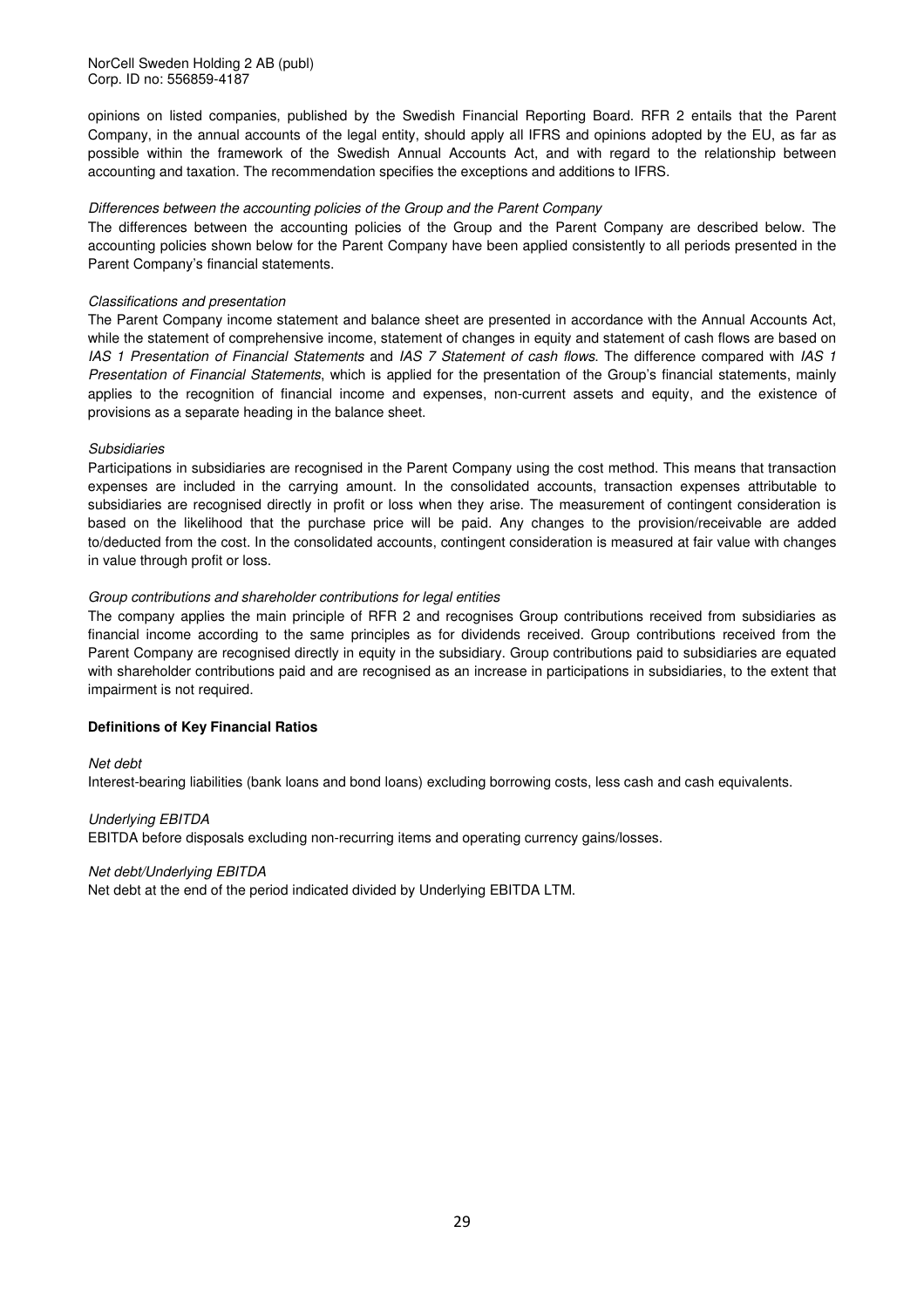opinions on listed companies, published by the Swedish Financial Reporting Board. RFR 2 entails that the Parent Company, in the annual accounts of the legal entity, should apply all IFRS and opinions adopted by the EU, as far as possible within the framework of the Swedish Annual Accounts Act, and with regard to the relationship between accounting and taxation. The recommendation specifies the exceptions and additions to IFRS.

*Differences between the accounting policies of the Group and the Parent Company*

The differences between the accounting policies of the Group and the Parent Company are described below. The accounting policies shown below for the Parent Company have been applied consistently to all periods presented in the Parent Company's financial statements.

*Classifications and presentation*

The Parent Company income statement and balance sheet are presented in accordance with the Annual Accounts Act, while the statement of comprehensive income, statement of changes in equity and statement of cash flows are based on *IAS 1 Presentation of Financial Statements* and *IAS 7 Statement of cash flows*. The difference compared with *IAS 1 Presentation of Financial Statements*, which is applied for the presentation of the Group's financial statements, mainly applies to the recognition of financial income and expenses, non-current assets and equity, and the existence of provisions as a separate heading in the balance sheet.

*Subsidiaries*

Participations in subsidiaries are recognised in the Parent Company using the cost method. This means that transaction expenses are included in the carrying amount. In the consolidated accounts, transaction expenses attributable to subsidiaries are recognised directly in profit or loss when they arise. The measurement of contingent consideration is based on the likelihood that the purchase price will be paid. Any changes to the provision/receivable are added to/deducted from the cost. In the consolidated accounts, contingent consideration is measured at fair value with changes in value through profit or loss.

*Group contributions and shareholder contributions for legal entities*

The company applies the main principle of RFR 2 and recognises Group contributions received from subsidiaries as financial income according to the same principles as for dividends received. Group contributions received from the Parent Company are recognised directly in equity in the subsidiary. Group contributions paid to subsidiaries are equated with shareholder contributions paid and are recognised as an increase in participations in subsidiaries, to the extent that impairment is not required.

**Definitions of Key Financial Ratios**

*Net debt*

Interest-bearing liabilities (bank loans and bond loans) excluding borrowing costs, less cash and cash equivalents.

*Underlying EBITDA*

EBITDA before disposals excluding non-recurring items and operating currency gains/losses.

*Net debt/Underlying EBITDA*

Net debt at the end of the period indicated divided by Underlying EBITDA LTM.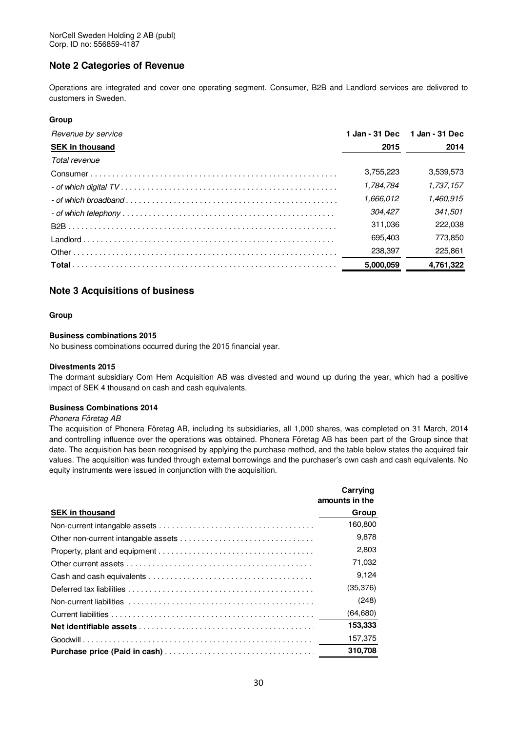NorCell Sweden Holding 2 AB (publ)
Corp. ID no: 556859-4187

## Note 2 Categories of Revenue

Operations are integrated and cover one operating segment. Consumer, B2B and Landlord services are delivered to customers in Sweden.

**Group**

| *Revenue by service* | **1 Jan - 31 Dec** | **1 Jan - 31 Dec** |
|---|---|---|
| **SEK in thousand** | **2015** | **2014** |
| *Total revenue* | | |
| Consumer | 3,755,223 | 3,539,573 |
| *- of which digital TV* | *1,784,784* | *1,737,157* |
| *- of which broadband* | *1,666,012* | *1,460,915* |
| *- of which telephony* | *304,427* | *341,501* |
| B2B | 311,036 | 222,038 |
| Landlord | 695,403 | 773,850 |
| Other | 238,397 | 225,861 |
| **Total** | **5,000,059** | **4,761,322** |

## Note 3 Acquisitions of business

**Group**

**Business combinations 2015**

No business combinations occurred during the 2015 financial year.

**Divestments 2015**

The dormant subsidiary Com Hem Acquisition AB was divested and wound up during the year, which had a positive impact of SEK 4 thousand on cash and cash equivalents.

**Business Combinations 2014**

*Phonera Företag AB*

The acquisition of Phonera Företag AB, including its subsidiaries, all 1,000 shares, was completed on 31 March, 2014 and controlling influence over the operations was obtained. Phonera Företag AB has been part of the Group since that date. The acquisition has been recognised by applying the purchase method, and the table below states the acquired fair values. The acquisition was funded through external borrowings and the purchaser's own cash and cash equivalents. No equity instruments were issued in conjunction with the acquisition.

| **SEK in thousand** | **Carrying amounts in the Group** |
|---|---|
| Non-current intangable assets | 160,800 |
| Other non-current intangable assets | 9,878 |
| Property, plant and equipment | 2,803 |
| Other current assets | 71,032 |
| Cash and cash equivalents | 9,124 |
| Deferred tax liabilities | (35,376) |
| Non-current liabilities | (248) |
| Current liabilities | (64,680) |
| **Net identifiable assets** | **153,333** |
| Goodwill | 157,375 |
| **Purchase price (Paid in cash)** | **310,708** |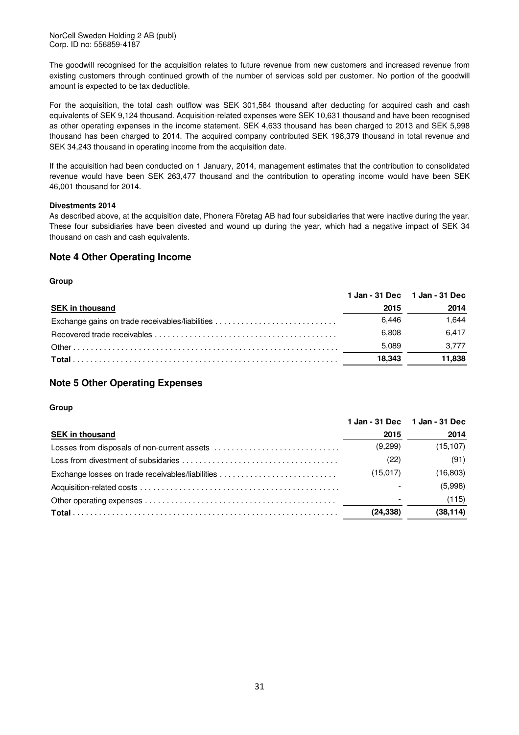The goodwill recognised for the acquisition relates to future revenue from new customers and increased revenue from existing customers through continued growth of the number of services sold per customer. No portion of the goodwill amount is expected to be tax deductible.

For the acquisition, the total cash outflow was SEK 301,584 thousand after deducting for acquired cash and cash equivalents of SEK 9,124 thousand. Acquisition-related expenses were SEK 10,631 thousand and have been recognised as other operating expenses in the income statement. SEK 4,633 thousand has been charged to 2013 and SEK 5,998 thousand has been charged to 2014. The acquired company contributed SEK 198,379 thousand in total revenue and SEK 34,243 thousand in operating income from the acquisition date.

If the acquisition had been conducted on 1 January, 2014, management estimates that the contribution to consolidated revenue would have been SEK 263,477 thousand and the contribution to operating income would have been SEK 46,001 thousand for 2014.

**Divestments 2014**

As described above, at the acquisition date, Phonera Företag AB had four subsidiaries that were inactive during the year. These four subsidiaries have been divested and wound up during the year, which had a negative impact of SEK 34 thousand on cash and cash equivalents.

## Note 4 Other Operating Income

**Group**

| SEK in thousand | 1 Jan - 31 Dec 2015 | 1 Jan - 31 Dec 2014 |
|---|---|---|
| Exchange gains on trade receivables/liabilities | 6,446 | 1,644 |
| Recovered trade receivables | 6,808 | 6,417 |
| Other | 5,089 | 3,777 |
| **Total** | **18,343** | **11,838** |

## Note 5 Other Operating Expenses

**Group**

| SEK in thousand | 1 Jan - 31 Dec 2015 | 1 Jan - 31 Dec 2014 |
|---|---|---|
| Losses from disposals of non-current assets | (9,299) | (15,107) |
| Loss from divestment of subsidaries | (22) | (91) |
| Exchange losses on trade receivables/liabilities | (15,017) | (16,803) |
| Acquisition-related costs | - | (5,998) |
| Other operating expenses | - | (115) |
| **Total** | **(24,338)** | **(38,114)** |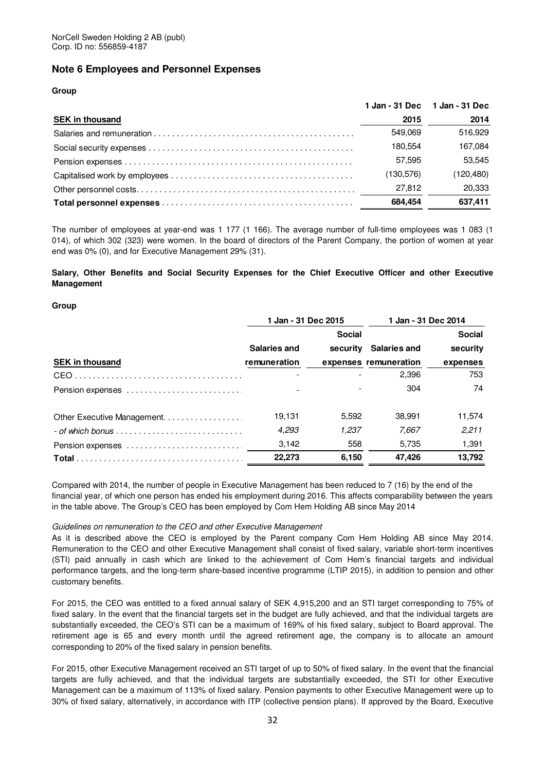NorCell Sweden Holding 2 AB (publ)
Corp. ID no: 556859-4187

## Note 6 Employees and Personnel Expenses

**Group**

| SEK in thousand | 1 Jan - 31 Dec 2015 | 1 Jan - 31 Dec 2014 |
|---|---|---|
| Salaries and remuneration | 549,069 | 516,929 |
| Social security expenses | 180,554 | 167,084 |
| Pension expenses | 57,595 | 53,545 |
| Capitalised work by employees | (130,576) | (120,480) |
| Other personnel costs | 27,812 | 20,333 |
| **Total personnel expenses** | **684,454** | **637,411** |

The number of employees at year-end was 1 177 (1 166). The average number of full-time employees was 1 083 (1 014), of which 302 (323) were women. In the board of directors of the Parent Company, the portion of women at year end was 0% (0), and for Executive Management 29% (31).

**Salary, Other Benefits and Social Security Expenses for the Chief Executive Officer and other Executive Management**

**Group**

| | 1 Jan - 31 Dec 2015 | | 1 Jan - 31 Dec 2014 | |
|---|---|---|---|---|
| SEK in thousand | Salaries and remuneration | Social security expenses | Salaries and remuneration | Social security expenses |
| CEO | - | - | 2,396 | 753 |
| Pension expenses | - | - | 304 | 74 |
| Other Executive Management | 19,131 | 5,592 | 38,991 | 11,574 |
| *- of which bonus* | *4,293* | *1,237* | *7,667* | *2,211* |
| Pension expenses | 3,142 | 558 | 5,735 | 1,391 |
| **Total** | **22,273** | **6,150** | **47,426** | **13,792** |

Compared with 2014, the number of people in Executive Management has been reduced to 7 (16) by the end of the financial year, of which one person has ended his employment during 2016. This affects comparability between the years in the table above. The Group's CEO has been employed by Com Hem Holding AB since May 2014

*Guidelines on remuneration to the CEO and other Executive Management*

As it is described above the CEO is employed by the Parent company Com Hem Holding AB since May 2014. Remuneration to the CEO and other Executive Management shall consist of fixed salary, variable short-term incentives (STI) paid annually in cash which are linked to the achievement of Com Hem's financial targets and individual performance targets, and the long-term share-based incentive programme (LTIP 2015), in addition to pension and other customary benefits.

For 2015, the CEO was entitled to a fixed annual salary of SEK 4,915,200 and an STI target corresponding to 75% of fixed salary. In the event that the financial targets set in the budget are fully achieved, and that the individual targets are substantially exceeded, the CEO's STI can be a maximum of 169% of his fixed salary, subject to Board approval. The retirement age is 65 and every month until the agreed retirement age, the company is to allocate an amount corresponding to 20% of the fixed salary in pension benefits.

For 2015, other Executive Management received an STI target of up to 50% of fixed salary. In the event that the financial targets are fully achieved, and that the individual targets are substantially exceeded, the STI for other Executive Management can be a maximum of 113% of fixed salary. Pension payments to other Executive Management were up to 30% of fixed salary, alternatively, in accordance with ITP (collective pension plans). If approved by the Board, Executive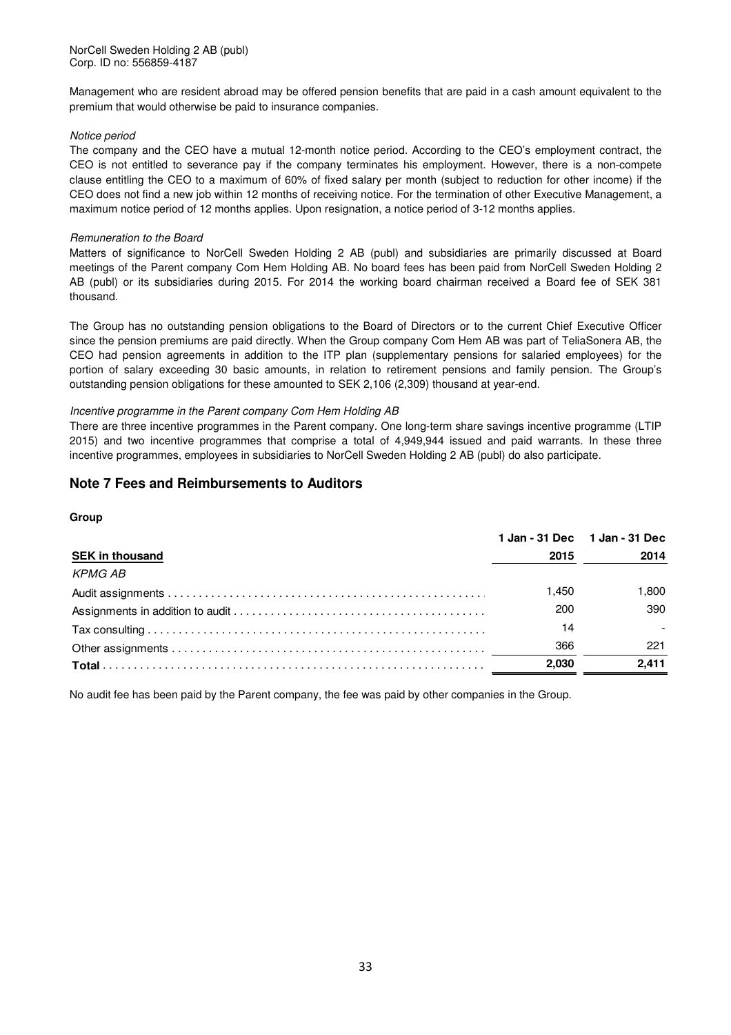Management who are resident abroad may be offered pension benefits that are paid in a cash amount equivalent to the premium that would otherwise be paid to insurance companies.

*Notice period*

The company and the CEO have a mutual 12-month notice period. According to the CEO's employment contract, the CEO is not entitled to severance pay if the company terminates his employment. However, there is a non-compete clause entitling the CEO to a maximum of 60% of fixed salary per month (subject to reduction for other income) if the CEO does not find a new job within 12 months of receiving notice. For the termination of other Executive Management, a maximum notice period of 12 months applies. Upon resignation, a notice period of 3-12 months applies.

*Remuneration to the Board*

Matters of significance to NorCell Sweden Holding 2 AB (publ) and subsidiaries are primarily discussed at Board meetings of the Parent company Com Hem Holding AB. No board fees has been paid from NorCell Sweden Holding 2 AB (publ) or its subsidiaries during 2015. For 2014 the working board chairman received a Board fee of SEK 381 thousand.

The Group has no outstanding pension obligations to the Board of Directors or to the current Chief Executive Officer since the pension premiums are paid directly. When the Group company Com Hem AB was part of TeliaSonera AB, the CEO had pension agreements in addition to the ITP plan (supplementary pensions for salaried employees) for the portion of salary exceeding 30 basic amounts, in relation to retirement pensions and family pension. The Group's outstanding pension obligations for these amounted to SEK 2,106 (2,309) thousand at year-end.

*Incentive programme in the Parent company Com Hem Holding AB*

There are three incentive programmes in the Parent company. One long-term share savings incentive programme (LTIP 2015) and two incentive programmes that comprise a total of 4,949,944 issued and paid warrants. In these three incentive programmes, employees in subsidiaries to NorCell Sweden Holding 2 AB (publ) do also participate.

## Note 7 Fees and Reimbursements to Auditors

**Group**

| SEK in thousand | 1 Jan - 31 Dec 2015 | 1 Jan - 31 Dec 2014 |
|---|---|---|
| *KPMG AB* | | |
| Audit assignments | 1,450 | 1,800 |
| Assignments in addition to audit | 200 | 390 |
| Tax consulting | 14 | - |
| Other assignments | 366 | 221 |
| **Total** | **2,030** | **2,411** |

No audit fee has been paid by the Parent company, the fee was paid by other companies in the Group.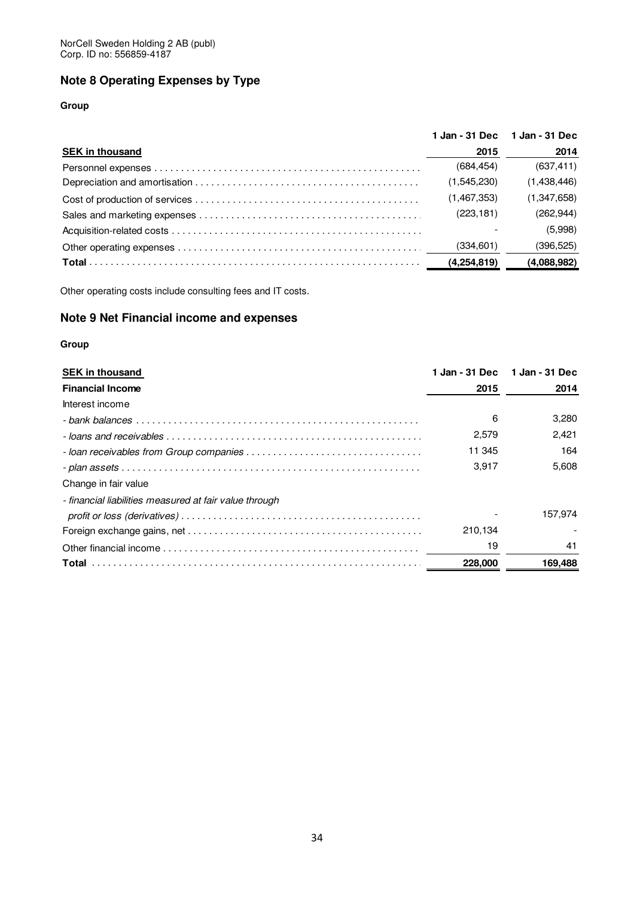NorCell Sweden Holding 2 AB (publ)
Corp. ID no: 556859-4187

## Note 8 Operating Expenses by Type

**Group**

| SEK in thousand | 1 Jan - 31 Dec 2015 | 1 Jan - 31 Dec 2014 |
|---|---|---|
| Personnel expenses | (684,454) | (637,411) |
| Depreciation and amortisation | (1,545,230) | (1,438,446) |
| Cost of production of services | (1,467,353) | (1,347,658) |
| Sales and marketing expenses | (223,181) | (262,944) |
| Acquisition-related costs | - | (5,998) |
| Other operating expenses | (334,601) | (396,525) |
| **Total** | **(4,254,819)** | **(4,088,982)** |

Other operating costs include consulting fees and IT costs.

## Note 9 Net Financial income and expenses

**Group**

| SEK in thousand | 1 Jan - 31 Dec | 1 Jan - 31 Dec |
|---|---|---|
| **Financial Income** | **2015** | **2014** |
| Interest income | | |
| *- bank balances* | 6 | 3,280 |
| *- loans and receivables* | 2,579 | 2,421 |
| *- loan receivables from Group companies* | 11 345 | 164 |
| *- plan assets* | 3,917 | 5,608 |
| Change in fair value | | |
| *- financial liabilities measured at fair value through profit or loss (derivatives)* | - | 157,974 |
| Foreign exchange gains, net | 210,134 | - |
| Other financial income | 19 | 41 |
| **Total** | **228,000** | **169,488** |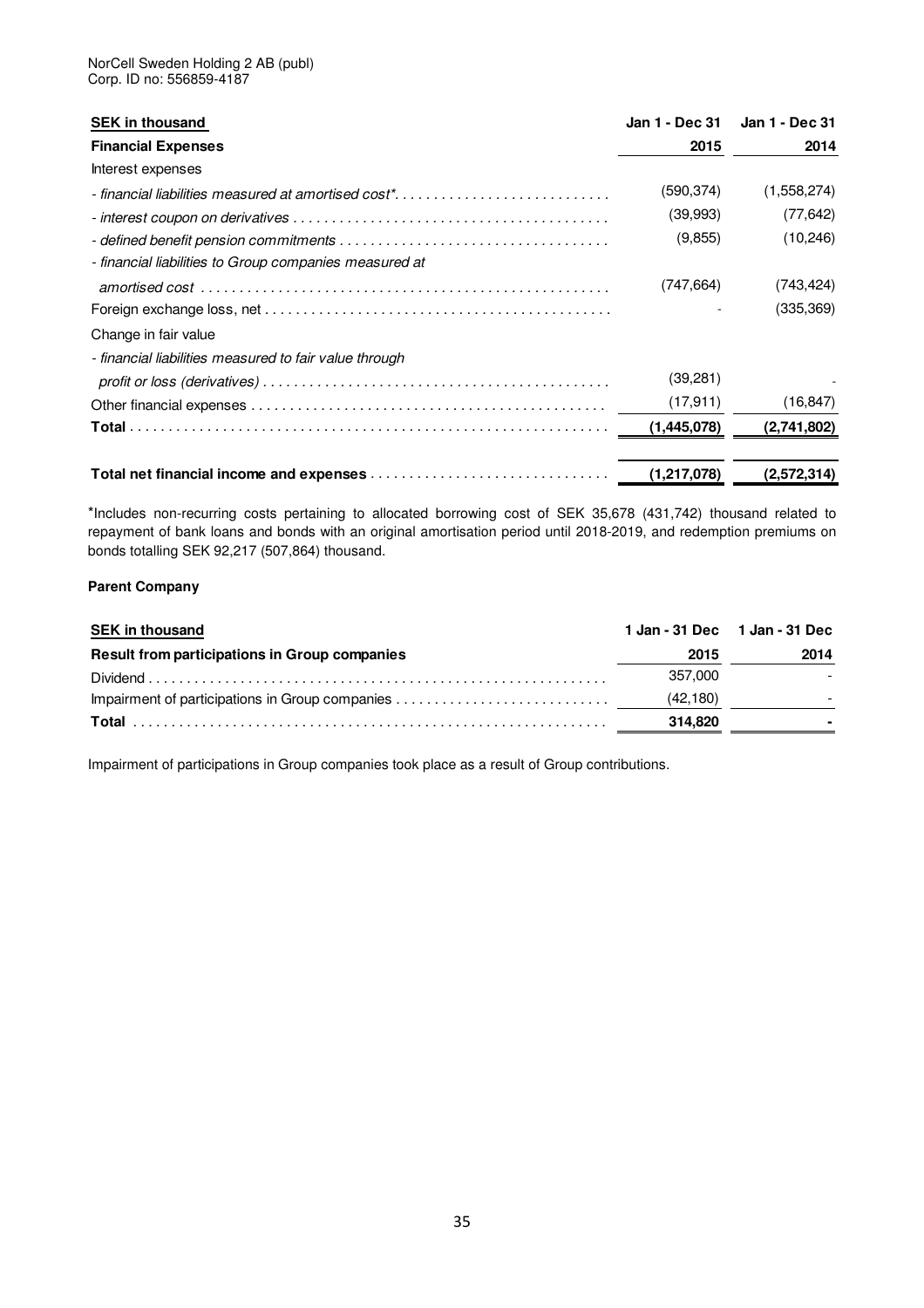| SEK in thousand | Jan 1 - Dec 31 | Jan 1 - Dec 31 |
|---|---|---|
| **Financial Expenses** | **2015** | **2014** |
| Interest expenses | | |
| *- financial liabilities measured at amortised cost** | (590,374) | (1,558,274) |
| *- interest coupon on derivatives* | (39,993) | (77,642) |
| *- defined benefit pension commitments* | (9,855) | (10,246) |
| *- financial liabilities to Group companies measured at amortised cost* | (747,664) | (743,424) |
| Foreign exchange loss, net | - | (335,369) |
| Change in fair value | | |
| *- financial liabilities measured to fair value through profit or loss (derivatives)* | (39,281) | - |
| Other financial expenses | (17,911) | (16,847) |
| **Total** | **(1,445,078)** | **(2,741,802)** |
| | | |
| **Total net financial income and expenses** | **(1,217,078)** | **(2,572,314)** |

*Includes non-recurring costs pertaining to allocated borrowing cost of SEK 35,678 (431,742) thousand related to repayment of bank loans and bonds with an original amortisation period until 2018-2019, and redemption premiums on bonds totalling SEK 92,217 (507,864) thousand.

**Parent Company**

| SEK in thousand | 1 Jan - 31 Dec | 1 Jan - 31 Dec |
|---|---|---|
| **Result from participations in Group companies** | **2015** | **2014** |
| Dividend | 357,000 | - |
| Impairment of participations in Group companies | (42,180) | - |
| **Total** | **314,820** | **-** |

Impairment of participations in Group companies took place as a result of Group contributions.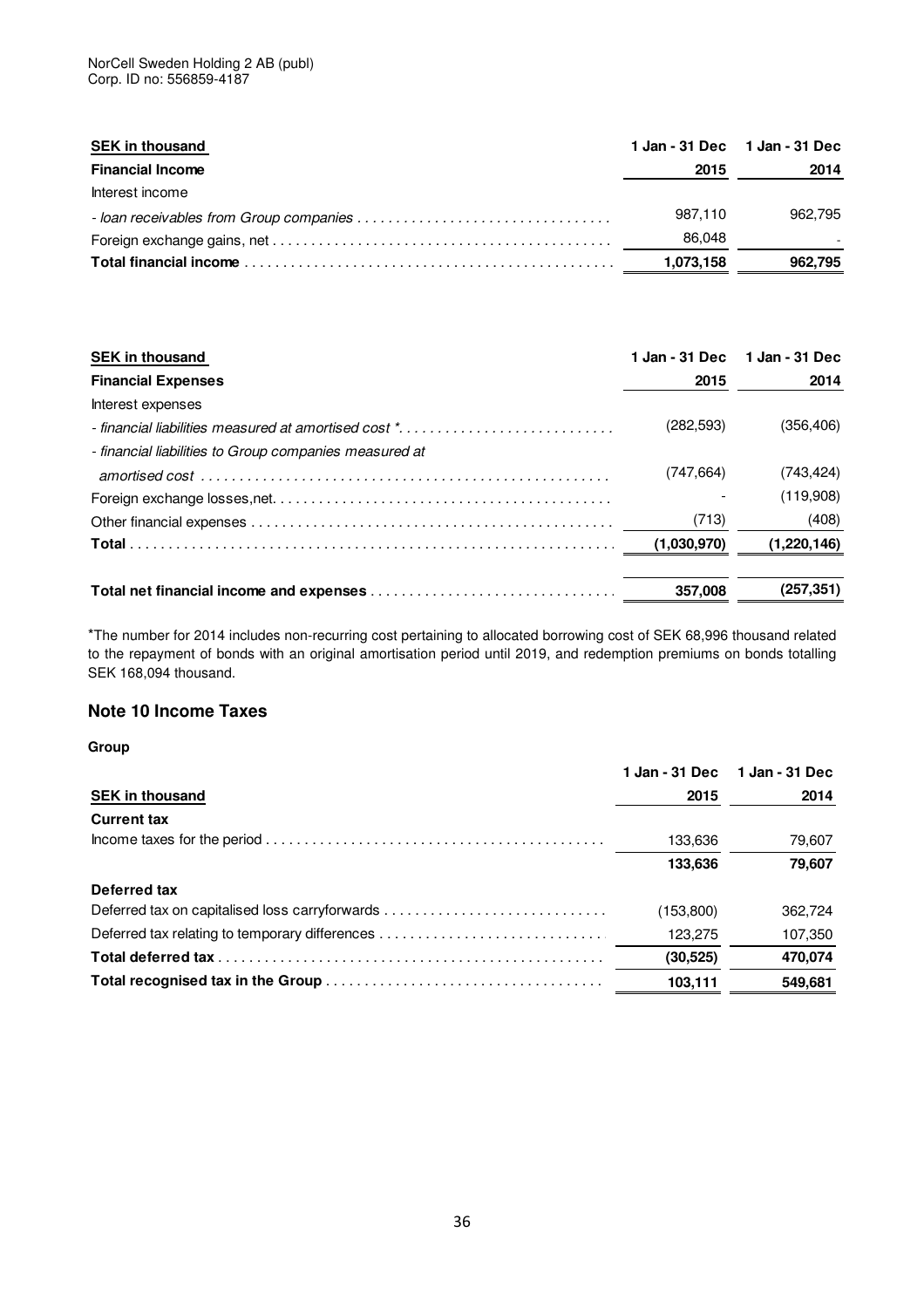| SEK in thousand | 1 Jan - 31 Dec | 1 Jan - 31 Dec |
|---|---|---|
| **Financial Income** | **2015** | **2014** |
| Interest income | | |
| *- loan receivables from Group companies* | 987,110 | 962,795 |
| Foreign exchange gains, net | 86,048 | - |
| **Total financial income** | **1,073,158** | **962,795** |

| SEK in thousand | 1 Jan - 31 Dec | 1 Jan - 31 Dec |
|---|---|---|
| **Financial Expenses** | **2015** | **2014** |
| Interest expenses | | |
| *- financial liabilities measured at amortised cost ** | (282,593) | (356,406) |
| *- financial liabilities to Group companies measured at amortised cost* | (747,664) | (743,424) |
| Foreign exchange losses,net. | - | (119,908) |
| Other financial expenses | (713) | (408) |
| **Total** | **(1,030,970)** | **(1,220,146)** |
| **Total net financial income and expenses** | **357,008** | **(257,351)** |

*The number for 2014 includes non-recurring cost pertaining to allocated borrowing cost of SEK 68,996 thousand related to the repayment of bonds with an original amortisation period until 2019, and redemption premiums on bonds totalling SEK 168,094 thousand.

## Note 10 Income Taxes

**Group**

| SEK in thousand | 1 Jan - 31 Dec 2015 | 1 Jan - 31 Dec 2014 |
|---|---|---|
| **Current tax** | | |
| Income taxes for the period | 133,636 | 79,607 |
| | **133,636** | **79,607** |
| **Deferred tax** | | |
| Deferred tax on capitalised loss carryforwards | (153,800) | 362,724 |
| Deferred tax relating to temporary differences | 123,275 | 107,350 |
| **Total deferred tax** | **(30,525)** | **470,074** |
| **Total recognised tax in the Group** | **103,111** | **549,681** |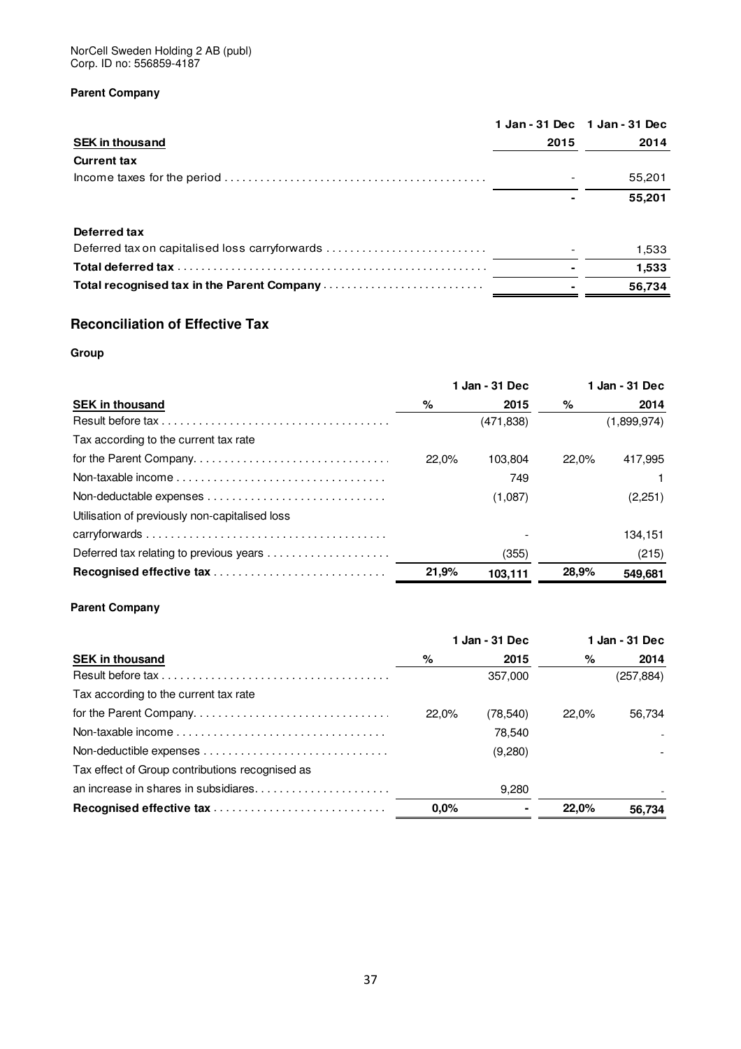NorCell Sweden Holding 2 AB (publ)
Corp. ID no: 556859-4187

**Parent Company**

| SEK in thousand | 1 Jan - 31 Dec 2015 | 1 Jan - 31 Dec 2014 |
|---|---|---|
| **Current tax** | | |
| Income taxes for the period | - | 55,201 |
| | **-** | **55,201** |
| **Deferred tax** | | |
| Deferred tax on capitalised loss carryforwards | - | 1,533 |
| **Total deferred tax** | **-** | **1,533** |
| **Total recognised tax in the Parent Company** | **-** | **56,734** |

## Reconciliation of Effective Tax

**Group**

| SEK in thousand | % | 1 Jan - 31 Dec 2015 | % | 1 Jan - 31 Dec 2014 |
|---|---|---|---|---|
| Result before tax | | (471,838) | | (1,899,974) |
| Tax according to the current tax rate for the Parent Company | 22,0% | 103,804 | 22,0% | 417,995 |
| Non-taxable income | | 749 | | 1 |
| Non-deductable expenses | | (1,087) | | (2,251) |
| Utilisation of previously non-capitalised loss carryforwards | | - | | 134,151 |
| Deferred tax relating to previous years | | (355) | | (215) |
| **Recognised effective tax** | **21,9%** | **103,111** | **28,9%** | **549,681** |

**Parent Company**

| SEK in thousand | % | 1 Jan - 31 Dec 2015 | % | 1 Jan - 31 Dec 2014 |
|---|---|---|---|---|
| Result before tax | | 357,000 | | (257,884) |
| Tax according to the current tax rate for the Parent Company | 22,0% | (78,540) | 22,0% | 56,734 |
| Non-taxable income | | 78,540 | | - |
| Non-deductible expenses | | (9,280) | | - |
| Tax effect of Group contributions recognised as an increase in shares in subsidiares | | 9,280 | | - |
| **Recognised effective tax** | **0,0%** | **-** | **22,0%** | **56,734** |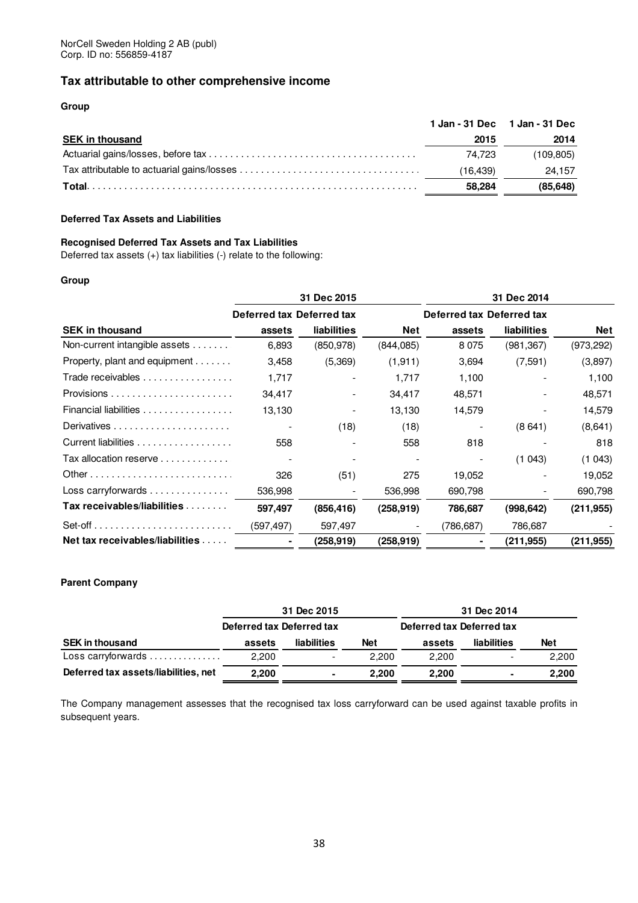NorCell Sweden Holding 2 AB (publ)
Corp. ID no: 556859-4187

## Tax attributable to other comprehensive income

**Group**

| SEK in thousand | 1 Jan - 31 Dec 2015 | 1 Jan - 31 Dec 2014 |
|---|---|---|
| Actuarial gains/losses, before tax | 74,723 | (109,805) |
| Tax attributable to actuarial gains/losses | (16,439) | 24,157 |
| **Total** | **58,284** | **(85,648)** |

**Deferred Tax Assets and Liabilities**

**Recognised Deferred Tax Assets and Tax Liabilities**

Deferred tax assets (+) tax liabilities (-) relate to the following:

**Group**

| | 31 Dec 2015 | | | 31 Dec 2014 | | |
|---|---|---|---|---|---|---|
| **SEK in thousand** | **Deferred tax assets** | **Deferred tax liabilities** | **Net** | **Deferred tax assets** | **Deferred tax liabilities** | **Net** |
| Non-current intangible assets | 6,893 | (850,978) | (844,085) | 8 075 | (981,367) | (973,292) |
| Property, plant and equipment | 3,458 | (5,369) | (1,911) | 3,694 | (7,591) | (3,897) |
| Trade receivables | 1,717 | - | 1,717 | 1,100 | - | 1,100 |
| Provisions | 34,417 | - | 34,417 | 48,571 | - | 48,571 |
| Financial liabilities | 13,130 | - | 13,130 | 14,579 | - | 14,579 |
| Derivatives | - | (18) | (18) | - | (8 641) | (8,641) |
| Current liabilities | 558 | - | 558 | 818 | - | 818 |
| Tax allocation reserve | - | - | - | - | (1 043) | (1 043) |
| Other | 326 | (51) | 275 | 19,052 | - | 19,052 |
| Loss carryforwards | 536,998 | - | 536,998 | 690,798 | - | 690,798 |
| **Tax receivables/liabilities** | **597,497** | **(856,416)** | **(258,919)** | **786,687** | **(998,642)** | **(211,955)** |
| Set-off | (597,497) | 597,497 | - | (786,687) | 786,687 | - |
| **Net tax receivables/liabilities** | **-** | **(258,919)** | **(258,919)** | **-** | **(211,955)** | **(211,955)** |

**Parent Company**

| | 31 Dec 2015 | | | 31 Dec 2014 | | |
|---|---|---|---|---|---|---|
| **SEK in thousand** | **Deferred tax assets** | **Deferred tax liabilities** | **Net** | **Deferred tax assets** | **Deferred tax liabilities** | **Net** |
| Loss carryforwards | 2,200 | - | 2,200 | 2,200 | - | 2,200 |
| **Deferred tax assets/liabilities, net** | **2,200** | **-** | **2,200** | **2,200** | **-** | **2,200** |

The Company management assesses that the recognised tax loss carryforward can be used against taxable profits in subsequent years.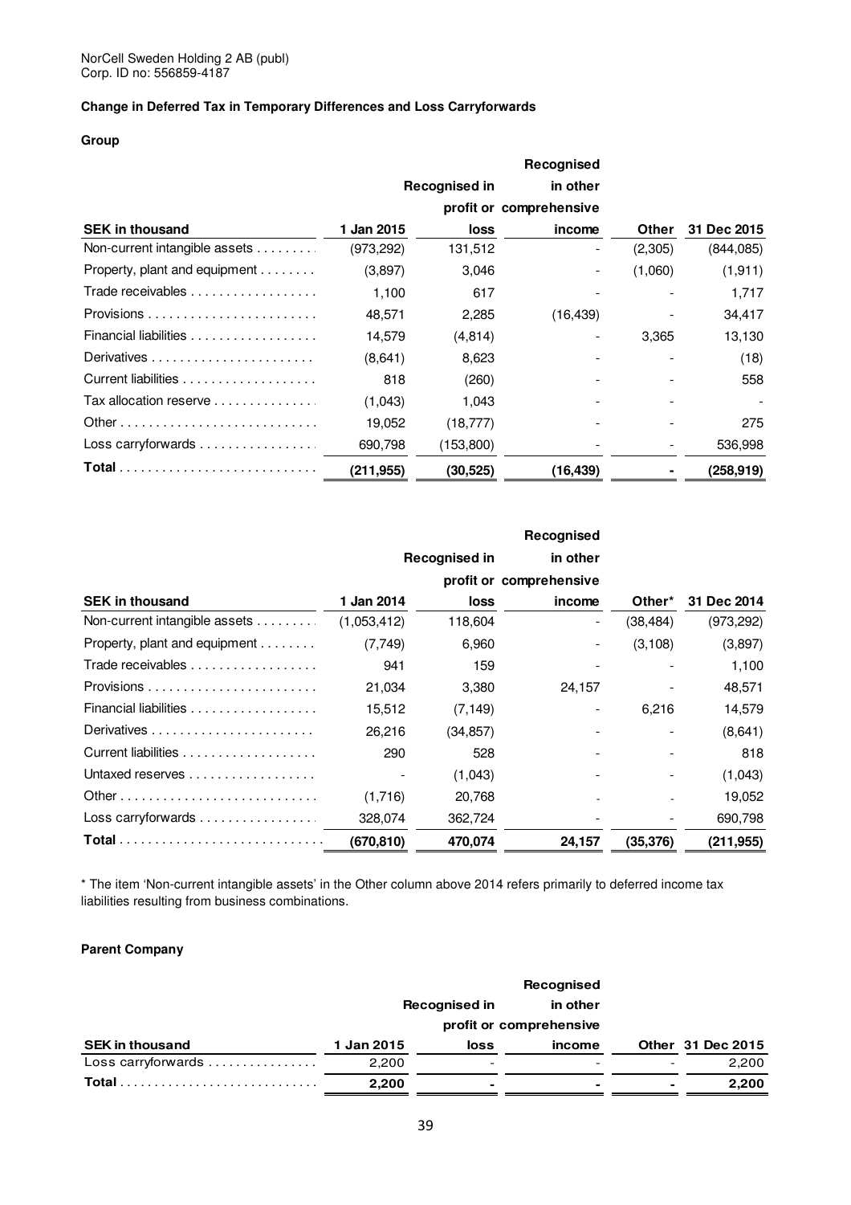NorCell Sweden Holding 2 AB (publ)
Corp. ID no: 556859-4187

**Change in Deferred Tax in Temporary Differences and Loss Carryforwards**

**Group**

| SEK in thousand | 1 Jan 2015 | Recognised in profit or loss | Recognised in other comprehensive income | Other | 31 Dec 2015 |
|---|---|---|---|---|---|
| Non-current intangible assets | (973,292) | 131,512 | - | (2,305) | (844,085) |
| Property, plant and equipment | (3,897) | 3,046 | - | (1,060) | (1,911) |
| Trade receivables | 1,100 | 617 | - | - | 1,717 |
| Provisions | 48,571 | 2,285 | (16,439) | - | 34,417 |
| Financial liabilities | 14,579 | (4,814) | - | 3,365 | 13,130 |
| Derivatives | (8,641) | 8,623 | - | - | (18) |
| Current liabilities | 818 | (260) | - | - | 558 |
| Tax allocation reserve | (1,043) | 1,043 | - | - | - |
| Other | 19,052 | (18,777) | - | - | 275 |
| Loss carryforwards | 690,798 | (153,800) | - | - | 536,998 |
| **Total** | **(211,955)** | **(30,525)** | **(16,439)** | **-** | **(258,919)** |

| SEK in thousand | 1 Jan 2014 | Recognised in profit or loss | Recognised in other comprehensive income | Other* | 31 Dec 2014 |
|---|---|---|---|---|---|
| Non-current intangible assets | (1,053,412) | 118,604 | - | (38,484) | (973,292) |
| Property, plant and equipment | (7,749) | 6,960 | - | (3,108) | (3,897) |
| Trade receivables | 941 | 159 | - | - | 1,100 |
| Provisions | 21,034 | 3,380 | 24,157 | - | 48,571 |
| Financial liabilities | 15,512 | (7,149) | - | 6,216 | 14,579 |
| Derivatives | 26,216 | (34,857) | - | - | (8,641) |
| Current liabilities | 290 | 528 | - | - | 818 |
| Untaxed reserves | - | (1,043) | - | - | (1,043) |
| Other | (1,716) | 20,768 | - | - | 19,052 |
| Loss carryforwards | 328,074 | 362,724 | - | - | 690,798 |
| **Total** | **(670,810)** | **470,074** | **24,157** | **(35,376)** | **(211,955)** |

\* The item 'Non-current intangible assets' in the Other column above 2014 refers primarily to deferred income tax liabilities resulting from business combinations.

**Parent Company**

| SEK in thousand | 1 Jan 2015 | Recognised in profit or loss | Recognised in other comprehensive income | Other | 31 Dec 2015 |
|---|---|---|---|---|---|
| Loss carryforwards | 2,200 | - | - | - | 2,200 |
| **Total** | **2,200** | **-** | **-** | **-** | **2,200** |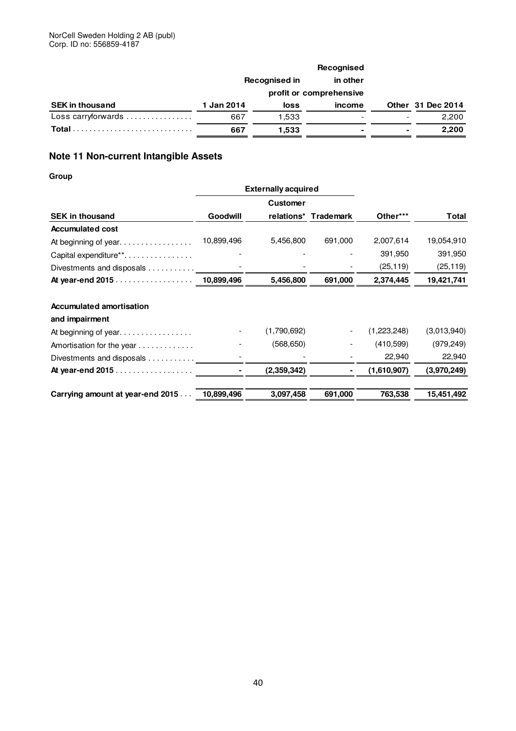| SEK in thousand | 1 Jan 2014 | Recognised in profit or loss | Recognised in other comprehensive income | Other | 31 Dec 2014 |
|---|---|---|---|---|---|
| Loss carryforwards | 667 | 1,533 | - | - | 2,200 |
| **Total** | **667** | **1,533** | **-** | **-** | **2,200** |

## Note 11 Non-current Intangible Assets

**Group**

| | | Externally acquired | | | |
|---|---|---|---|---|---|
| **SEK in thousand** | **Goodwill** | **Customer relations*** | **Trademark** | **Other***** | **Total** |
| **Accumulated cost** | | | | | |
| At beginning of year | 10,899,496 | 5,456,800 | 691,000 | 2,007,614 | 19,054,910 |
| Capital expenditure** | - | - | - | 391,950 | 391,950 |
| Divestments and disposals | - | - | - | (25,119) | (25,119) |
| **At year-end 2015** | **10,899,496** | **5,456,800** | **691,000** | **2,374,445** | **19,421,741** |
| | | | | | |
| **Accumulated amortisation and impairment** | | | | | |
| At beginning of year | - | (1,790,692) | - | (1,223,248) | (3,013,940) |
| Amortisation for the year | - | (568,650) | - | (410,599) | (979,249) |
| Divestments and disposals | - | - | - | 22,940 | 22,940 |
| **At year-end 2015** | **-** | **(2,359,342)** | **-** | **(1,610,907)** | **(3,970,249)** |
| | | | | | |
| **Carrying amount at year-end 2015** | **10,899,496** | **3,097,458** | **691,000** | **763,538** | **15,451,492** |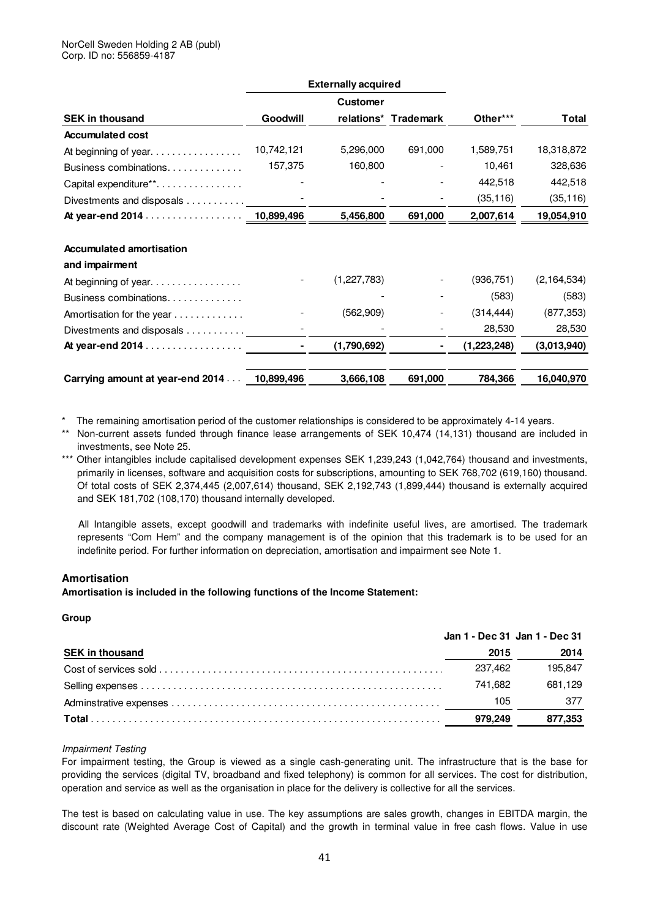NorCell Sweden Holding 2 AB (publ)
Corp. ID no: 556859-4187

| SEK in thousand | Goodwill | Externally acquired Customer relations* | Trademark | Other*** | Total |
|---|---|---|---|---|---|
| **Accumulated cost** | | | | | |
| At beginning of year | 10,742,121 | 5,296,000 | 691,000 | 1,589,751 | 18,318,872 |
| Business combinations | 157,375 | 160,800 | - | 10,461 | 328,636 |
| Capital expenditure** | - | - | - | 442,518 | 442,518 |
| Divestments and disposals | - | - | - | (35,116) | (35,116) |
| **At year-end 2014** | **10,899,496** | **5,456,800** | **691,000** | **2,007,614** | **19,054,910** |
| | | | | | |
| **Accumulated amortisation and impairment** | | | | | |
| At beginning of year | - | (1,227,783) | - | (936,751) | (2,164,534) |
| Business combinations | | - | - | (583) | (583) |
| Amortisation for the year | - | (562,909) | - | (314,444) | (877,353) |
| Divestments and disposals | - | - | - | 28,530 | 28,530 |
| **At year-end 2014** | **-** | **(1,790,692)** | **-** | **(1,223,248)** | **(3,013,940)** |
| | | | | | |
| **Carrying amount at year-end 2014** | **10,899,496** | **3,666,108** | **691,000** | **784,366** | **16,040,970** |

\* The remaining amortisation period of the customer relationships is considered to be approximately 4-14 years.

\*\* Non-current assets funded through finance lease arrangements of SEK 10,474 (14,131) thousand are included in investments, see Note 25.

\*\*\* Other intangibles include capitalised development expenses SEK 1,239,243 (1,042,764) thousand and investments, primarily in licenses, software and acquisition costs for subscriptions, amounting to SEK 768,702 (619,160) thousand. Of total costs of SEK 2,374,445 (2,007,614) thousand, SEK 2,192,743 (1,899,444) thousand is externally acquired and SEK 181,702 (108,170) thousand internally developed.

All Intangible assets, except goodwill and trademarks with indefinite useful lives, are amortised. The trademark represents "Com Hem" and the company management is of the opinion that this trademark is to be used for an indefinite period. For further information on depreciation, amortisation and impairment see Note 1.

### Amortisation

**Amortisation is included in the following functions of the Income Statement:**

**Group**

| SEK in thousand | Jan 1 - Dec 31 2015 | Jan 1 - Dec 31 2014 |
|---|---|---|
| Cost of services sold | 237,462 | 195,847 |
| Selling expenses | 741,682 | 681,129 |
| Adminstrative expenses | 105 | 377 |
| **Total** | **979,249** | **877,353** |

*Impairment Testing*

For impairment testing, the Group is viewed as a single cash-generating unit. The infrastructure that is the base for providing the services (digital TV, broadband and fixed telephony) is common for all services. The cost for distribution, operation and service as well as the organisation in place for the delivery is collective for all the services.

The test is based on calculating value in use. The key assumptions are sales growth, changes in EBITDA margin, the discount rate (Weighted Average Cost of Capital) and the growth in terminal value in free cash flows. Value in use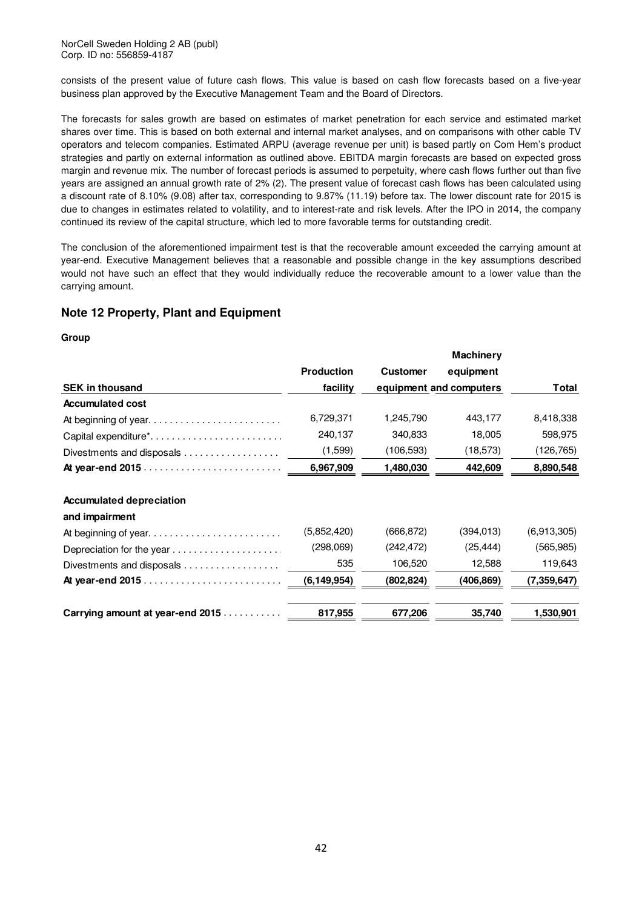consists of the present value of future cash flows. This value is based on cash flow forecasts based on a five-year business plan approved by the Executive Management Team and the Board of Directors.

The forecasts for sales growth are based on estimates of market penetration for each service and estimated market shares over time. This is based on both external and internal market analyses, and on comparisons with other cable TV operators and telecom companies. Estimated ARPU (average revenue per unit) is based partly on Com Hem's product strategies and partly on external information as outlined above. EBITDA margin forecasts are based on expected gross margin and revenue mix. The number of forecast periods is assumed to perpetuity, where cash flows further out than five years are assigned an annual growth rate of 2% (2). The present value of forecast cash flows has been calculated using a discount rate of 8.10% (9.08) after tax, corresponding to 9.87% (11.19) before tax. The lower discount rate for 2015 is due to changes in estimates related to volatility, and to interest-rate and risk levels. After the IPO in 2014, the company continued its review of the capital structure, which led to more favorable terms for outstanding credit.

The conclusion of the aforementioned impairment test is that the recoverable amount exceeded the carrying amount at year-end. Executive Management believes that a reasonable and possible change in the key assumptions described would not have such an effect that they would individually reduce the recoverable amount to a lower value than the carrying amount.

## Note 12 Property, Plant and Equipment

**Group**

| SEK in thousand | Production facility | Customer equipment | Machinery equipment and computers | Total |
|---|---|---|---|---|
| **Accumulated cost** | | | | |
| At beginning of year | 6,729,371 | 1,245,790 | 443,177 | 8,418,338 |
| Capital expenditure* | 240,137 | 340,833 | 18,005 | 598,975 |
| Divestments and disposals | (1,599) | (106,593) | (18,573) | (126,765) |
| **At year-end 2015** | **6,967,909** | **1,480,030** | **442,609** | **8,890,548** |
| | | | | |
| **Accumulated depreciation and impairment** | | | | |
| At beginning of year | (5,852,420) | (666,872) | (394,013) | (6,913,305) |
| Depreciation for the year | (298,069) | (242,472) | (25,444) | (565,985) |
| Divestments and disposals | 535 | 106,520 | 12,588 | 119,643 |
| **At year-end 2015** | **(6,149,954)** | **(802,824)** | **(406,869)** | **(7,359,647)** |
| | | | | |
| **Carrying amount at year-end 2015** | **817,955** | **677,206** | **35,740** | **1,530,901** |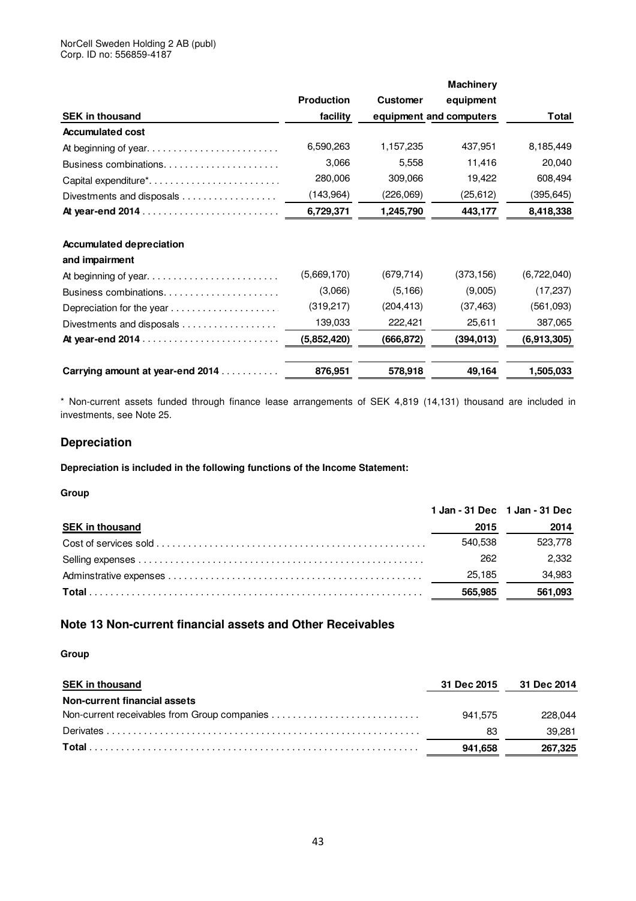NorCell Sweden Holding 2 AB (publ)
Corp. ID no: 556859-4187

| SEK in thousand | Production facility | Customer equipment | Machinery equipment and computers | Total |
|---|---|---|---|---|
| **Accumulated cost** | | | | |
| At beginning of year | 6,590,263 | 1,157,235 | 437,951 | 8,185,449 |
| Business combinations | 3,066 | 5,558 | 11,416 | 20,040 |
| Capital expenditure* | 280,006 | 309,066 | 19,422 | 608,494 |
| Divestments and disposals | (143,964) | (226,069) | (25,612) | (395,645) |
| **At year-end 2014** | **6,729,371** | **1,245,790** | **443,177** | **8,418,338** |
| | | | | |
| **Accumulated depreciation and impairment** | | | | |
| At beginning of year | (5,669,170) | (679,714) | (373,156) | (6,722,040) |
| Business combinations | (3,066) | (5,166) | (9,005) | (17,237) |
| Depreciation for the year | (319,217) | (204,413) | (37,463) | (561,093) |
| Divestments and disposals | 139,033 | 222,421 | 25,611 | 387,065 |
| **At year-end 2014** | **(5,852,420)** | **(666,872)** | **(394,013)** | **(6,913,305)** |
| | | | | |
| **Carrying amount at year-end 2014** | **876,951** | **578,918** | **49,164** | **1,505,033** |

* Non-current assets funded through finance lease arrangements of SEK 4,819 (14,131) thousand are included in investments, see Note 25.

## Depreciation

**Depreciation is included in the following functions of the Income Statement:**

**Group**

| SEK in thousand | 1 Jan - 31 Dec 2015 | 1 Jan - 31 Dec 2014 |
|---|---|---|
| Cost of services sold | 540,538 | 523,778 |
| Selling expenses | 262 | 2,332 |
| Adminstrative expenses | 25,185 | 34,983 |
| **Total** | **565,985** | **561,093** |

## Note 13 Non-current financial assets and Other Receivables

**Group**

| SEK in thousand | 31 Dec 2015 | 31 Dec 2014 |
|---|---|---|
| **Non-current financial assets** | | |
| Non-current receivables from Group companies | 941,575 | 228,044 |
| Derivates | 83 | 39,281 |
| **Total** | **941,658** | **267,325** |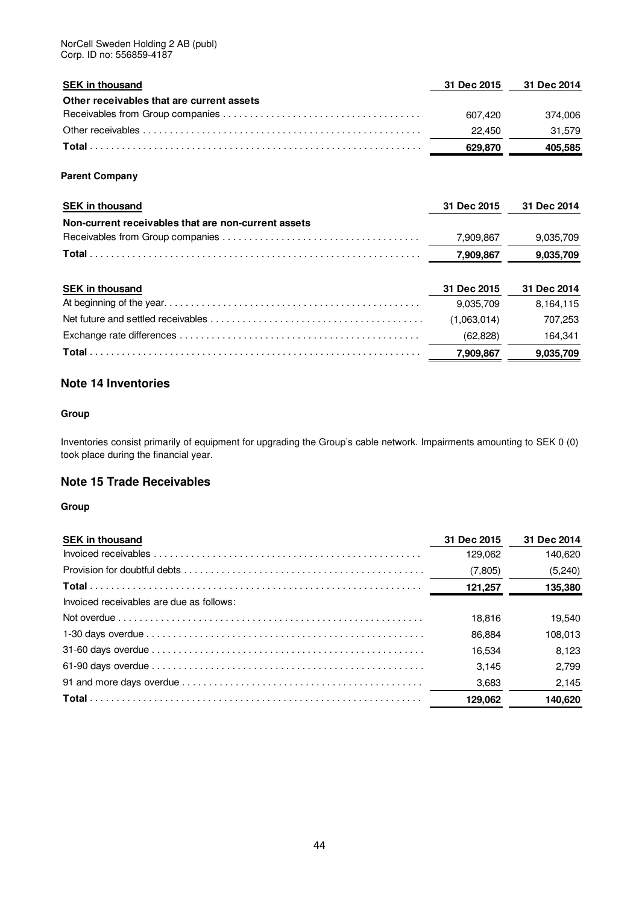NorCell Sweden Holding 2 AB (publ)
Corp. ID no: 556859-4187

| SEK in thousand | 31 Dec 2015 | 31 Dec 2014 |
|---|---|---|
| **Other receivables that are current assets** | | |
| Receivables from Group companies | 607,420 | 374,006 |
| Other receivables | 22,450 | 31,579 |
| **Total** | **629,870** | **405,585** |

**Parent Company**

| SEK in thousand | 31 Dec 2015 | 31 Dec 2014 |
|---|---|---|
| **Non-current receivables that are non-current assets** | | |
| Receivables from Group companies | 7,909,867 | 9,035,709 |
| **Total** | **7,909,867** | **9,035,709** |

| SEK in thousand | 31 Dec 2015 | 31 Dec 2014 |
|---|---|---|
| At beginning of the year | 9,035,709 | 8,164,115 |
| Net future and settled receivables | (1,063,014) | 707,253 |
| Exchange rate differences | (62,828) | 164,341 |
| **Total** | **7,909,867** | **9,035,709** |

## Note 14 Inventories

**Group**

Inventories consist primarily of equipment for upgrading the Group's cable network. Impairments amounting to SEK 0 (0) took place during the financial year.

## Note 15 Trade Receivables

**Group**

| SEK in thousand | 31 Dec 2015 | 31 Dec 2014 |
|---|---|---|
| Invoiced receivables | 129,062 | 140,620 |
| Provision for doubtful debts | (7,805) | (5,240) |
| **Total** | **121,257** | **135,380** |
| Invoiced receivables are due as follows: | | |
| Not overdue | 18,816 | 19,540 |
| 1-30 days overdue | 86,884 | 108,013 |
| 31-60 days overdue | 16,534 | 8,123 |
| 61-90 days overdue | 3,145 | 2,799 |
| 91 and more days overdue | 3,683 | 2,145 |
| **Total** | **129,062** | **140,620** |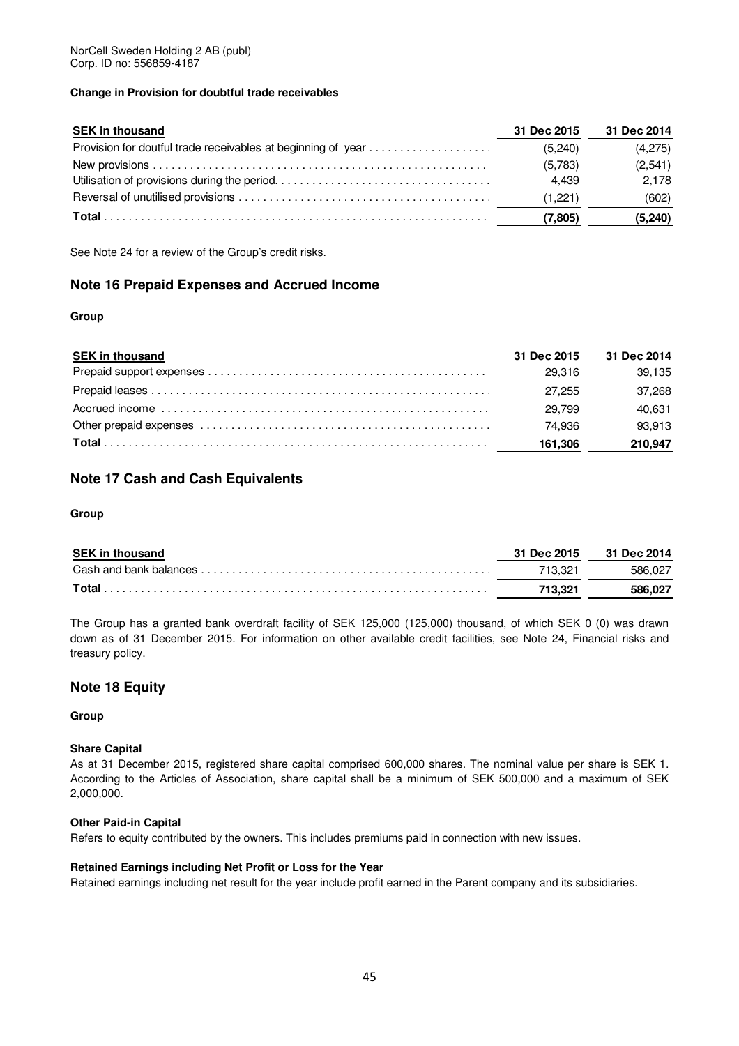NorCell Sweden Holding 2 AB (publ)
Corp. ID no: 556859-4187

**Change in Provision for doubtful trade receivables**

| SEK in thousand | 31 Dec 2015 | 31 Dec 2014 |
|---|---|---|
| Provision for doutful trade receivables at beginning of year | (5,240) | (4,275) |
| New provisions | (5,783) | (2,541) |
| Utilisation of provisions during the period | 4,439 | 2,178 |
| Reversal of unutilised provisions | (1,221) | (602) |
| **Total** | **(7,805)** | **(5,240)** |

See Note 24 for a review of the Group's credit risks.

## Note 16 Prepaid Expenses and Accrued Income

**Group**

| SEK in thousand | 31 Dec 2015 | 31 Dec 2014 |
|---|---|---|
| Prepaid support expenses | 29,316 | 39,135 |
| Prepaid leases | 27,255 | 37,268 |
| Accrued income | 29,799 | 40,631 |
| Other prepaid expenses | 74,936 | 93,913 |
| **Total** | **161,306** | **210,947** |

## Note 17 Cash and Cash Equivalents

**Group**

| SEK in thousand | 31 Dec 2015 | 31 Dec 2014 |
|---|---|---|
| Cash and bank balances | 713,321 | 586,027 |
| **Total** | **713,321** | **586,027** |

The Group has a granted bank overdraft facility of SEK 125,000 (125,000) thousand, of which SEK 0 (0) was drawn down as of 31 December 2015. For information on other available credit facilities, see Note 24, Financial risks and treasury policy.

## Note 18 Equity

**Group**

**Share Capital**
As at 31 December 2015, registered share capital comprised 600,000 shares. The nominal value per share is SEK 1. According to the Articles of Association, share capital shall be a minimum of SEK 500,000 and a maximum of SEK 2,000,000.

**Other Paid-in Capital**
Refers to equity contributed by the owners. This includes premiums paid in connection with new issues.

**Retained Earnings including Net Profit or Loss for the Year**
Retained earnings including net result for the year include profit earned in the Parent company and its subsidiaries.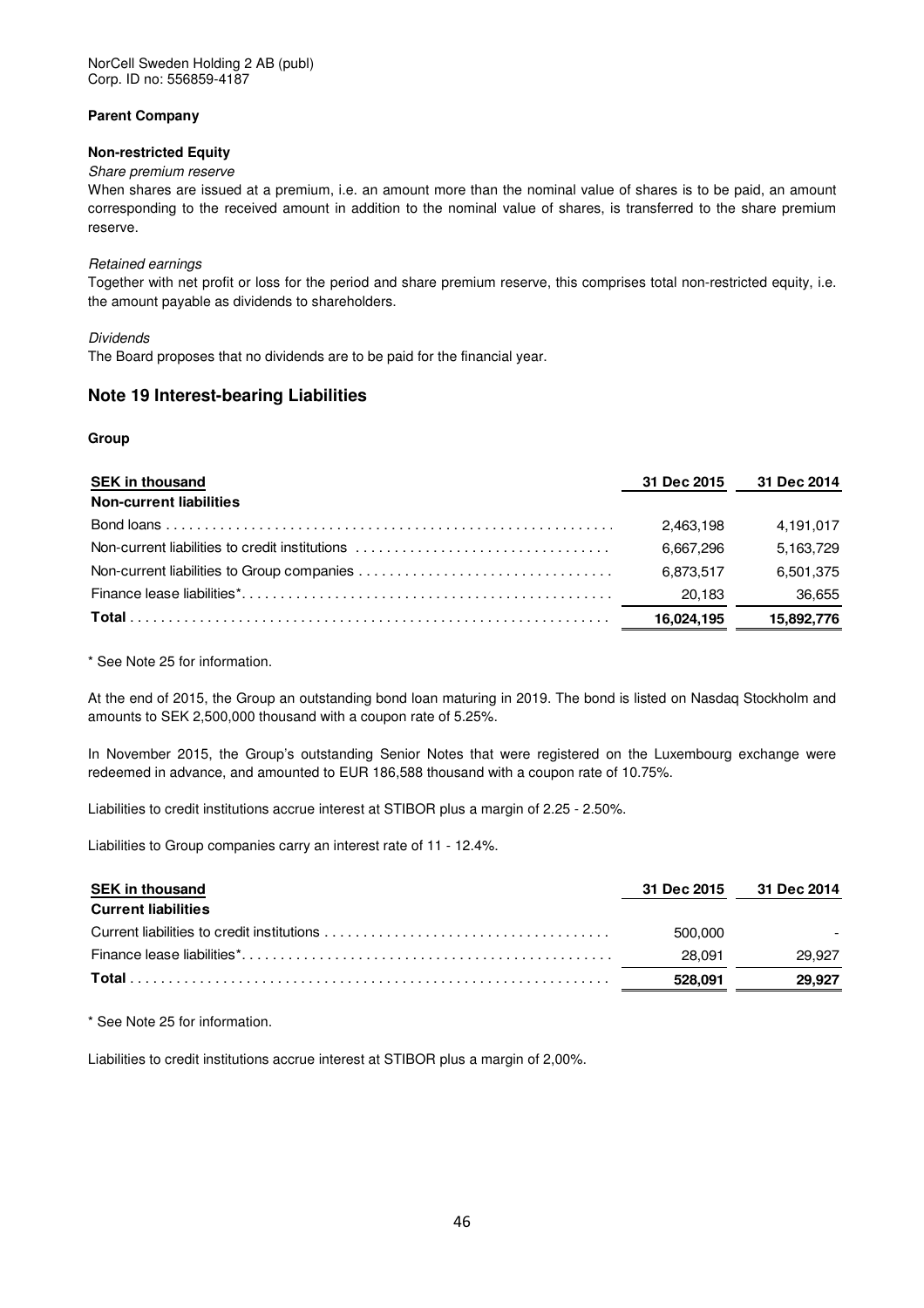NorCell Sweden Holding 2 AB (publ)
Corp. ID no: 556859-4187

**Parent Company**

**Non-restricted Equity**

*Share premium reserve*

When shares are issued at a premium, i.e. an amount more than the nominal value of shares is to be paid, an amount corresponding to the received amount in addition to the nominal value of shares, is transferred to the share premium reserve.

*Retained earnings*

Together with net profit or loss for the period and share premium reserve, this comprises total non-restricted equity, i.e. the amount payable as dividends to shareholders.

*Dividends*

The Board proposes that no dividends are to be paid for the financial year.

## Note 19 Interest-bearing Liabilities

**Group**

| SEK in thousand | 31 Dec 2015 | 31 Dec 2014 |
|---|---|---|
| **Non-current liabilities** | | |
| Bond loans | 2,463,198 | 4,191,017 |
| Non-current liabilities to credit institutions | 6,667,296 | 5,163,729 |
| Non-current liabilities to Group companies | 6,873,517 | 6,501,375 |
| Finance lease liabilities* | 20,183 | 36,655 |
| **Total** | **16,024,195** | **15,892,776** |

\* See Note 25 for information.

At the end of 2015, the Group an outstanding bond loan maturing in 2019. The bond is listed on Nasdaq Stockholm and amounts to SEK 2,500,000 thousand with a coupon rate of 5.25%.

In November 2015, the Group's outstanding Senior Notes that were registered on the Luxembourg exchange were redeemed in advance, and amounted to EUR 186,588 thousand with a coupon rate of 10.75%.

Liabilities to credit institutions accrue interest at STIBOR plus a margin of 2.25 - 2.50%.

Liabilities to Group companies carry an interest rate of 11 - 12.4%.

| SEK in thousand | 31 Dec 2015 | 31 Dec 2014 |
|---|---|---|
| **Current liabilities** | | |
| Current liabilities to credit institutions | 500,000 | - |
| Finance lease liabilities* | 28,091 | 29,927 |
| **Total** | **528,091** | **29,927** |

\* See Note 25 for information.

Liabilities to credit institutions accrue interest at STIBOR plus a margin of 2,00%.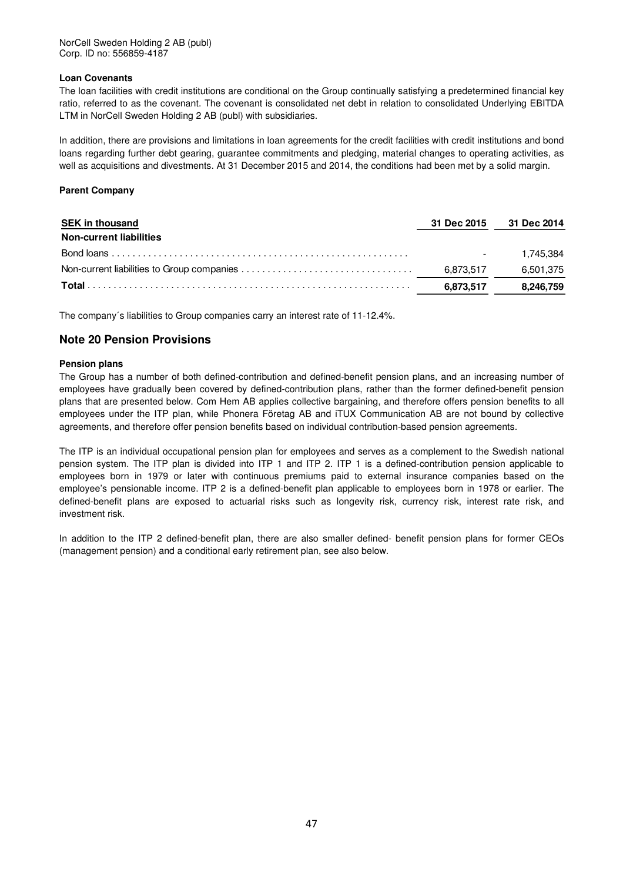**Loan Covenants**

The loan facilities with credit institutions are conditional on the Group continually satisfying a predetermined financial key ratio, referred to as the covenant. The covenant is consolidated net debt in relation to consolidated Underlying EBITDA LTM in NorCell Sweden Holding 2 AB (publ) with subsidiaries.

In addition, there are provisions and limitations in loan agreements for the credit facilities with credit institutions and bond loans regarding further debt gearing, guarantee commitments and pledging, material changes to operating activities, as well as acquisitions and divestments. At 31 December 2015 and 2014, the conditions had been met by a solid margin.

**Parent Company**

| SEK in thousand | 31 Dec 2015 | 31 Dec 2014 |
|---|---|---|
| **Non-current liabilities** | | |
| Bond loans | - | 1,745,384 |
| Non-current liabilities to Group companies | 6,873,517 | 6,501,375 |
| **Total** | **6,873,517** | **8,246,759** |

The company´s liabilities to Group companies carry an interest rate of 11-12.4%.

## Note 20 Pension Provisions

**Pension plans**

The Group has a number of both defined-contribution and defined-benefit pension plans, and an increasing number of employees have gradually been covered by defined-contribution plans, rather than the former defined-benefit pension plans that are presented below. Com Hem AB applies collective bargaining, and therefore offers pension benefits to all employees under the ITP plan, while Phonera Företag AB and iTUX Communication AB are not bound by collective agreements, and therefore offer pension benefits based on individual contribution-based pension agreements.

The ITP is an individual occupational pension plan for employees and serves as a complement to the Swedish national pension system. The ITP plan is divided into ITP 1 and ITP 2. ITP 1 is a defined-contribution pension applicable to employees born in 1979 or later with continuous premiums paid to external insurance companies based on the employee's pensionable income. ITP 2 is a defined-benefit plan applicable to employees born in 1978 or earlier. The defined-benefit plans are exposed to actuarial risks such as longevity risk, currency risk, interest rate risk, and investment risk.

In addition to the ITP 2 defined-benefit plan, there are also smaller defined- benefit pension plans for former CEOs (management pension) and a conditional early retirement plan, see also below.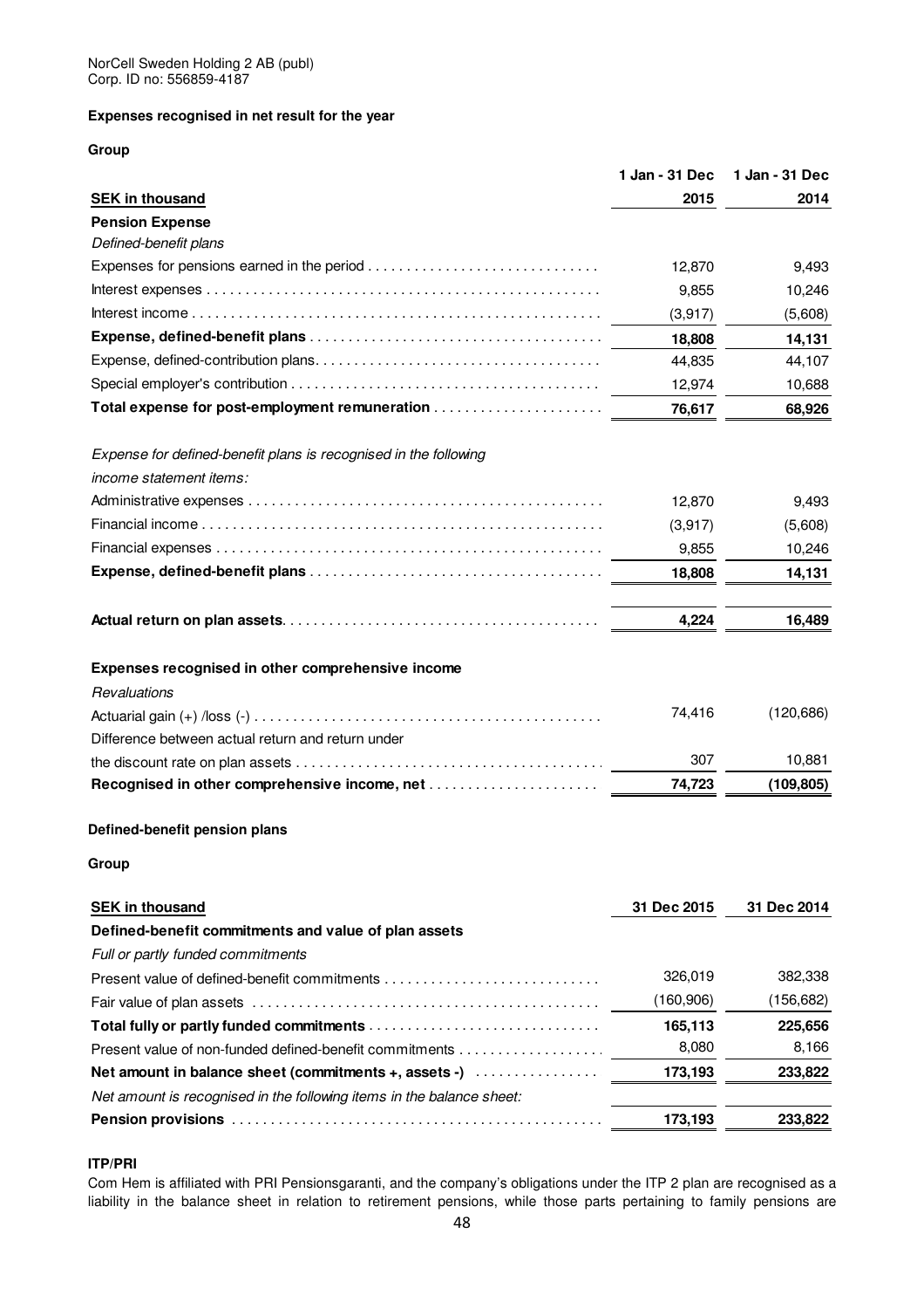NorCell Sweden Holding 2 AB (publ)
Corp. ID no: 556859-4187

**Expenses recognised in net result for the year**

**Group**

| SEK in thousand | 1 Jan - 31 Dec 2015 | 1 Jan - 31 Dec 2014 |
|---|---|---|
| **Pension Expense** | | |
| *Defined-benefit plans* | | |
| Expenses for pensions earned in the period | 12,870 | 9,493 |
| Interest expenses | 9,855 | 10,246 |
| Interest income | (3,917) | (5,608) |
| **Expense, defined-benefit plans** | **18,808** | **14,131** |
| Expense, defined-contribution plans | 44,835 | 44,107 |
| Special employer's contribution | 12,974 | 10,688 |
| **Total expense for post-employment remuneration** | **76,617** | **68,926** |
| | | |
| *Expense for defined-benefit plans is recognised in the following income statement items:* | | |
| Administrative expenses | 12,870 | 9,493 |
| Financial income | (3,917) | (5,608) |
| Financial expenses | 9,855 | 10,246 |
| **Expense, defined-benefit plans** | **18,808** | **14,131** |
| | | |
| **Actual return on plan assets** | **4,224** | **16,489** |
| | | |
| **Expenses recognised in other comprehensive income** | | |
| *Revaluations* | | |
| Actuarial gain (+) /loss (-) | 74,416 | (120,686) |
| Difference between actual return and return under the discount rate on plan assets | 307 | 10,881 |
| **Recognised in other comprehensive income, net** | **74,723** | **(109,805)** |

**Defined-benefit pension plans**

**Group**

| SEK in thousand | 31 Dec 2015 | 31 Dec 2014 |
|---|---|---|
| **Defined-benefit commitments and value of plan assets** | | |
| *Full or partly funded commitments* | | |
| Present value of defined-benefit commitments | 326,019 | 382,338 |
| Fair value of plan assets | (160,906) | (156,682) |
| **Total fully or partly funded commitments** | **165,113** | **225,656** |
| Present value of non-funded defined-benefit commitments | 8,080 | 8,166 |
| **Net amount in balance sheet (commitments +, assets -)** | **173,193** | **233,822** |
| *Net amount is recognised in the following items in the balance sheet:* | | |
| **Pension provisions** | **173,193** | **233,822** |

**ITP/PRI**

Com Hem is affiliated with PRI Pensionsgaranti, and the company's obligations under the ITP 2 plan are recognised as a liability in the balance sheet in relation to retirement pensions, while those parts pertaining to family pensions are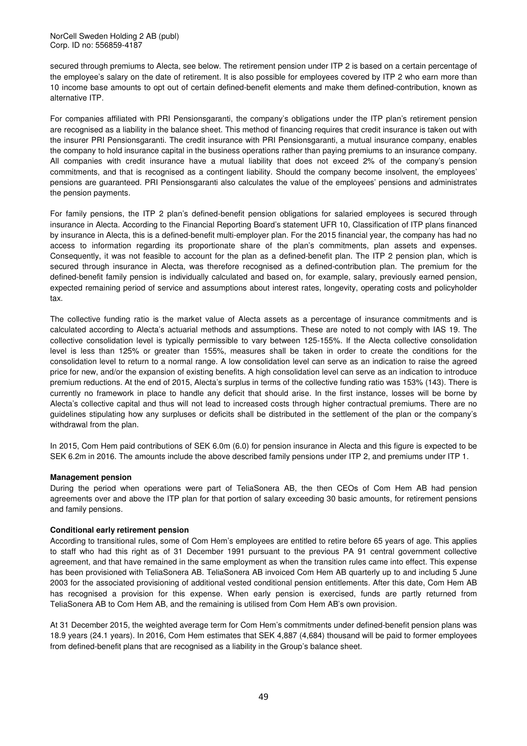secured through premiums to Alecta, see below. The retirement pension under ITP 2 is based on a certain percentage of the employee's salary on the date of retirement. It is also possible for employees covered by ITP 2 who earn more than 10 income base amounts to opt out of certain defined-benefit elements and make them defined-contribution, known as alternative ITP.

For companies affiliated with PRI Pensionsgaranti, the company's obligations under the ITP plan's retirement pension are recognised as a liability in the balance sheet. This method of financing requires that credit insurance is taken out with the insurer PRI Pensionsgaranti. The credit insurance with PRI Pensionsgaranti, a mutual insurance company, enables the company to hold insurance capital in the business operations rather than paying premiums to an insurance company. All companies with credit insurance have a mutual liability that does not exceed 2% of the company's pension commitments, and that is recognised as a contingent liability. Should the company become insolvent, the employees' pensions are guaranteed. PRI Pensionsgaranti also calculates the value of the employees' pensions and administrates the pension payments.

For family pensions, the ITP 2 plan's defined-benefit pension obligations for salaried employees is secured through insurance in Alecta. According to the Financial Reporting Board's statement UFR 10, Classification of ITP plans financed by insurance in Alecta, this is a defined-benefit multi-employer plan. For the 2015 financial year, the company has had no access to information regarding its proportionate share of the plan's commitments, plan assets and expenses. Consequently, it was not feasible to account for the plan as a defined-benefit plan. The ITP 2 pension plan, which is secured through insurance in Alecta, was therefore recognised as a defined-contribution plan. The premium for the defined-benefit family pension is individually calculated and based on, for example, salary, previously earned pension, expected remaining period of service and assumptions about interest rates, longevity, operating costs and policyholder tax.

The collective funding ratio is the market value of Alecta assets as a percentage of insurance commitments and is calculated according to Alecta's actuarial methods and assumptions. These are noted to not comply with IAS 19. The collective consolidation level is typically permissible to vary between 125-155%. If the Alecta collective consolidation level is less than 125% or greater than 155%, measures shall be taken in order to create the conditions for the consolidation level to return to a normal range. A low consolidation level can serve as an indication to raise the agreed price for new, and/or the expansion of existing benefits. A high consolidation level can serve as an indication to introduce premium reductions. At the end of 2015, Alecta's surplus in terms of the collective funding ratio was 153% (143). There is currently no framework in place to handle any deficit that should arise. In the first instance, losses will be borne by Alecta's collective capital and thus will not lead to increased costs through higher contractual premiums. There are no guidelines stipulating how any surpluses or deficits shall be distributed in the settlement of the plan or the company's withdrawal from the plan.

In 2015, Com Hem paid contributions of SEK 6.0m (6.0) for pension insurance in Alecta and this figure is expected to be SEK 6.2m in 2016. The amounts include the above described family pensions under ITP 2, and premiums under ITP 1.

**Management pension**

During the period when operations were part of TeliaSonera AB, the then CEOs of Com Hem AB had pension agreements over and above the ITP plan for that portion of salary exceeding 30 basic amounts, for retirement pensions and family pensions.

**Conditional early retirement pension**

According to transitional rules, some of Com Hem's employees are entitled to retire before 65 years of age. This applies to staff who had this right as of 31 December 1991 pursuant to the previous PA 91 central government collective agreement, and that have remained in the same employment as when the transition rules came into effect. This expense has been provisioned with TeliaSonera AB. TeliaSonera AB invoiced Com Hem AB quarterly up to and including 5 June 2003 for the associated provisioning of additional vested conditional pension entitlements. After this date, Com Hem AB has recognised a provision for this expense. When early pension is exercised, funds are partly returned from TeliaSonera AB to Com Hem AB, and the remaining is utilised from Com Hem AB's own provision.

At 31 December 2015, the weighted average term for Com Hem's commitments under defined-benefit pension plans was 18.9 years (24.1 years). In 2016, Com Hem estimates that SEK 4,887 (4,684) thousand will be paid to former employees from defined-benefit plans that are recognised as a liability in the Group's balance sheet.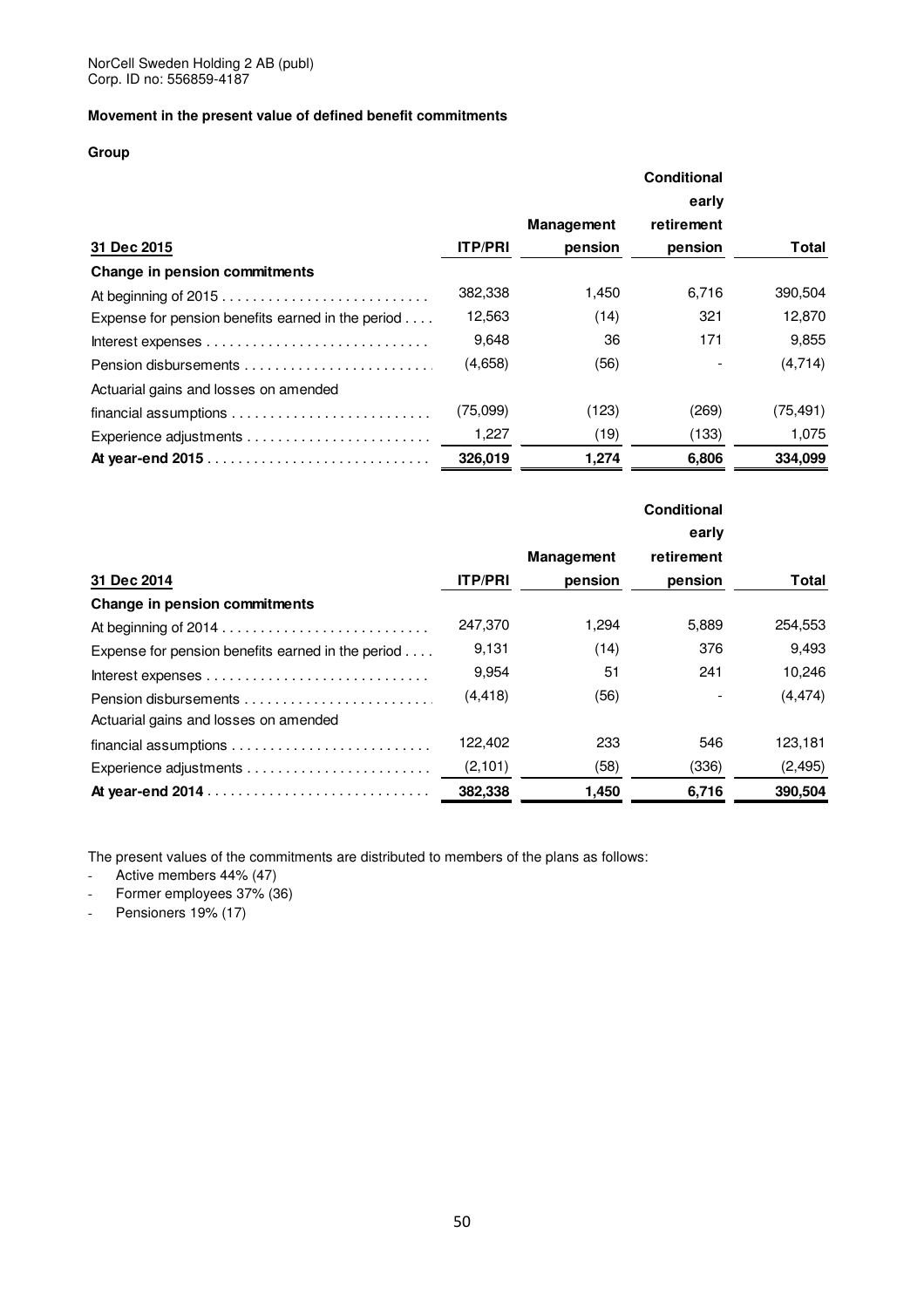NorCell Sweden Holding 2 AB (publ)
Corp. ID no: 556859-4187

**Movement in the present value of defined benefit commitments**

**Group**

| 31 Dec 2015 | ITP/PRI | Management pension | Conditional early retirement pension | Total |
|---|---|---|---|---|
| **Change in pension commitments** | | | | |
| At beginning of 2015 | 382,338 | 1,450 | 6,716 | 390,504 |
| Expense for pension benefits earned in the period | 12,563 | (14) | 321 | 12,870 |
| Interest expenses | 9,648 | 36 | 171 | 9,855 |
| Pension disbursements | (4,658) | (56) | - | (4,714) |
| Actuarial gains and losses on amended financial assumptions | (75,099) | (123) | (269) | (75,491) |
| Experience adjustments | 1,227 | (19) | (133) | 1,075 |
| **At year-end 2015** | **326,019** | **1,274** | **6,806** | **334,099** |

| 31 Dec 2014 | ITP/PRI | Management pension | Conditional early retirement pension | Total |
|---|---|---|---|---|
| **Change in pension commitments** | | | | |
| At beginning of 2014 | 247,370 | 1,294 | 5,889 | 254,553 |
| Expense for pension benefits earned in the period | 9,131 | (14) | 376 | 9,493 |
| Interest expenses | 9,954 | 51 | 241 | 10,246 |
| Pension disbursements | (4,418) | (56) | - | (4,474) |
| Actuarial gains and losses on amended financial assumptions | 122,402 | 233 | 546 | 123,181 |
| Experience adjustments | (2,101) | (58) | (336) | (2,495) |
| **At year-end 2014** | **382,338** | **1,450** | **6,716** | **390,504** |

The present values of the commitments are distributed to members of the plans as follows:

- Active members 44% (47)
- Former employees 37% (36)
- Pensioners 19% (17)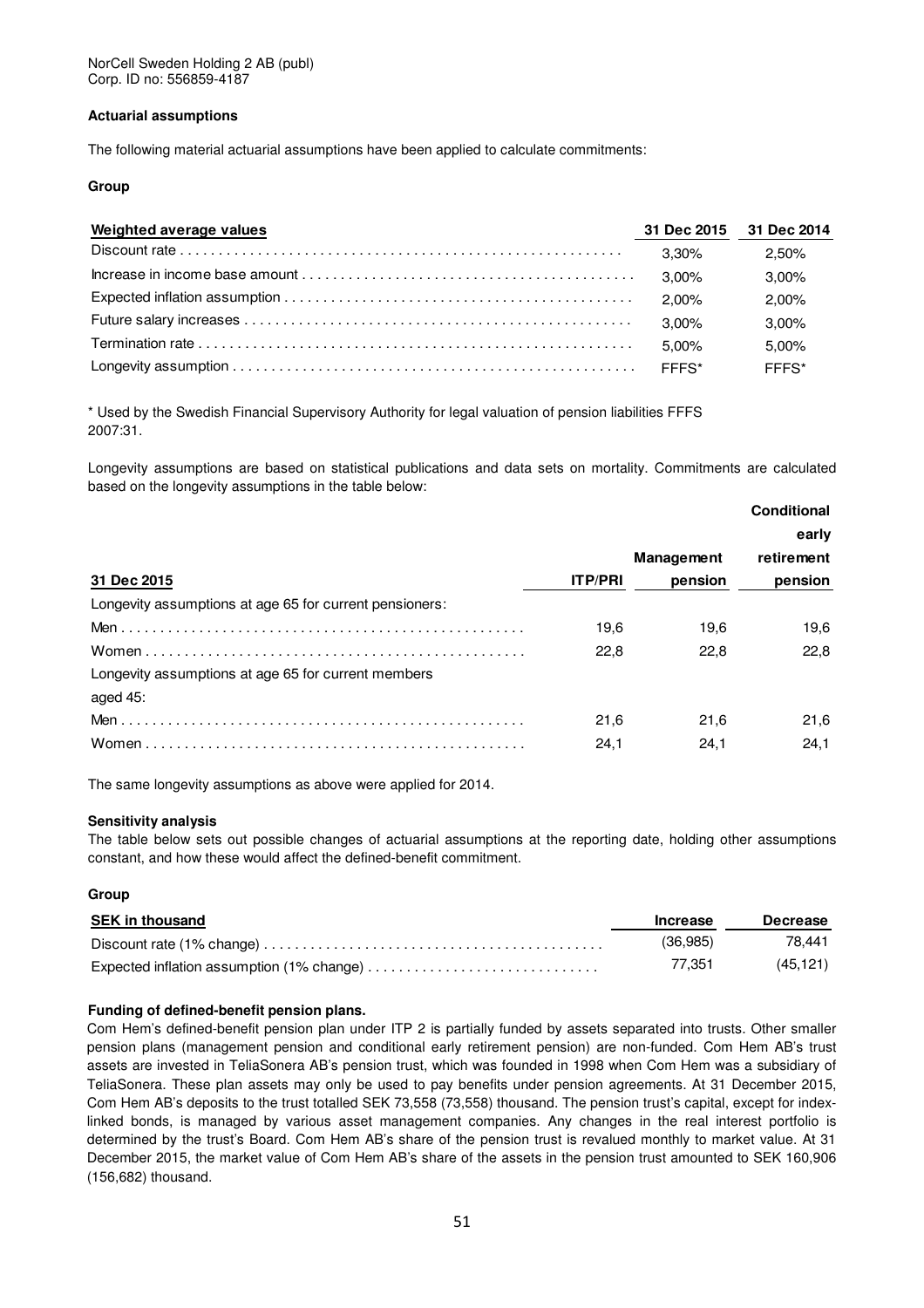NorCell Sweden Holding 2 AB (publ)
Corp. ID no: 556859-4187

**Actuarial assumptions**

The following material actuarial assumptions have been applied to calculate commitments:

**Group**

| Weighted average values | 31 Dec 2015 | 31 Dec 2014 |
|---|---|---|
| Discount rate | 3,30% | 2,50% |
| Increase in income base amount | 3,00% | 3,00% |
| Expected inflation assumption | 2,00% | 2,00% |
| Future salary increases | 3,00% | 3,00% |
| Termination rate | 5,00% | 5,00% |
| Longevity assumption | FFFS* | FFFS* |

* Used by the Swedish Financial Supervisory Authority for legal valuation of pension liabilities FFFS 2007:31.

Longevity assumptions are based on statistical publications and data sets on mortality. Commitments are calculated based on the longevity assumptions in the table below:

| 31 Dec 2015 | ITP/PRI | Management pension | Conditional early retirement pension |
|---|---|---|---|
| Longevity assumptions at age 65 for current pensioners: | | | |
| Men | 19,6 | 19,6 | 19,6 |
| Women | 22,8 | 22,8 | 22,8 |
| Longevity assumptions at age 65 for current members aged 45: | | | |
| Men | 21,6 | 21,6 | 21,6 |
| Women | 24,1 | 24,1 | 24,1 |

The same longevity assumptions as above were applied for 2014.

**Sensitivity analysis**

The table below sets out possible changes of actuarial assumptions at the reporting date, holding other assumptions constant, and how these would affect the defined-benefit commitment.

**Group**

| SEK in thousand | Increase | Decrease |
|---|---|---|
| Discount rate (1% change) | (36,985) | 78,441 |
| Expected inflation assumption (1% change) | 77,351 | (45,121) |

**Funding of defined-benefit pension plans.**

Com Hem's defined-benefit pension plan under ITP 2 is partially funded by assets separated into trusts. Other smaller pension plans (management pension and conditional early retirement pension) are non-funded. Com Hem AB's trust assets are invested in TeliaSonera AB's pension trust, which was founded in 1998 when Com Hem was a subsidiary of TeliaSonera. These plan assets may only be used to pay benefits under pension agreements. At 31 December 2015, Com Hem AB's deposits to the trust totalled SEK 73,558 (73,558) thousand. The pension trust's capital, except for index-linked bonds, is managed by various asset management companies. Any changes in the real interest portfolio is determined by the trust's Board. Com Hem AB's share of the pension trust is revalued monthly to market value. At 31 December 2015, the market value of Com Hem AB's share of the assets in the pension trust amounted to SEK 160,906 (156,682) thousand.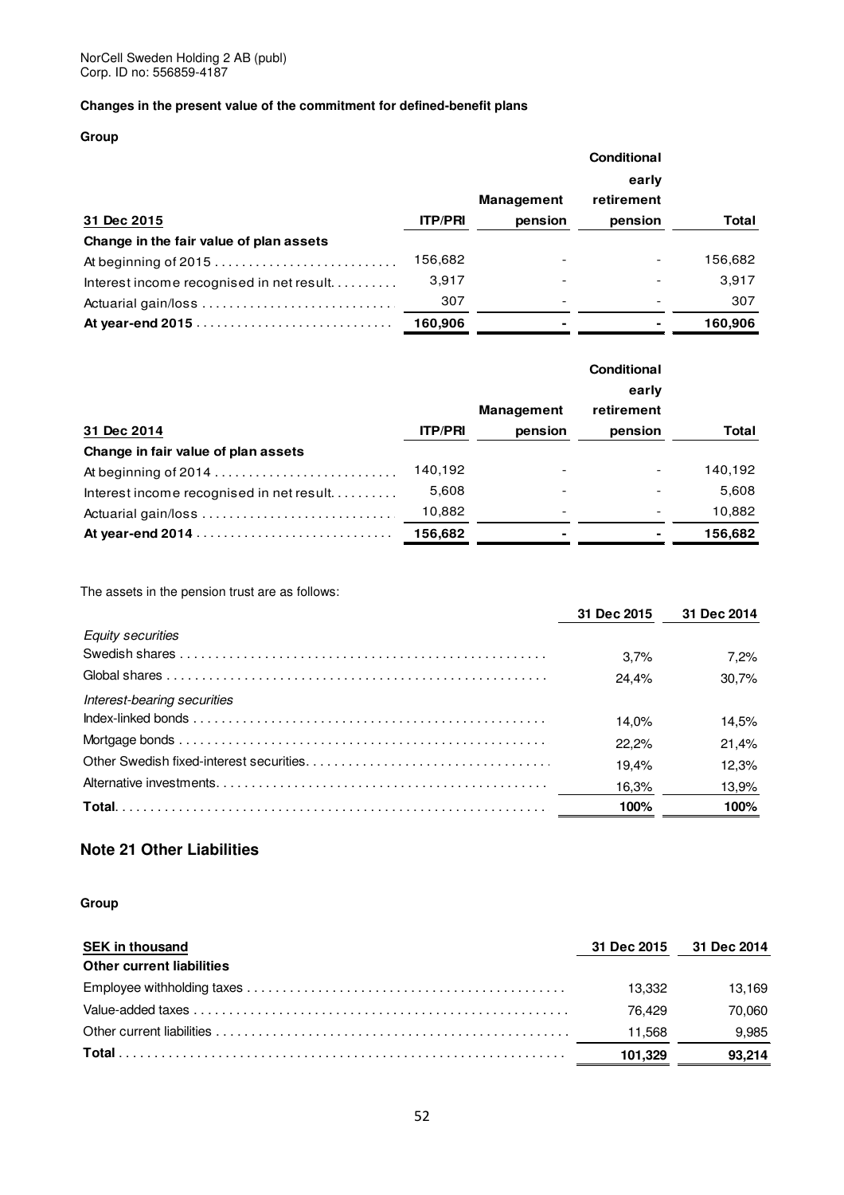NorCell Sweden Holding 2 AB (publ)
Corp. ID no: 556859-4187

**Changes in the present value of the commitment for defined-benefit plans**

**Group**

| **31 Dec 2015** | **ITP/PRI** | **Management pension** | **Conditional early retirement pension** | **Total** |
|---|---|---|---|---|
| **Change in the fair value of plan assets** | | | | |
| At beginning of 2015 | 156,682 | - | - | 156,682 |
| Interest income recognised in net result | 3,917 | - | - | 3,917 |
| Actuarial gain/loss | 307 | - | - | 307 |
| **At year-end 2015** | **160,906** | **-** | **-** | **160,906** |

| **31 Dec 2014** | **ITP/PRI** | **Management pension** | **Conditional early retirement pension** | **Total** |
|---|---|---|---|---|
| **Change in fair value of plan assets** | | | | |
| At beginning of 2014 | 140,192 | - | - | 140,192 |
| Interest income recognised in net result | 5,608 | - | - | 5,608 |
| Actuarial gain/loss | 10,882 | - | - | 10,882 |
| **At year-end 2014** | **156,682** | **-** | **-** | **156,682** |

The assets in the pension trust are as follows:

| | **31 Dec 2015** | **31 Dec 2014** |
|---|---|---|
| *Equity securities* | | |
| Swedish shares | 3,7% | 7,2% |
| Global shares | 24,4% | 30,7% |
| *Interest-bearing securities* | | |
| Index-linked bonds | 14,0% | 14,5% |
| Mortgage bonds | 22,2% | 21,4% |
| Other Swedish fixed-interest securities | 19,4% | 12,3% |
| Alternative investments | 16,3% | 13,9% |
| **Total** | **100%** | **100%** |

## Note 21 Other Liabilities

**Group**

| **SEK in thousand** | **31 Dec 2015** | **31 Dec 2014** |
|---|---|---|
| **Other current liabilities** | | |
| Employee withholding taxes | 13,332 | 13,169 |
| Value-added taxes | 76,429 | 70,060 |
| Other current liabilities | 11,568 | 9,985 |
| **Total** | **101,329** | **93,214** |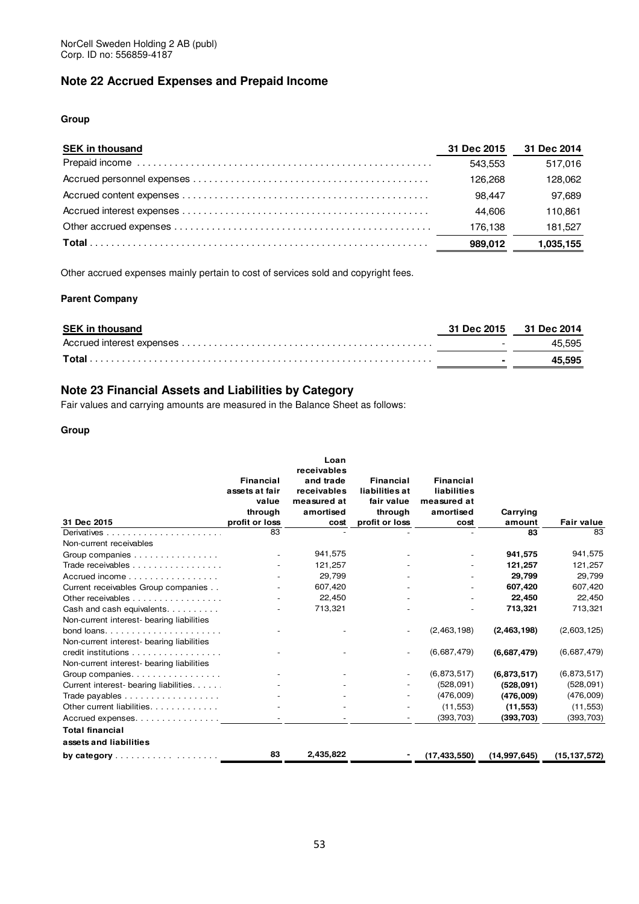NorCell Sweden Holding 2 AB (publ)
Corp. ID no: 556859-4187

## Note 22 Accrued Expenses and Prepaid Income

**Group**

| SEK in thousand | 31 Dec 2015 | 31 Dec 2014 |
|---|---|---|
| Prepaid income | 543,553 | 517,016 |
| Accrued personnel expenses | 126,268 | 128,062 |
| Accrued content expenses | 98,447 | 97,689 |
| Accrued interest expenses | 44,606 | 110,861 |
| Other accrued expenses | 176,138 | 181,527 |
| **Total** | **989,012** | **1,035,155** |

Other accrued expenses mainly pertain to cost of services sold and copyright fees.

**Parent Company**

| SEK in thousand | 31 Dec 2015 | 31 Dec 2014 |
|---|---|---|
| Accrued interest expenses | - | 45,595 |
| **Total** | **-** | **45,595** |

## Note 23 Financial Assets and Liabilities by Category

Fair values and carrying amounts are measured in the Balance Sheet as follows:

**Group**

| 31 Dec 2015 | Financial assets at fair value through profit or loss | Loan receivables and trade receivables measured at amortised cost | Financial liabilities at fair value through profit or loss | Financial liabilities measured at amortised cost | Carrying amount | Fair value |
|---|---|---|---|---|---|---|
| Derivatives | 83 | - | - | - | **83** | 83 |
| Non-current receivables | | | | | | |
| Group companies | - | 941,575 | - | - | **941,575** | 941,575 |
| Trade receivables | - | 121,257 | - | - | **121,257** | 121,257 |
| Accrued income | - | 29,799 | - | - | **29,799** | 29,799 |
| Current receivables Group companies | - | 607,420 | - | - | **607,420** | 607,420 |
| Other receivables | - | 22,450 | - | - | **22,450** | 22,450 |
| Cash and cash equivalents | - | 713,321 | - | - | **713,321** | 713,321 |
| Non-current interest- bearing liabilities bond loans | - | - | - | (2,463,198) | **(2,463,198)** | (2,603,125) |
| Non-current interest- bearing liabilities credit institutions | - | - | - | (6,687,479) | **(6,687,479)** | (6,687,479) |
| Non-current interest- bearing liabilities Group companies | - | - | - | (6,873,517) | **(6,873,517)** | (6,873,517) |
| Current interest- bearing liabilities | - | - | - | (528,091) | **(528,091)** | (528,091) |
| Trade payables | - | - | - | (476,009) | **(476,009)** | (476,009) |
| Other current liabilities | - | - | - | (11,553) | **(11,553)** | (11,553) |
| Accrued expenses | - | - | - | (393,703) | **(393,703)** | (393,703) |
| **Total financial assets and liabilities by category** | **83** | **2,435,822** | **-** | **(17,433,550)** | **(14,997,645)** | **(15,137,572)** |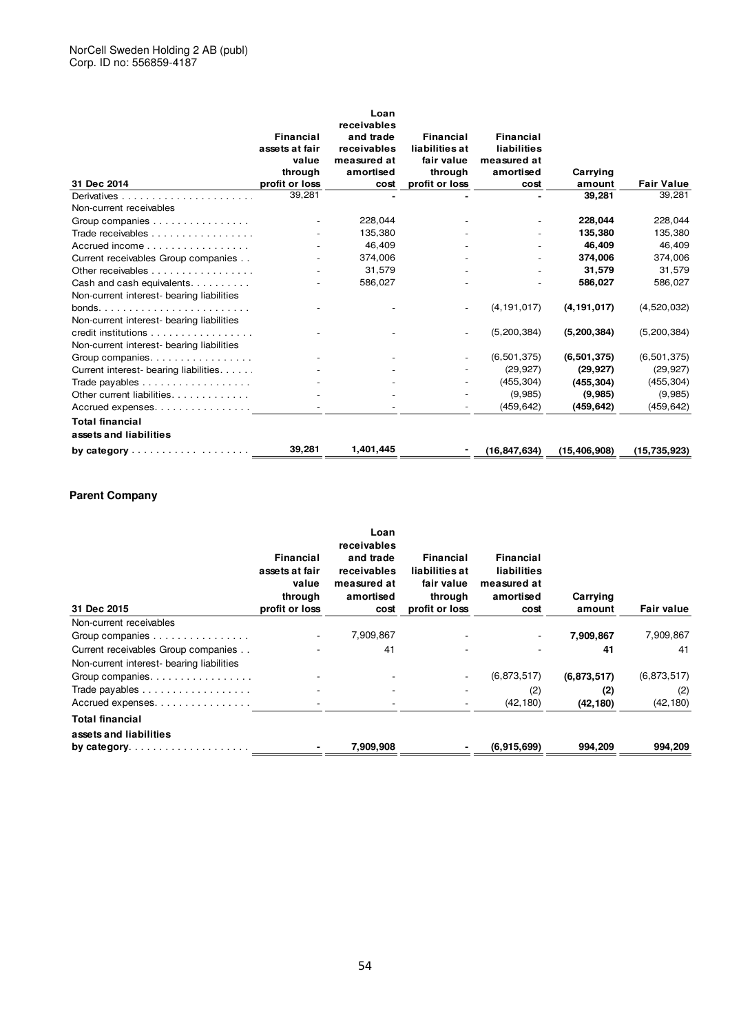| 31 Dec 2014 | Financial assets at fair value through profit or loss | Loan receivables and trade receivables measured at amortised cost | Financial liabilities at fair value through profit or loss | Financial liabilities measured at amortised cost | Carrying amount | Fair Value |
|---|---|---|---|---|---|---|
| Derivatives | 39,281 | - | - | - | **39,281** | 39,281 |
| Non-current receivables | | | | | | |
| Group companies | - | 228,044 | - | - | **228,044** | 228,044 |
| Trade receivables | - | 135,380 | - | - | **135,380** | 135,380 |
| Accrued income | - | 46,409 | - | - | **46,409** | 46,409 |
| Current receivables Group companies | - | 374,006 | - | - | **374,006** | 374,006 |
| Other receivables | - | 31,579 | - | - | **31,579** | 31,579 |
| Cash and cash equivalents | - | 586,027 | - | - | **586,027** | 586,027 |
| Non-current interest- bearing liabilities bonds | - | - | - | (4,191,017) | **(4,191,017)** | (4,520,032) |
| Non-current interest- bearing liabilities credit institutions | - | - | - | (5,200,384) | **(5,200,384)** | (5,200,384) |
| Non-current interest- bearing liabilities Group companies | - | - | - | (6,501,375) | **(6,501,375)** | (6,501,375) |
| Current interest- bearing liabilities | - | - | - | (29,927) | **(29,927)** | (29,927) |
| Trade payables | - | - | - | (455,304) | **(455,304)** | (455,304) |
| Other current liabilities | - | - | - | (9,985) | **(9,985)** | (9,985) |
| Accrued expenses | - | - | - | (459,642) | **(459,642)** | (459,642) |
| **Total financial assets and liabilities by category** | **39,281** | **1,401,445** | **-** | **(16,847,634)** | **(15,406,908)** | **(15,735,923)** |

**Parent Company**

| 31 Dec 2015 | Financial assets at fair value through profit or loss | Loan receivables and trade receivables measured at amortised cost | Financial liabilities at fair value through profit or loss | Financial liabilities measured at amortised cost | Carrying amount | Fair value |
|---|---|---|---|---|---|---|
| Non-current receivables | | | | | | |
| Group companies | - | 7,909,867 | - | - | **7,909,867** | 7,909,867 |
| Current receivables Group companies | - | 41 | - | - | **41** | 41 |
| Non-current interest- bearing liabilities | | | | | | |
| Group companies | - | - | - | (6,873,517) | **(6,873,517)** | (6,873,517) |
| Trade payables | - | - | - | (2) | **(2)** | (2) |
| Accrued expenses | - | - | - | (42,180) | **(42,180)** | (42,180) |
| **Total financial assets and liabilities by category** | **-** | **7,909,908** | **-** | **(6,915,699)** | **994,209** | **994,209** |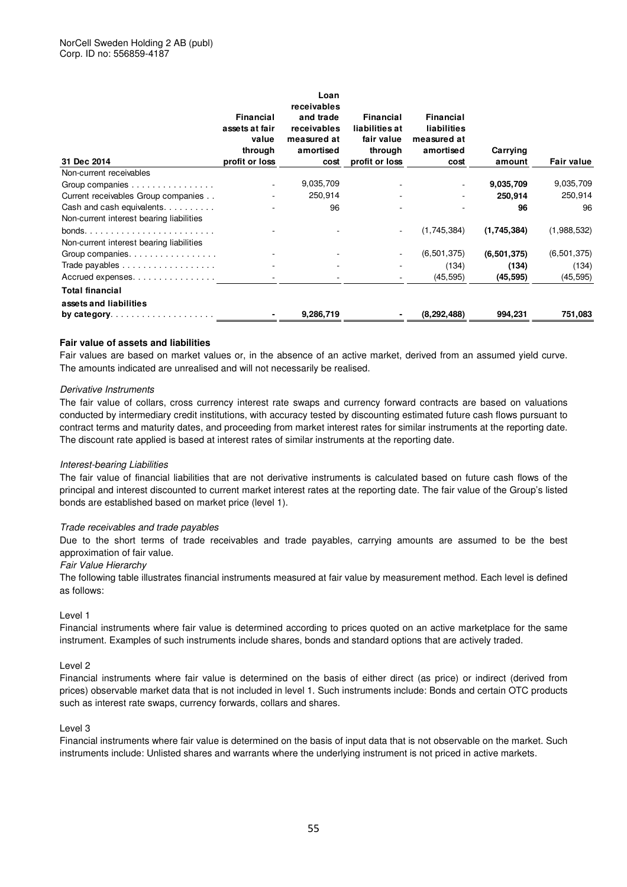NorCell Sweden Holding 2 AB (publ)
Corp. ID no: 556859-4187

| 31 Dec 2014 | Financial assets at fair value through profit or loss | Loan receivables and trade receivables measured at amortised cost | Financial liabilities at fair value through profit or loss | Financial liabilities measured at amortised cost | Carrying amount | Fair value |
|---|---|---|---|---|---|---|
| Non-current receivables | | | | | | |
| Group companies | - | 9,035,709 | - | - | **9,035,709** | 9,035,709 |
| Current receivables Group companies | - | 250,914 | - | - | **250,914** | 250,914 |
| Cash and cash equivalents | - | 96 | - | - | **96** | 96 |
| Non-current interest bearing liabilities | | | | | | |
| bonds | - | - | - | (1,745,384) | **(1,745,384)** | (1,988,532) |
| Non-current interest bearing liabilities | | | | | | |
| Group companies | - | - | - | (6,501,375) | **(6,501,375)** | (6,501,375) |
| Trade payables | - | - | - | (134) | **(134)** | (134) |
| Accrued expenses | - | - | - | (45,595) | **(45,595)** | (45,595) |
| **Total financial assets and liabilities by category** | **-** | **9,286,719** | **-** | **(8,292,488)** | **994,231** | **751,083** |

**Fair value of assets and liabilities**

Fair values are based on market values or, in the absence of an active market, derived from an assumed yield curve. The amounts indicated are unrealised and will not necessarily be realised.

*Derivative Instruments*

The fair value of collars, cross currency interest rate swaps and currency forward contracts are based on valuations conducted by intermediary credit institutions, with accuracy tested by discounting estimated future cash flows pursuant to contract terms and maturity dates, and proceeding from market interest rates for similar instruments at the reporting date. The discount rate applied is based at interest rates of similar instruments at the reporting date.

*Interest-bearing Liabilities*

The fair value of financial liabilities that are not derivative instruments is calculated based on future cash flows of the principal and interest discounted to current market interest rates at the reporting date. The fair value of the Group's listed bonds are established based on market price (level 1).

*Trade receivables and trade payables*

Due to the short terms of trade receivables and trade payables, carrying amounts are assumed to be the best approximation of fair value.

*Fair Value Hierarchy*

The following table illustrates financial instruments measured at fair value by measurement method. Each level is defined as follows:

Level 1

Financial instruments where fair value is determined according to prices quoted on an active marketplace for the same instrument. Examples of such instruments include shares, bonds and standard options that are actively traded.

Level 2

Financial instruments where fair value is determined on the basis of either direct (as price) or indirect (derived from prices) observable market data that is not included in level 1. Such instruments include: Bonds and certain OTC products such as interest rate swaps, currency forwards, collars and shares.

Level 3

Financial instruments where fair value is determined on the basis of input data that is not observable on the market. Such instruments include: Unlisted shares and warrants where the underlying instrument is not priced in active markets.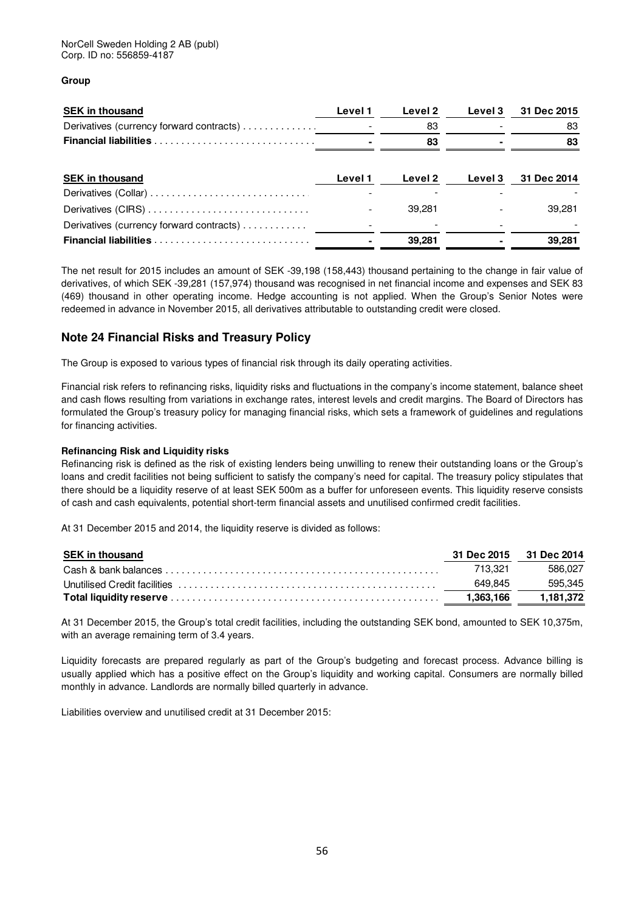NorCell Sweden Holding 2 AB (publ)
Corp. ID no: 556859-4187

**Group**

| SEK in thousand | Level 1 | Level 2 | Level 3 | 31 Dec 2015 |
|---|---|---|---|---|
| Derivatives (currency forward contracts) | - | 83 | - | 83 |
| **Financial liabilities** | **-** | **83** | **-** | **83** |

| SEK in thousand | Level 1 | Level 2 | Level 3 | 31 Dec 2014 |
|---|---|---|---|---|
| Derivatives (Collar) | - | - | - | - |
| Derivatives (CIRS) | - | 39,281 | - | 39,281 |
| Derivatives (currency forward contracts) | - | - | - | - |
| **Financial liabilities** | **-** | **39,281** | **-** | **39,281** |

The net result for 2015 includes an amount of SEK -39,198 (158,443) thousand pertaining to the change in fair value of derivatives, of which SEK -39,281 (157,974) thousand was recognised in net financial income and expenses and SEK 83 (469) thousand in other operating income. Hedge accounting is not applied. When the Group's Senior Notes were redeemed in advance in November 2015, all derivatives attributable to outstanding credit were closed.

## Note 24 Financial Risks and Treasury Policy

The Group is exposed to various types of financial risk through its daily operating activities.

Financial risk refers to refinancing risks, liquidity risks and fluctuations in the company's income statement, balance sheet and cash flows resulting from variations in exchange rates, interest levels and credit margins. The Board of Directors has formulated the Group's treasury policy for managing financial risks, which sets a framework of guidelines and regulations for financing activities.

**Refinancing Risk and Liquidity risks**

Refinancing risk is defined as the risk of existing lenders being unwilling to renew their outstanding loans or the Group's loans and credit facilities not being sufficient to satisfy the company's need for capital. The treasury policy stipulates that there should be a liquidity reserve of at least SEK 500m as a buffer for unforeseen events. This liquidity reserve consists of cash and cash equivalents, potential short-term financial assets and unutilised confirmed credit facilities.

At 31 December 2015 and 2014, the liquidity reserve is divided as follows:

| SEK in thousand | 31 Dec 2015 | 31 Dec 2014 |
|---|---|---|
| Cash & bank balances | 713,321 | 586,027 |
| Unutilised Credit facilities | 649,845 | 595,345 |
| **Total liquidity reserve** | **1,363,166** | **1,181,372** |

At 31 December 2015, the Group's total credit facilities, including the outstanding SEK bond, amounted to SEK 10,375m, with an average remaining term of 3.4 years.

Liquidity forecasts are prepared regularly as part of the Group's budgeting and forecast process. Advance billing is usually applied which has a positive effect on the Group's liquidity and working capital. Consumers are normally billed monthly in advance. Landlords are normally billed quarterly in advance.

Liabilities overview and unutilised credit at 31 December 2015: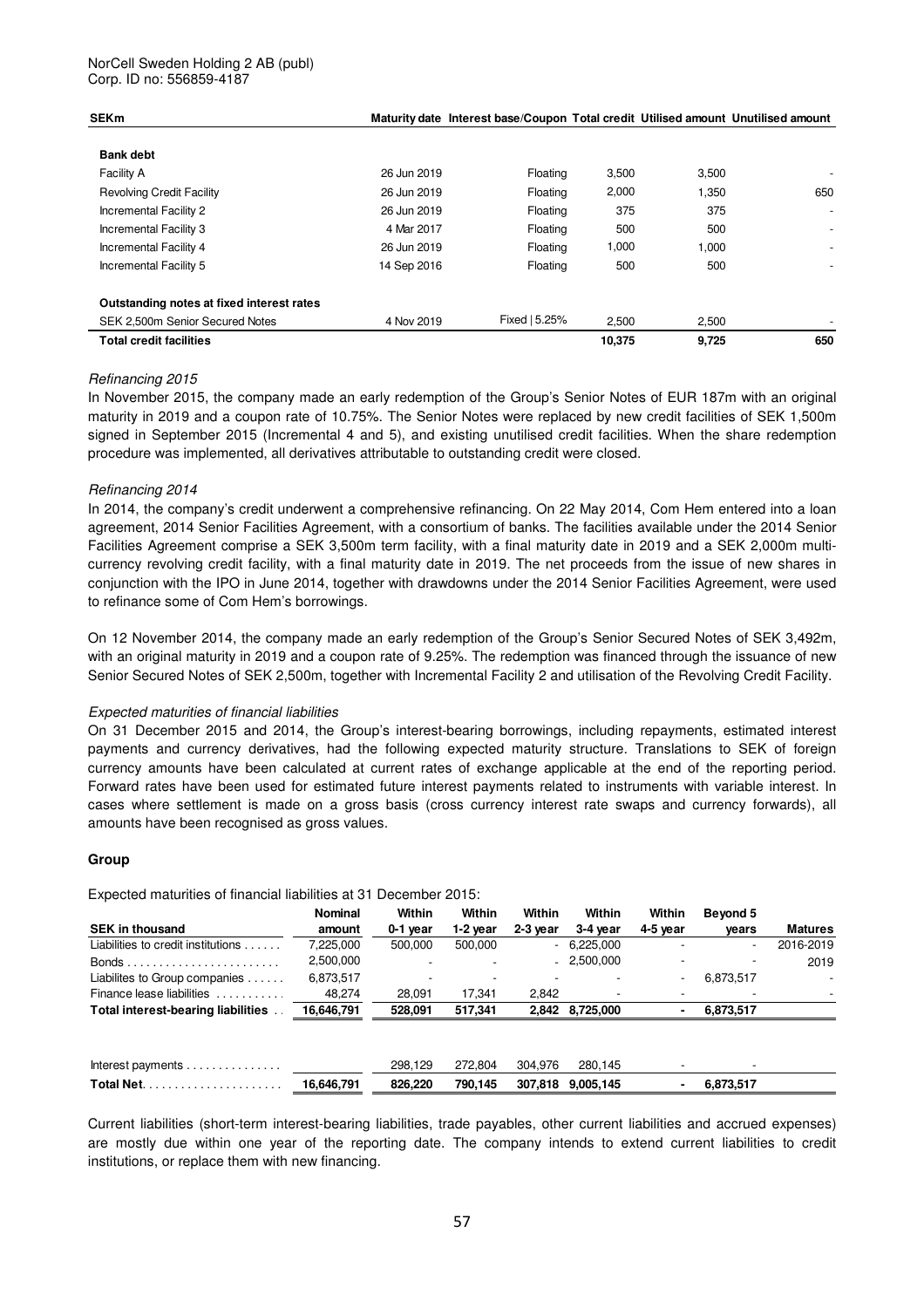NorCell Sweden Holding 2 AB (publ)
Corp. ID no: 556859-4187

| SEKm | Maturity date | Interest base/Coupon | Total credit | Utilised amount | Unutilised amount |
|---|---|---|---|---|---|
| **Bank debt** | | | | | |
| Facility A | 26 Jun 2019 | Floating | 3,500 | 3,500 | - |
| Revolving Credit Facility | 26 Jun 2019 | Floating | 2,000 | 1,350 | 650 |
| Incremental Facility 2 | 26 Jun 2019 | Floating | 375 | 375 | - |
| Incremental Facility 3 | 4 Mar 2017 | Floating | 500 | 500 | - |
| Incremental Facility 4 | 26 Jun 2019 | Floating | 1,000 | 1,000 | - |
| Incremental Facility 5 | 14 Sep 2016 | Floating | 500 | 500 | - |
| **Outstanding notes at fixed interest rates** | | | | | |
| SEK 2,500m Senior Secured Notes | 4 Nov 2019 | Fixed \| 5.25% | 2,500 | 2,500 | - |
| **Total credit facilities** | | | **10,375** | **9,725** | **650** |

*Refinancing 2015*

In November 2015, the company made an early redemption of the Group's Senior Notes of EUR 187m with an original maturity in 2019 and a coupon rate of 10.75%. The Senior Notes were replaced by new credit facilities of SEK 1,500m signed in September 2015 (Incremental 4 and 5), and existing unutilised credit facilities. When the share redemption procedure was implemented, all derivatives attributable to outstanding credit were closed.

*Refinancing 2014*

In 2014, the company's credit underwent a comprehensive refinancing. On 22 May 2014, Com Hem entered into a loan agreement, 2014 Senior Facilities Agreement, with a consortium of banks. The facilities available under the 2014 Senior Facilities Agreement comprise a SEK 3,500m term facility, with a final maturity date in 2019 and a SEK 2,000m multi-currency revolving credit facility, with a final maturity date in 2019. The net proceeds from the issue of new shares in conjunction with the IPO in June 2014, together with drawdowns under the 2014 Senior Facilities Agreement, were used to refinance some of Com Hem's borrowings.

On 12 November 2014, the company made an early redemption of the Group's Senior Secured Notes of SEK 3,492m, with an original maturity in 2019 and a coupon rate of 9.25%. The redemption was financed through the issuance of new Senior Secured Notes of SEK 2,500m, together with Incremental Facility 2 and utilisation of the Revolving Credit Facility.

*Expected maturities of financial liabilities*

On 31 December 2015 and 2014, the Group's interest-bearing borrowings, including repayments, estimated interest payments and currency derivatives, had the following expected maturity structure. Translations to SEK of foreign currency amounts have been calculated at current rates of exchange applicable at the end of the reporting period. Forward rates have been used for estimated future interest payments related to instruments with variable interest. In cases where settlement is made on a gross basis (cross currency interest rate swaps and currency forwards), all amounts have been recognised as gross values.

**Group**

Expected maturities of financial liabilities at 31 December 2015:

| SEK in thousand | Nominal amount | Within 0-1 year | Within 1-2 year | Within 2-3 year | Within 3-4 year | Within 4-5 year | Beyond 5 years | Matures |
|---|---|---|---|---|---|---|---|---|
| Liabilities to credit institutions | 7,225,000 | 500,000 | 500,000 | - | 6,225,000 | - | - | 2016-2019 |
| Bonds | 2,500,000 | - | - | - | 2,500,000 | - | - | 2019 |
| Liabilites to Group companies | 6,873,517 | - | - | - | - | - | 6,873,517 | - |
| Finance lease liabilities | 48,274 | 28,091 | 17,341 | 2,842 | - | - | - | - |
| **Total interest-bearing liabilities** | **16,646,791** | **528,091** | **517,341** | **2,842** | **8,725,000** | **-** | **6,873,517** | |
| | | | | | | | | |
| Interest payments | | 298,129 | 272,804 | 304,976 | 280,145 | - | - | |
| **Total Net** | **16,646,791** | **826,220** | **790,145** | **307,818** | **9,005,145** | **-** | **6,873,517** | |

Current liabilities (short-term interest-bearing liabilities, trade payables, other current liabilities and accrued expenses) are mostly due within one year of the reporting date. The company intends to extend current liabilities to credit institutions, or replace them with new financing.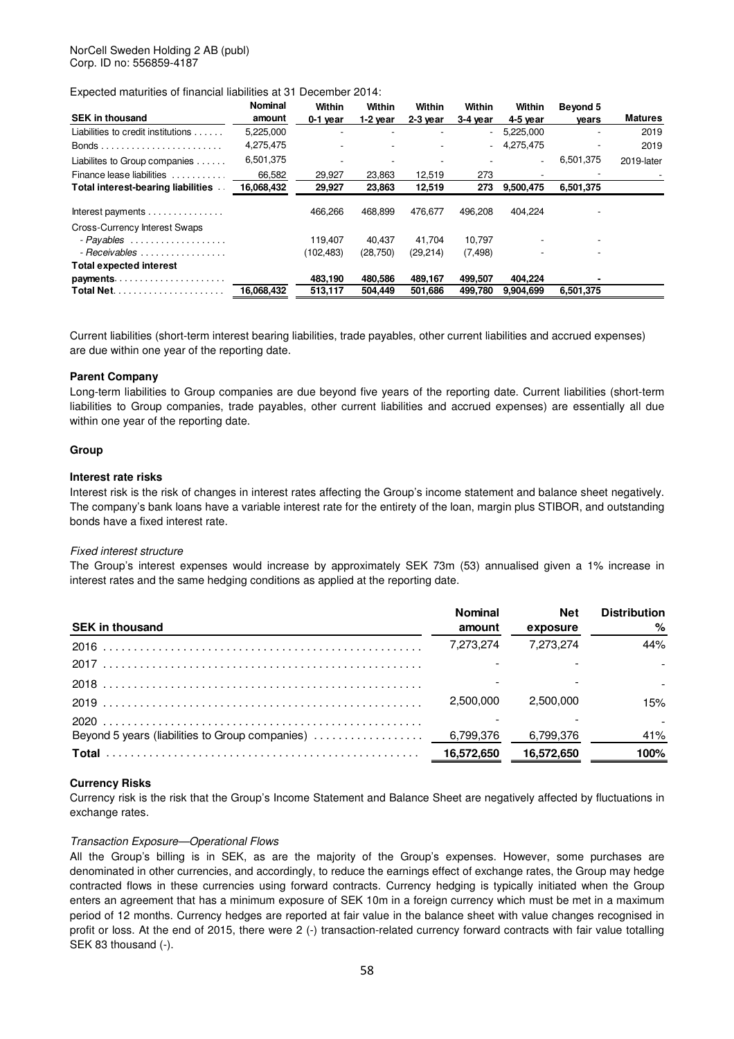NorCell Sweden Holding 2 AB (publ)
Corp. ID no: 556859-4187

Expected maturities of financial liabilities at 31 December 2014:

| SEK in thousand | Nominal amount | Within 0-1 year | Within 1-2 year | Within 2-3 year | Within 3-4 year | Within 4-5 year | Beyond 5 years | Matures |
|---|---|---|---|---|---|---|---|---|
| Liabilities to credit institutions | 5,225,000 | - | - | - | - | 5,225,000 | - | 2019 |
| Bonds | 4,275,475 | - | - | - | - | 4,275,475 | - | 2019 |
| Liabilites to Group companies | 6,501,375 | - | - | - | - | - | 6,501,375 | 2019-later |
| Finance lease liabilities | 66,582 | 29,927 | 23,863 | 12,519 | 273 | - | - | - |
| **Total interest-bearing liabilities** | **16,068,432** | **29,927** | **23,863** | **12,519** | **273** | **9,500,475** | **6,501,375** | |
| Interest payments | | 466,266 | 468,899 | 476,677 | 496,208 | 404,224 | - | |
| Cross-Currency Interest Swaps | | | | | | | | |
| *- Payables* | | 119,407 | 40,437 | 41,704 | 10,797 | - | - | |
| *- Receivables* | | (102,483) | (28,750) | (29,214) | (7,498) | - | - | |
| **Total expected interest payments** | | **483,190** | **480,586** | **489,167** | **499,507** | **404,224** | **-** | |
| **Total Net** | **16,068,432** | **513,117** | **504,449** | **501,686** | **499,780** | **9,904,699** | **6,501,375** | |

Current liabilities (short-term interest bearing liabilities, trade payables, other current liabilities and accrued expenses) are due within one year of the reporting date.

**Parent Company**

Long-term liabilities to Group companies are due beyond five years of the reporting date. Current liabilities (short-term liabilities to Group companies, trade payables, other current liabilities and accrued expenses) are essentially all due within one year of the reporting date.

**Group**

**Interest rate risks**

Interest risk is the risk of changes in interest rates affecting the Group's income statement and balance sheet negatively. The company's bank loans have a variable interest rate for the entirety of the loan, margin plus STIBOR, and outstanding bonds have a fixed interest rate.

*Fixed interest structure*

The Group's interest expenses would increase by approximately SEK 73m (53) annualised given a 1% increase in interest rates and the same hedging conditions as applied at the reporting date.

| SEK in thousand | Nominal amount | Net exposure | Distribution % |
|---|---|---|---|
| 2016 | 7,273,274 | 7,273,274 | 44% |
| 2017 | - | - | - |
| 2018 | - | - | - |
| 2019 | 2,500,000 | 2,500,000 | 15% |
| 2020 | - | - | - |
| Beyond 5 years (liabilities to Group companies) | 6,799,376 | 6,799,376 | 41% |
| **Total** | **16,572,650** | **16,572,650** | **100%** |

**Currency Risks**

Currency risk is the risk that the Group's Income Statement and Balance Sheet are negatively affected by fluctuations in exchange rates.

*Transaction Exposure—Operational Flows*

All the Group's billing is in SEK, as are the majority of the Group's expenses. However, some purchases are denominated in other currencies, and accordingly, to reduce the earnings effect of exchange rates, the Group may hedge contracted flows in these currencies using forward contracts. Currency hedging is typically initiated when the Group enters an agreement that has a minimum exposure of SEK 10m in a foreign currency which must be met in a maximum period of 12 months. Currency hedges are reported at fair value in the balance sheet with value changes recognised in profit or loss. At the end of 2015, there were 2 (-) transaction-related currency forward contracts with fair value totalling SEK 83 thousand (-).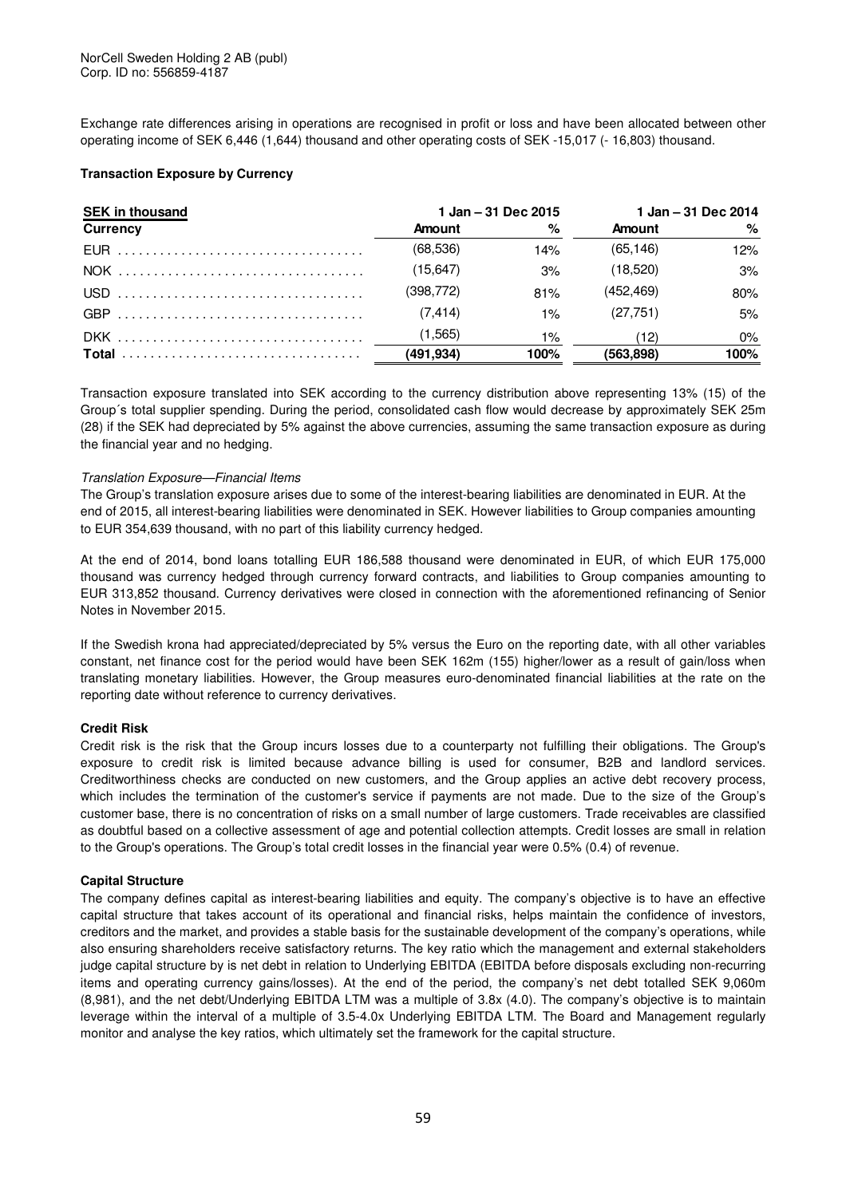NorCell Sweden Holding 2 AB (publ)
Corp. ID no: 556859-4187

Exchange rate differences arising in operations are recognised in profit or loss and have been allocated between other operating income of SEK 6,446 (1,644) thousand and other operating costs of SEK -15,017 (- 16,803) thousand.

**Transaction Exposure by Currency**

| SEK in thousand | 1 Jan – 31 Dec 2015 | | 1 Jan – 31 Dec 2014 | |
|---|---|---|---|---|
| **Currency** | **Amount** | **%** | **Amount** | **%** |
| EUR | (68,536) | 14% | (65,146) | 12% |
| NOK | (15,647) | 3% | (18,520) | 3% |
| USD | (398,772) | 81% | (452,469) | 80% |
| GBP | (7,414) | 1% | (27,751) | 5% |
| DKK | (1,565) | 1% | (12) | 0% |
| **Total** | **(491,934)** | **100%** | **(563,898)** | **100%** |

Transaction exposure translated into SEK according to the currency distribution above representing 13% (15) of the Group´s total supplier spending. During the period, consolidated cash flow would decrease by approximately SEK 25m (28) if the SEK had depreciated by 5% against the above currencies, assuming the same transaction exposure as during the financial year and no hedging.

*Translation Exposure—Financial Items*

The Group's translation exposure arises due to some of the interest-bearing liabilities are denominated in EUR. At the end of 2015, all interest-bearing liabilities were denominated in SEK. However liabilities to Group companies amounting to EUR 354,639 thousand, with no part of this liability currency hedged.

At the end of 2014, bond loans totalling EUR 186,588 thousand were denominated in EUR, of which EUR 175,000 thousand was currency hedged through currency forward contracts, and liabilities to Group companies amounting to EUR 313,852 thousand. Currency derivatives were closed in connection with the aforementioned refinancing of Senior Notes in November 2015.

If the Swedish krona had appreciated/depreciated by 5% versus the Euro on the reporting date, with all other variables constant, net finance cost for the period would have been SEK 162m (155) higher/lower as a result of gain/loss when translating monetary liabilities. However, the Group measures euro-denominated financial liabilities at the rate on the reporting date without reference to currency derivatives.

**Credit Risk**

Credit risk is the risk that the Group incurs losses due to a counterparty not fulfilling their obligations. The Group's exposure to credit risk is limited because advance billing is used for consumer, B2B and landlord services. Creditworthiness checks are conducted on new customers, and the Group applies an active debt recovery process, which includes the termination of the customer's service if payments are not made. Due to the size of the Group's customer base, there is no concentration of risks on a small number of large customers. Trade receivables are classified as doubtful based on a collective assessment of age and potential collection attempts. Credit losses are small in relation to the Group's operations. The Group's total credit losses in the financial year were 0.5% (0.4) of revenue.

**Capital Structure**

The company defines capital as interest-bearing liabilities and equity. The company's objective is to have an effective capital structure that takes account of its operational and financial risks, helps maintain the confidence of investors, creditors and the market, and provides a stable basis for the sustainable development of the company's operations, while also ensuring shareholders receive satisfactory returns. The key ratio which the management and external stakeholders judge capital structure by is net debt in relation to Underlying EBITDA (EBITDA before disposals excluding non-recurring items and operating currency gains/losses). At the end of the period, the company's net debt totalled SEK 9,060m (8,981), and the net debt/Underlying EBITDA LTM was a multiple of 3.8x (4.0). The company's objective is to maintain leverage within the interval of a multiple of 3.5-4.0x Underlying EBITDA LTM. The Board and Management regularly monitor and analyse the key ratios, which ultimately set the framework for the capital structure.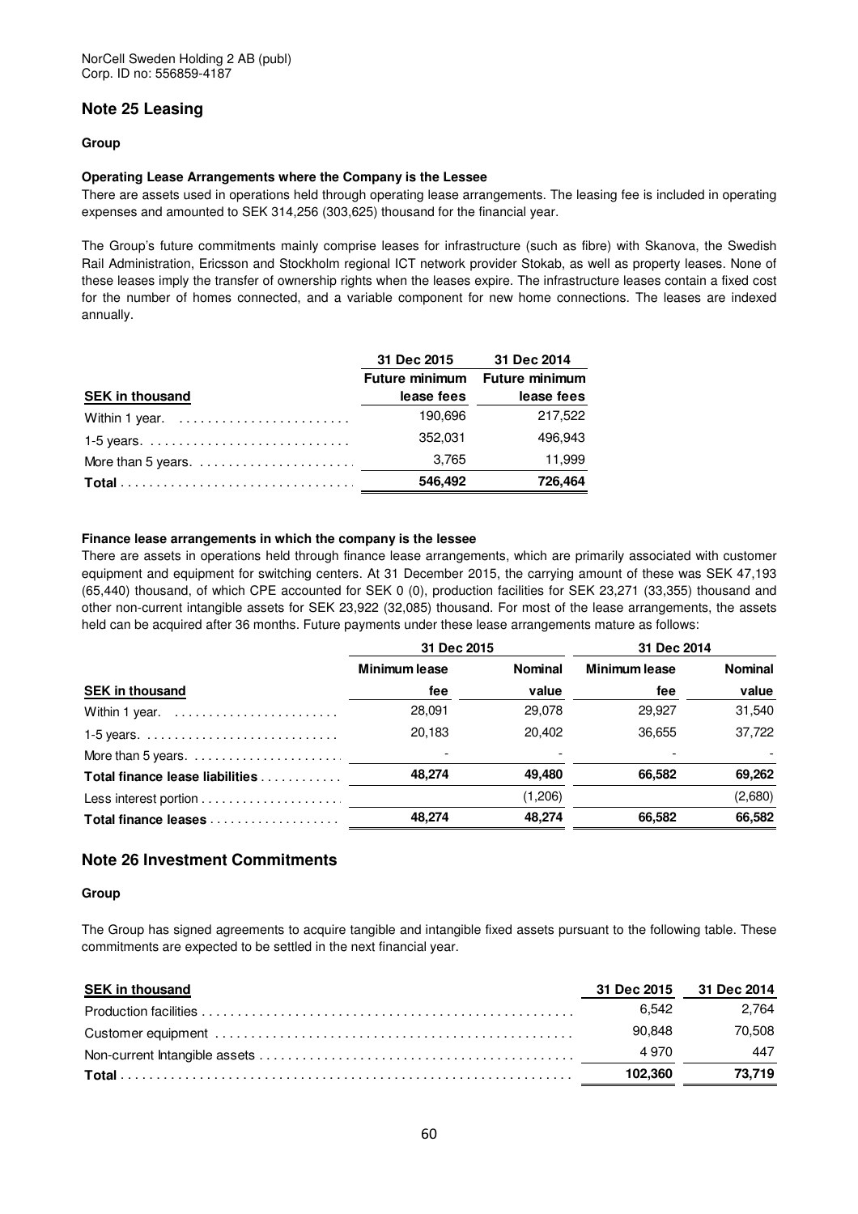NorCell Sweden Holding 2 AB (publ)
Corp. ID no: 556859-4187

## Note 25 Leasing

**Group**

**Operating Lease Arrangements where the Company is the Lessee**

There are assets used in operations held through operating lease arrangements. The leasing fee is included in operating expenses and amounted to SEK 314,256 (303,625) thousand for the financial year.

The Group's future commitments mainly comprise leases for infrastructure (such as fibre) with Skanova, the Swedish Rail Administration, Ericsson and Stockholm regional ICT network provider Stokab, as well as property leases. None of these leases imply the transfer of ownership rights when the leases expire. The infrastructure leases contain a fixed cost for the number of homes connected, and a variable component for new home connections. The leases are indexed annually.

| | 31 Dec 2015 | 31 Dec 2014 |
|---|---|---|
| **SEK in thousand** | **Future minimum lease fees** | **Future minimum lease fees** |
| Within 1 year. | 190,696 | 217,522 |
| 1-5 years. | 352,031 | 496,943 |
| More than 5 years. | 3,765 | 11,999 |
| **Total** | **546,492** | **726,464** |

**Finance lease arrangements in which the company is the lessee**

There are assets in operations held through finance lease arrangements, which are primarily associated with customer equipment and equipment for switching centers. At 31 December 2015, the carrying amount of these was SEK 47,193 (65,440) thousand, of which CPE accounted for SEK 0 (0), production facilities for SEK 23,271 (33,355) thousand and other non-current intangible assets for SEK 23,922 (32,085) thousand. For most of the lease arrangements, the assets held can be acquired after 36 months. Future payments under these lease arrangements mature as follows:

| | 31 Dec 2015 | | 31 Dec 2014 | |
|---|---|---|---|---|
| **SEK in thousand** | **Minimum lease fee** | **Nominal value** | **Minimum lease fee** | **Nominal value** |
| Within 1 year. | 28,091 | 29,078 | 29,927 | 31,540 |
| 1-5 years. | 20,183 | 20,402 | 36,655 | 37,722 |
| More than 5 years. | - | - | - | - |
| **Total finance lease liabilities** | **48,274** | **49,480** | **66,582** | **69,262** |
| Less interest portion | | (1,206) | | (2,680) |
| **Total finance leases** | **48,274** | **48,274** | **66,582** | **66,582** |

## Note 26 Investment Commitments

**Group**

The Group has signed agreements to acquire tangible and intangible fixed assets pursuant to the following table. These commitments are expected to be settled in the next financial year.

| SEK in thousand | 31 Dec 2015 | 31 Dec 2014 |
|---|---|---|
| Production facilities | 6,542 | 2,764 |
| Customer equipment | 90,848 | 70,508 |
| Non-current Intangible assets | 4 970 | 447 |
| **Total** | **102,360** | **73,719** |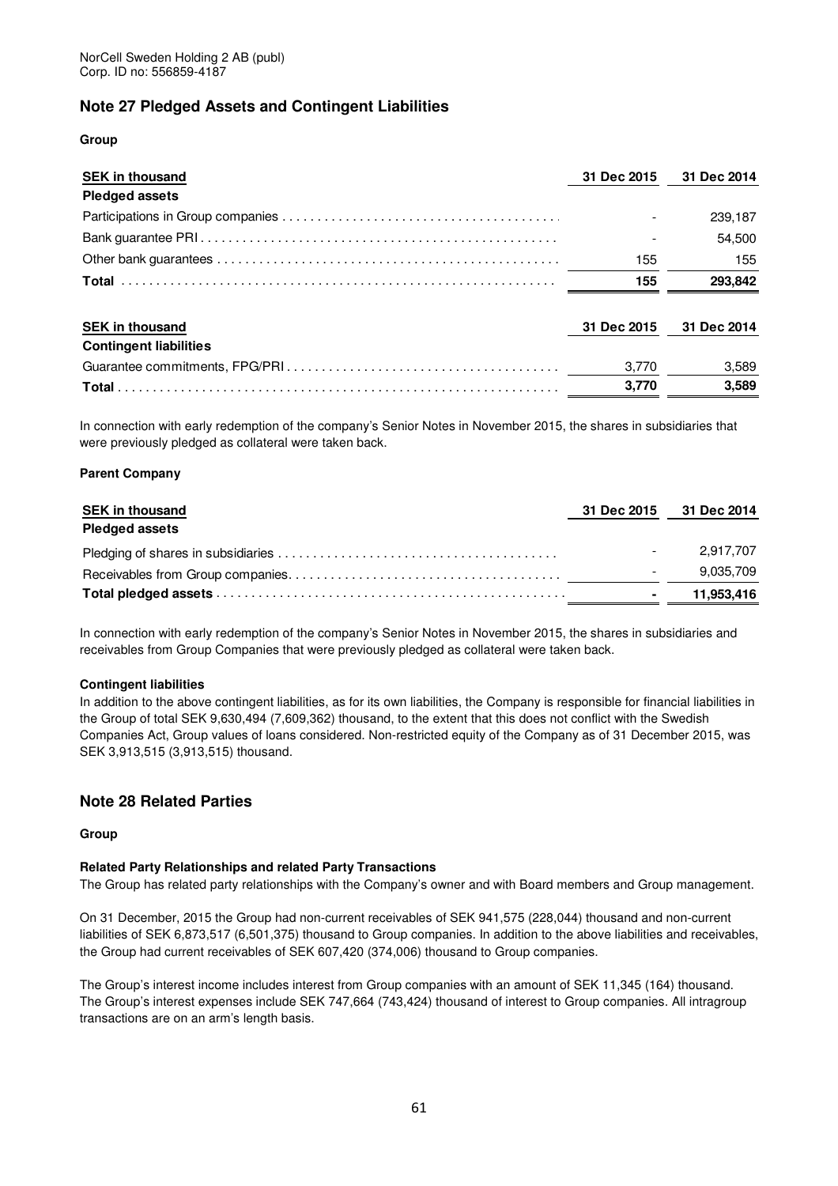NorCell Sweden Holding 2 AB (publ)
Corp. ID no: 556859-4187

## Note 27 Pledged Assets and Contingent Liabilities

**Group**

| SEK in thousand | 31 Dec 2015 | 31 Dec 2014 |
|---|---|---|
| **Pledged assets** | | |
| Participations in Group companies | - | 239,187 |
| Bank guarantee PRI | - | 54,500 |
| Other bank guarantees | 155 | 155 |
| **Total** | **155** | **293,842** |

| SEK in thousand | 31 Dec 2015 | 31 Dec 2014 |
|---|---|---|
| **Contingent liabilities** | | |
| Guarantee commitments, FPG/PRI | 3,770 | 3,589 |
| **Total** | **3,770** | **3,589** |

In connection with early redemption of the company's Senior Notes in November 2015, the shares in subsidiaries that were previously pledged as collateral were taken back.

**Parent Company**

| SEK in thousand | 31 Dec 2015 | 31 Dec 2014 |
|---|---|---|
| **Pledged assets** | | |
| Pledging of shares in subsidiaries | - | 2,917,707 |
| Receivables from Group companies | - | 9,035,709 |
| **Total pledged assets** | **-** | **11,953,416** |

In connection with early redemption of the company's Senior Notes in November 2015, the shares in subsidiaries and receivables from Group Companies that were previously pledged as collateral were taken back.

**Contingent liabilities**

In addition to the above contingent liabilities, as for its own liabilities, the Company is responsible for financial liabilities in the Group of total SEK 9,630,494 (7,609,362) thousand, to the extent that this does not conflict with the Swedish Companies Act, Group values of loans considered. Non-restricted equity of the Company as of 31 December 2015, was SEK 3,913,515 (3,913,515) thousand.

## Note 28 Related Parties

**Group**

**Related Party Relationships and related Party Transactions**

The Group has related party relationships with the Company's owner and with Board members and Group management.

On 31 December, 2015 the Group had non-current receivables of SEK 941,575 (228,044) thousand and non-current liabilities of SEK 6,873,517 (6,501,375) thousand to Group companies. In addition to the above liabilities and receivables, the Group had current receivables of SEK 607,420 (374,006) thousand to Group companies.

The Group's interest income includes interest from Group companies with an amount of SEK 11,345 (164) thousand. The Group's interest expenses include SEK 747,664 (743,424) thousand of interest to Group companies. All intragroup transactions are on an arm's length basis.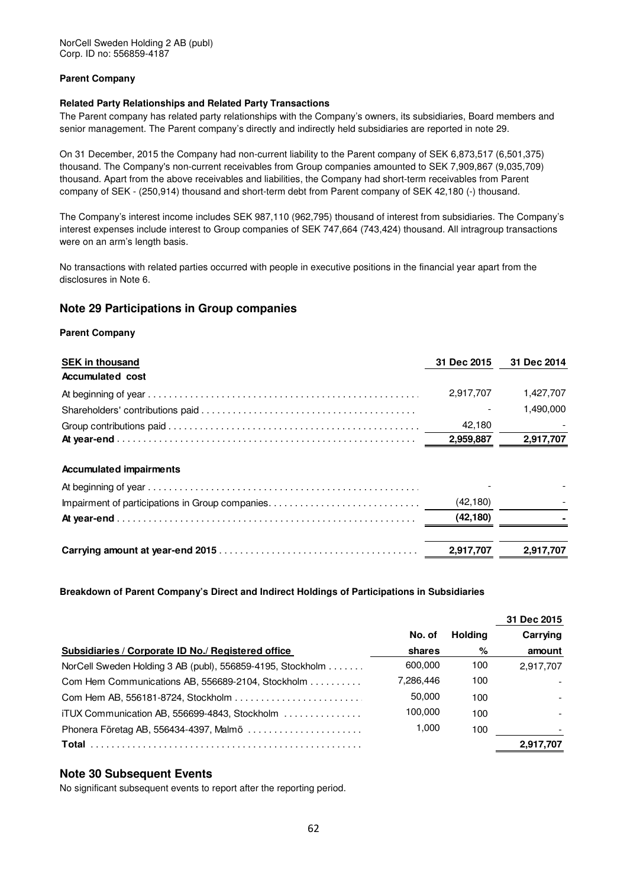NorCell Sweden Holding 2 AB (publ)
Corp. ID no: 556859-4187

**Parent Company**

**Related Party Relationships and Related Party Transactions**

The Parent company has related party relationships with the Company's owners, its subsidiaries, Board members and senior management. The Parent company's directly and indirectly held subsidiaries are reported in note 29.

On 31 December, 2015 the Company had non-current liability to the Parent company of SEK 6,873,517 (6,501,375) thousand. The Company's non-current receivables from Group companies amounted to SEK 7,909,867 (9,035,709) thousand. Apart from the above receivables and liabilities, the Company had short-term receivables from Parent company of SEK - (250,914) thousand and short-term debt from Parent company of SEK 42,180 (-) thousand.

The Company's interest income includes SEK 987,110 (962,795) thousand of interest from subsidiaries. The Company's interest expenses include interest to Group companies of SEK 747,664 (743,424) thousand. All intragroup transactions were on an arm's length basis.

No transactions with related parties occurred with people in executive positions in the financial year apart from the disclosures in Note 6.

## Note 29 Participations in Group companies

**Parent Company**

| SEK in thousand | 31 Dec 2015 | 31 Dec 2014 |
|---|---|---|
| **Accumulated cost** | | |
| At beginning of year | 2,917,707 | 1,427,707 |
| Shareholders' contributions paid | - | 1,490,000 |
| Group contributions paid | 42,180 | - |
| **At year-end** | **2,959,887** | **2,917,707** |
| **Accumulated impairments** | | |
| At beginning of year | - | - |
| Impairment of participations in Group companies | (42,180) | - |
| **At year-end** | **(42,180)** | **-** |
| **Carrying amount at year-end 2015** | **2,917,707** | **2,917,707** |

**Breakdown of Parent Company's Direct and Indirect Holdings of Participations in Subsidiaries**

| Subsidiaries / Corporate ID No./ Registered office | No. of shares | Holding % | 31 Dec 2015 Carrying amount |
|---|---|---|---|
| NorCell Sweden Holding 3 AB (publ), 556859-4195, Stockholm | 600,000 | 100 | 2,917,707 |
| Com Hem Communications AB, 556689-2104, Stockholm | 7,286,446 | 100 | - |
| Com Hem AB, 556181-8724, Stockholm | 50,000 | 100 | - |
| iTUX Communication AB, 556699-4843, Stockholm | 100,000 | 100 | - |
| Phonera Företag AB, 556434-4397, Malmö | 1,000 | 100 | - |
| **Total** | | | **2,917,707** |

## Note 30 Subsequent Events

No significant subsequent events to report after the reporting period.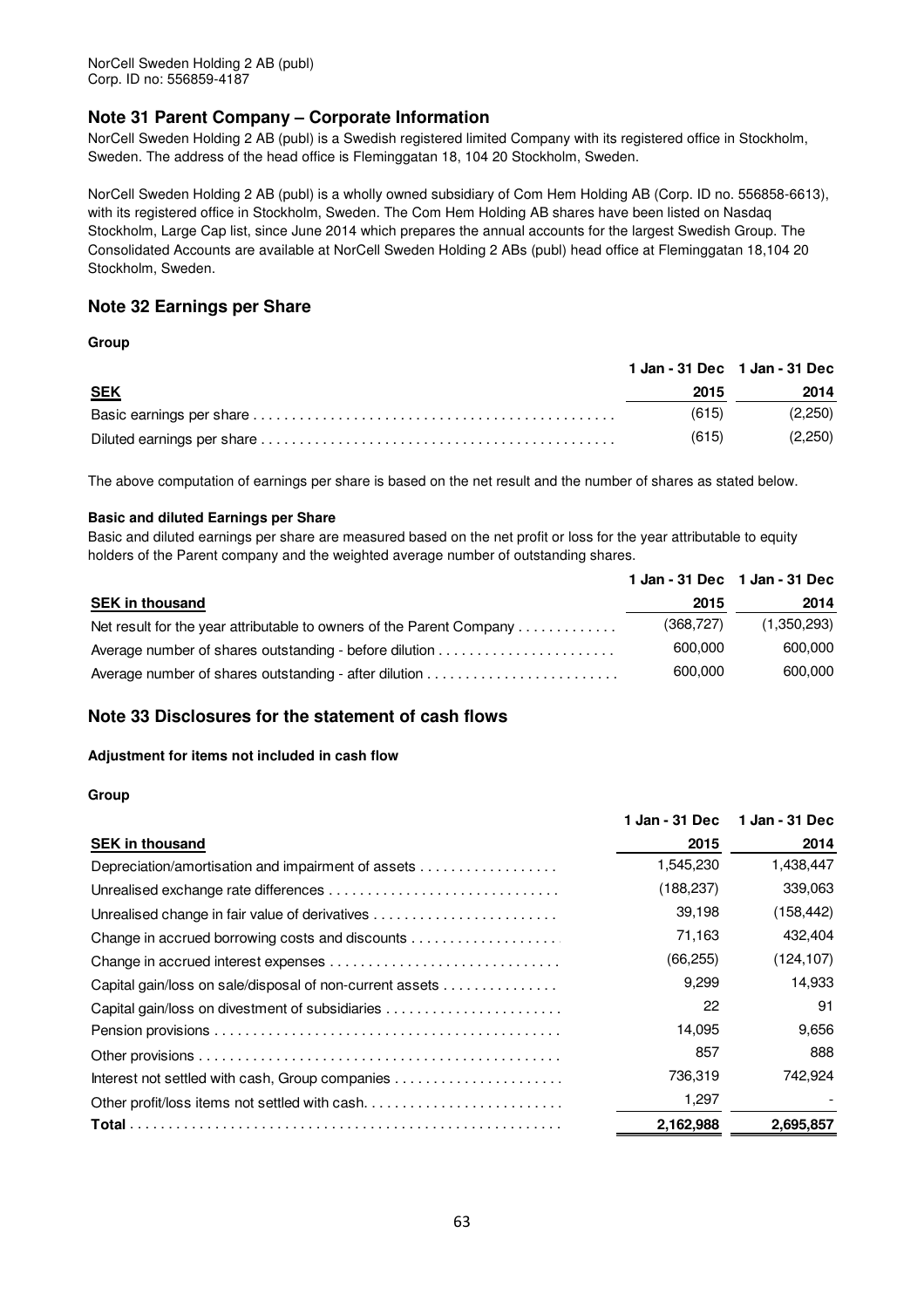NorCell Sweden Holding 2 AB (publ)
Corp. ID no: 556859-4187

## Note 31 Parent Company – Corporate Information

NorCell Sweden Holding 2 AB (publ) is a Swedish registered limited Company with its registered office in Stockholm, Sweden. The address of the head office is Fleminggatan 18, 104 20 Stockholm, Sweden.

NorCell Sweden Holding 2 AB (publ) is a wholly owned subsidiary of Com Hem Holding AB (Corp. ID no. 556858-6613), with its registered office in Stockholm, Sweden. The Com Hem Holding AB shares have been listed on Nasdaq Stockholm, Large Cap list, since June 2014 which prepares the annual accounts for the largest Swedish Group. The Consolidated Accounts are available at NorCell Sweden Holding 2 ABs (publ) head office at Fleminggatan 18,104 20 Stockholm, Sweden.

## Note 32 Earnings per Share

**Group**

| SEK | 1 Jan - 31 Dec 2015 | 1 Jan - 31 Dec 2014 |
|---|---|---|
| Basic earnings per share | (615) | (2,250) |
| Diluted earnings per share | (615) | (2,250) |

The above computation of earnings per share is based on the net result and the number of shares as stated below.

**Basic and diluted Earnings per Share**

Basic and diluted earnings per share are measured based on the net profit or loss for the year attributable to equity holders of the Parent company and the weighted average number of outstanding shares.

| SEK in thousand | 1 Jan - 31 Dec 2015 | 1 Jan - 31 Dec 2014 |
|---|---|---|
| Net result for the year attributable to owners of the Parent Company | (368,727) | (1,350,293) |
| Average number of shares outstanding - before dilution | 600,000 | 600,000 |
| Average number of shares outstanding - after dilution | 600,000 | 600,000 |

## Note 33 Disclosures for the statement of cash flows

**Adjustment for items not included in cash flow**

**Group**

| SEK in thousand | 1 Jan - 31 Dec 2015 | 1 Jan - 31 Dec 2014 |
|---|---|---|
| Depreciation/amortisation and impairment of assets | 1,545,230 | 1,438,447 |
| Unrealised exchange rate differences | (188,237) | 339,063 |
| Unrealised change in fair value of derivatives | 39,198 | (158,442) |
| Change in accrued borrowing costs and discounts | 71,163 | 432,404 |
| Change in accrued interest expenses | (66,255) | (124,107) |
| Capital gain/loss on sale/disposal of non-current assets | 9,299 | 14,933 |
| Capital gain/loss on divestment of subsidiaries | 22 | 91 |
| Pension provisions | 14,095 | 9,656 |
| Other provisions | 857 | 888 |
| Interest not settled with cash, Group companies | 736,319 | 742,924 |
| Other profit/loss items not settled with cash. | 1,297 | - |
| **Total** | **2,162,988** | **2,695,857** |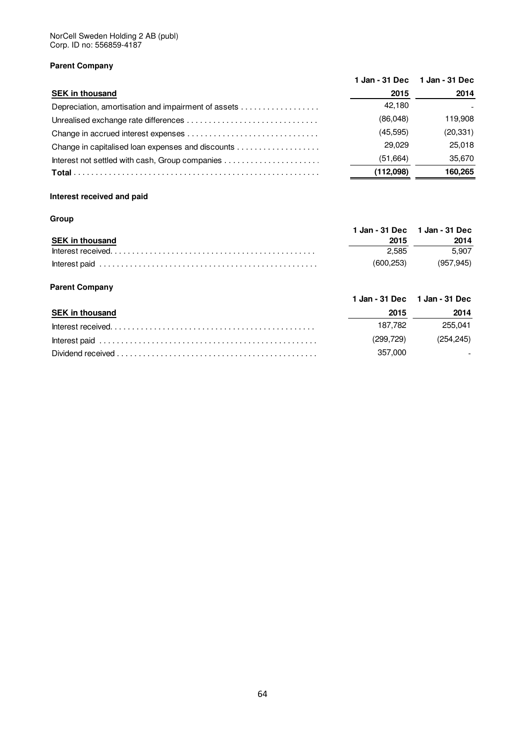NorCell Sweden Holding 2 AB (publ)
Corp. ID no: 556859-4187

**Parent Company**

| SEK in thousand | 1 Jan - 31 Dec 2015 | 1 Jan - 31 Dec 2014 |
|---|---|---|
| Depreciation, amortisation and impairment of assets | 42,180 | - |
| Unrealised exchange rate differences | (86,048) | 119,908 |
| Change in accrued interest expenses | (45,595) | (20,331) |
| Change in capitalised loan expenses and discounts | 29,029 | 25,018 |
| Interest not settled with cash, Group companies | (51,664) | 35,670 |
| **Total** | **(112,098)** | **160,265** |

**Interest received and paid**

**Group**

| SEK in thousand | 1 Jan - 31 Dec 2015 | 1 Jan - 31 Dec 2014 |
|---|---|---|
| Interest received | 2,585 | 5,907 |
| Interest paid | (600,253) | (957,945) |

**Parent Company**

| SEK in thousand | 1 Jan - 31 Dec 2015 | 1 Jan - 31 Dec 2014 |
|---|---|---|
| Interest received | 187,782 | 255,041 |
| Interest paid | (299,729) | (254,245) |
| Dividend received | 357,000 | - |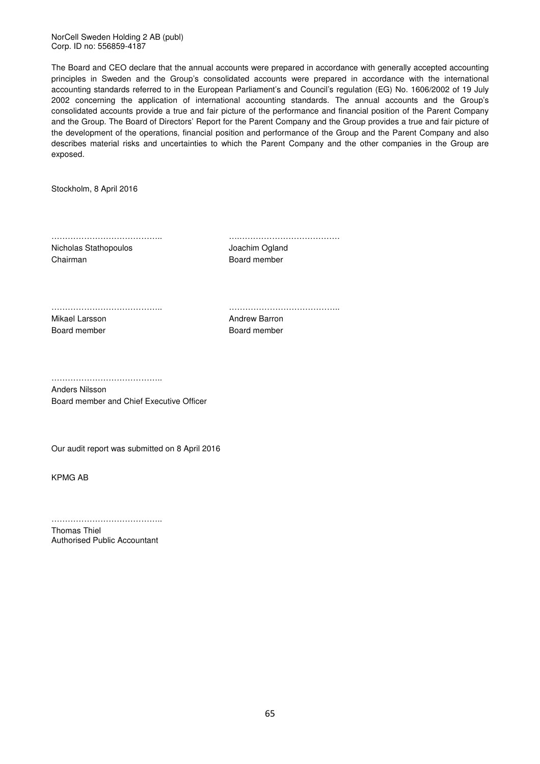NorCell Sweden Holding 2 AB (publ)
Corp. ID no: 556859-4187

The Board and CEO declare that the annual accounts were prepared in accordance with generally accepted accounting principles in Sweden and the Group's consolidated accounts were prepared in accordance with the international accounting standards referred to in the European Parliament's and Council's regulation (EG) No. 1606/2002 of 19 July 2002 concerning the application of international accounting standards. The annual accounts and the Group's consolidated accounts provide a true and fair picture of the performance and financial position of the Parent Company and the Group. The Board of Directors' Report for the Parent Company and the Group provides a true and fair picture of the development of the operations, financial position and performance of the Group and the Parent Company and also describes material risks and uncertainties to which the Parent Company and the other companies in the Group are exposed.

Stockholm, 8 April 2016

…………………………………..
Nicholas Stathopoulos
Chairman

…………………………………..
Joachim Ogland
Board member

…………………………………..
Mikael Larsson
Board member

…………………………………..
Andrew Barron
Board member

…………………………………..
Anders Nilsson
Board member and Chief Executive Officer

Our audit report was submitted on 8 April 2016

KPMG AB

…………………………………..
Thomas Thiel
Authorised Public Accountant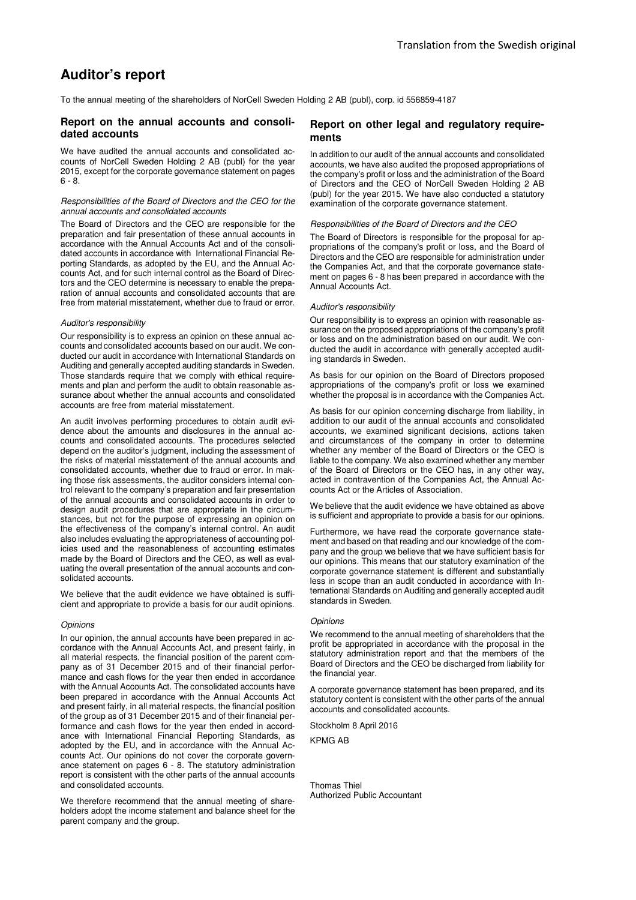Translation from the Swedish original

# Auditor's report

To the annual meeting of the shareholders of NorCell Sweden Holding 2 AB (publ), corp. id 556859-4187

## Report on the annual accounts and consolidated accounts

We have audited the annual accounts and consolidated accounts of NorCell Sweden Holding 2 AB (publ) for the year 2015, except for the corporate governance statement on pages 6 - 8.

*Responsibilities of the Board of Directors and the CEO for the annual accounts and consolidated accounts*

The Board of Directors and the CEO are responsible for the preparation and fair presentation of these annual accounts in accordance with the Annual Accounts Act and of the consolidated accounts in accordance with International Financial Reporting Standards, as adopted by the EU, and the Annual Accounts Act, and for such internal control as the Board of Directors and the CEO determine is necessary to enable the preparation of annual accounts and consolidated accounts that are free from material misstatement, whether due to fraud or error.

*Auditor's responsibility*

Our responsibility is to express an opinion on these annual accounts and consolidated accounts based on our audit. We conducted our audit in accordance with International Standards on Auditing and generally accepted auditing standards in Sweden. Those standards require that we comply with ethical requirements and plan and perform the audit to obtain reasonable assurance about whether the annual accounts and consolidated accounts are free from material misstatement.

An audit involves performing procedures to obtain audit evidence about the amounts and disclosures in the annual accounts and consolidated accounts. The procedures selected depend on the auditor's judgment, including the assessment of the risks of material misstatement of the annual accounts and consolidated accounts, whether due to fraud or error. In making those risk assessments, the auditor considers internal control relevant to the company's preparation and fair presentation of the annual accounts and consolidated accounts in order to design audit procedures that are appropriate in the circumstances, but not for the purpose of expressing an opinion on the effectiveness of the company's internal control. An audit also includes evaluating the appropriateness of accounting policies used and the reasonableness of accounting estimates made by the Board of Directors and the CEO, as well as evaluating the overall presentation of the annual accounts and consolidated accounts.

We believe that the audit evidence we have obtained is sufficient and appropriate to provide a basis for our audit opinions.

*Opinions*

In our opinion, the annual accounts have been prepared in accordance with the Annual Accounts Act, and present fairly, in all material respects, the financial position of the parent company as of 31 December 2015 and of their financial performance and cash flows for the year then ended in accordance with the Annual Accounts Act. The consolidated accounts have been prepared in accordance with the Annual Accounts Act and present fairly, in all material respects, the financial position of the group as of 31 December 2015 and of their financial performance and cash flows for the year then ended in accordance with International Financial Reporting Standards, as adopted by the EU, and in accordance with the Annual Accounts Act. Our opinions do not cover the corporate governance statement on pages 6 - 8. The statutory administration report is consistent with the other parts of the annual accounts and consolidated accounts.

We therefore recommend that the annual meeting of shareholders adopt the income statement and balance sheet for the parent company and the group.

## Report on other legal and regulatory requirements

In addition to our audit of the annual accounts and consolidated accounts, we have also audited the proposed appropriations of the company's profit or loss and the administration of the Board of Directors and the CEO of NorCell Sweden Holding 2 AB (publ) for the year 2015. We have also conducted a statutory examination of the corporate governance statement.

*Responsibilities of the Board of Directors and the CEO*

The Board of Directors is responsible for the proposal for appropriations of the company's profit or loss, and the Board of Directors and the CEO are responsible for administration under the Companies Act, and that the corporate governance statement on pages 6 - 8 has been prepared in accordance with the Annual Accounts Act.

*Auditor's responsibility*

Our responsibility is to express an opinion with reasonable assurance on the proposed appropriations of the company's profit or loss and on the administration based on our audit. We conducted the audit in accordance with generally accepted auditing standards in Sweden.

As basis for our opinion on the Board of Directors proposed appropriations of the company's profit or loss we examined whether the proposal is in accordance with the Companies Act.

As basis for our opinion concerning discharge from liability, in addition to our audit of the annual accounts and consolidated accounts, we examined significant decisions, actions taken and circumstances of the company in order to determine whether any member of the Board of Directors or the CEO is liable to the company. We also examined whether any member of the Board of Directors or the CEO has, in any other way, acted in contravention of the Companies Act, the Annual Accounts Act or the Articles of Association.

We believe that the audit evidence we have obtained as above is sufficient and appropriate to provide a basis for our opinions.

Furthermore, we have read the corporate governance statement and based on that reading and our knowledge of the company and the group we believe that we have sufficient basis for our opinions. This means that our statutory examination of the corporate governance statement is different and substantially less in scope than an audit conducted in accordance with International Standards on Auditing and generally accepted audit standards in Sweden.

*Opinions*

We recommend to the annual meeting of shareholders that the profit be appropriated in accordance with the proposal in the statutory administration report and that the members of the Board of Directors and the CEO be discharged from liability for the financial year.

A corporate governance statement has been prepared, and its statutory content is consistent with the other parts of the annual accounts and consolidated accounts.

Stockholm 8 April 2016

KPMG AB

Thomas Thiel
Authorized Public Accountant